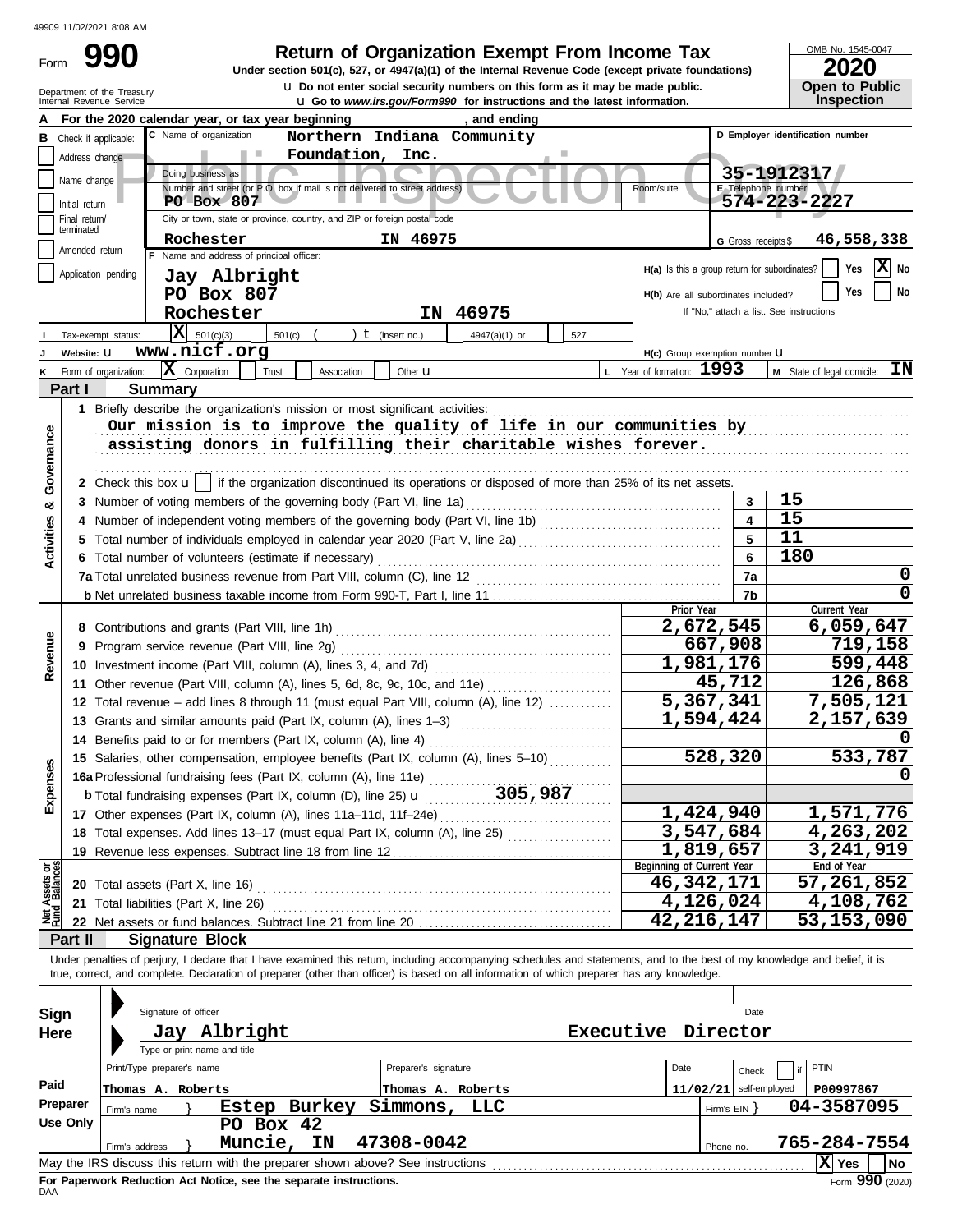49909 11/02/2021 8:08 AM

Form **990**

# Return of Organization Exempt From Income Tax

**Under section 501(c), 527, or 4947(a)(1) of the Internal Revenue Code (except private foundations)**

u Do not enter social security numbers on this form as it may be made public.

u Go to *www.irs.gov/Form990* for instructions and the latest information.

Department of the Treasury
Internal Revenue Service

OMB No. 1545-0047

**2020**

**Open to Public Inspection**

Public Inspection Copy

**A** For the 2020 calendar year, or tax year beginning , and ending

**B** Check if applicable: Address change; Name change; Initial return; Final return/terminated; Amended return; Application pending

**C** Name of organization: Northern Indiana Community Foundation, Inc.

Doing business as

Number and street (or P.O. box if mail is not delivered to street address): PO Box 807 — Room/suite

City or town, state or province, country, and ZIP or foreign postal code: Rochester IN 46975

**D** Employer identification number: 35-1912317

**E** Telephone number: 574-223-2227

**G** Gross receipts $ 46,558,338

**F** Name and address of principal officer:
Jay Albright
PO Box 807
Rochester IN 46975

H(a) Is this a group return for subordinates? Yes [ ] No [X]

H(b) Are all subordinates included? Yes [ ] No [ ]
If "No," attach a list. See instructions

**I** Tax-exempt status: [X] 501(c)(3) [ ] 501(c) ( ) t (insert no.) [ ] 4947(a)(1) or [ ] 527

**J** Website: u www.nicf.org

H(c) Group exemption number u

**K** Form of organization: [X] Corporation [ ] Trust [ ] Association [ ] Other u

**L** Year of formation: 1993

**M** State of legal domicile: IN

## Part I Summary

**Activities & Governance**

1 Briefly describe the organization's mission or most significant activities:
Our mission is to improve the quality of life in our communities by assisting donors in fulfilling their charitable wishes forever.

2 Check this box u [ ] if the organization discontinued its operations or disposed of more than 25% of its net assets.

| | | | |
|---|---|---|---|
| 3 | Number of voting members of the governing body (Part VI, line 1a) | 3 | 15 |
| 4 | Number of independent voting members of the governing body (Part VI, line 1b) | 4 | 15 |
| 5 | Total number of individuals employed in calendar year 2020 (Part V, line 2a) | 5 | 11 |
| 6 | Total number of volunteers (estimate if necessary) | 6 | 180 |
| 7a | Total unrelated business revenue from Part VIII, column (C), line 12 | 7a | 0 |
| b | Net unrelated business taxable income from Form 990-T, Part I, line 11 | 7b | 0 |

| | | | Prior Year | Current Year |
|---|---|---|---|---|
| Revenue | 8 | Contributions and grants (Part VIII, line 1h) | 2,672,545 | 6,059,647 |
| | 9 | Program service revenue (Part VIII, line 2g) | 667,908 | 719,158 |
| | 10 | Investment income (Part VIII, column (A), lines 3, 4, and 7d) | 1,981,176 | 599,448 |
| | 11 | Other revenue (Part VIII, column (A), lines 5, 6d, 8c, 9c, 10c, and 11e) | 45,712 | 126,868 |
| | 12 | Total revenue – add lines 8 through 11 (must equal Part VIII, column (A), line 12) | 5,367,341 | 7,505,121 |
| Expenses | 13 | Grants and similar amounts paid (Part IX, column (A), lines 1–3) | 1,594,424 | 2,157,639 |
| | 14 | Benefits paid to or for members (Part IX, column (A), line 4) | | 0 |
| | 15 | Salaries, other compensation, employee benefits (Part IX, column (A), lines 5–10) | 528,320 | 533,787 |
| | 16a | Professional fundraising fees (Part IX, column (A), line 11e) | | 0 |
| | b | Total fundraising expenses (Part IX, column (D), line 25) u 305,987 | | |
| | 17 | Other expenses (Part IX, column (A), lines 11a–11d, 11f–24e) | 1,424,940 | 1,571,776 |
| | 18 | Total expenses. Add lines 13–17 (must equal Part IX, column (A), line 25) | 3,547,684 | 4,263,202 |
| | 19 | Revenue less expenses. Subtract line 18 from line 12 | 1,819,657 | 3,241,919 |
| | | | **Beginning of Current Year** | **End of Year** |
| Net Assets or Fund Balances | 20 | Total assets (Part X, line 16) | 46,342,171 | 57,261,852 |
| | 21 | Total liabilities (Part X, line 26) | 4,126,024 | 4,108,762 |
| | 22 | Net assets or fund balances. Subtract line 21 from line 20 | 42,216,147 | 53,153,090 |

## Part II Signature Block

Under penalties of perjury, I declare that I have examined this return, including accompanying schedules and statements, and to the best of my knowledge and belief, it is true, correct, and complete. Declaration of preparer (other than officer) is based on all information of which preparer has any knowledge.

**Sign Here**

Signature of officer — Date

Jay Albright Executive Director
Type or print name and title

**Paid Preparer Use Only**

| Print/Type preparer's name | Preparer's signature | Date | Check [ ] if self-employed | PTIN |
|---|---|---|---|---|
| Thomas A. Roberts | Thomas A. Roberts | 11/02/21 | | P00997867 |

Firm's name } Estep Burkey Simmons, LLC — Firm's EIN } 04-3587095

Firm's address } PO Box 42, Muncie, IN 47308-0042 — Phone no. 765-284-7554

May the IRS discuss this return with the preparer shown above? See instructions [X] Yes [ ] No

**For Paperwork Reduction Act Notice, see the separate instructions.**

DAA

Form **990** (2020)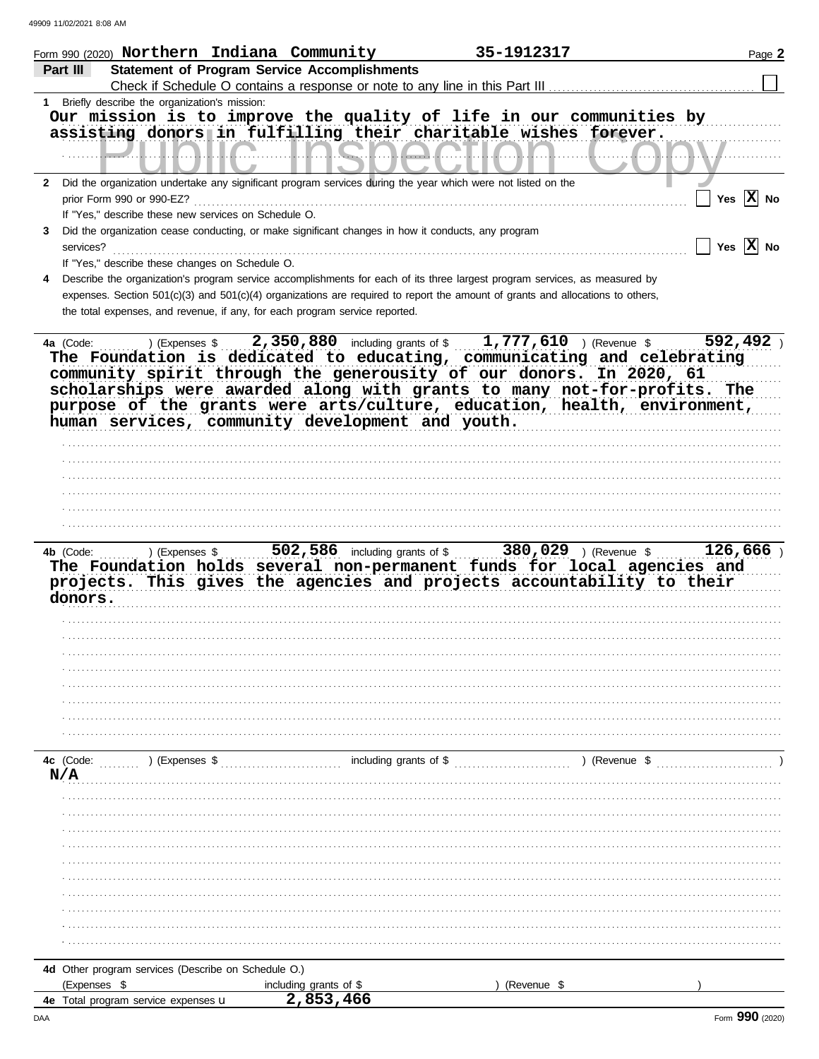Form 990 (2020) **Northern Indiana Community** **35-1912317** Page **2**

## Part III Statement of Program Service Accomplishments

Check if Schedule O contains a response or note to any line in this Part III ☐

**1** Briefly describe the organization's mission:

**Our mission is to improve the quality of life in our communities by assisting donors in fulfilling their charitable wishes forever.**

**2** Did the organization undertake any significant program services during the year which were not listed on the prior Form 990 or 990-EZ? ☐ Yes ☒ No

If "Yes," describe these new services on Schedule O.

**3** Did the organization cease conducting, or make significant changes in how it conducts, any program services? ☐ Yes ☒ No

If "Yes," describe these changes on Schedule O.

**4** Describe the organization's program service accomplishments for each of its three largest program services, as measured by expenses. Section 501(c)(3) and 501(c)(4) organizations are required to report the amount of grants and allocations to others, the total expenses, and revenue, if any, for each program service reported.

**4a** (Code: ) (Expenses $ **2,350,880** including grants of $ **1,777,610** ) (Revenue $ **592,492** )

**The Foundation is dedicated to educating, communicating and celebrating community spirit through the generousity of our donors. In 2020, 61 scholarships were awarded along with grants to many not-for-profits. The purpose of the grants were arts/culture, education, health, environment, human services, community development and youth.**

**4b** (Code: ) (Expenses $ **502,586** including grants of $ **380,029** ) (Revenue $ **126,666** )

**The Foundation holds several non-permanent funds for local agencies and projects. This gives the agencies and projects accountability to their donors.**

**4c** (Code: ) (Expenses $ including grants of $ ) (Revenue $ )

**N/A**

**4d** Other program services (Describe on Schedule O.)

(Expenses $ including grants of $ ) (Revenue $ )

**4e** Total program service expenses **2,853,466**

Form **990** (2020)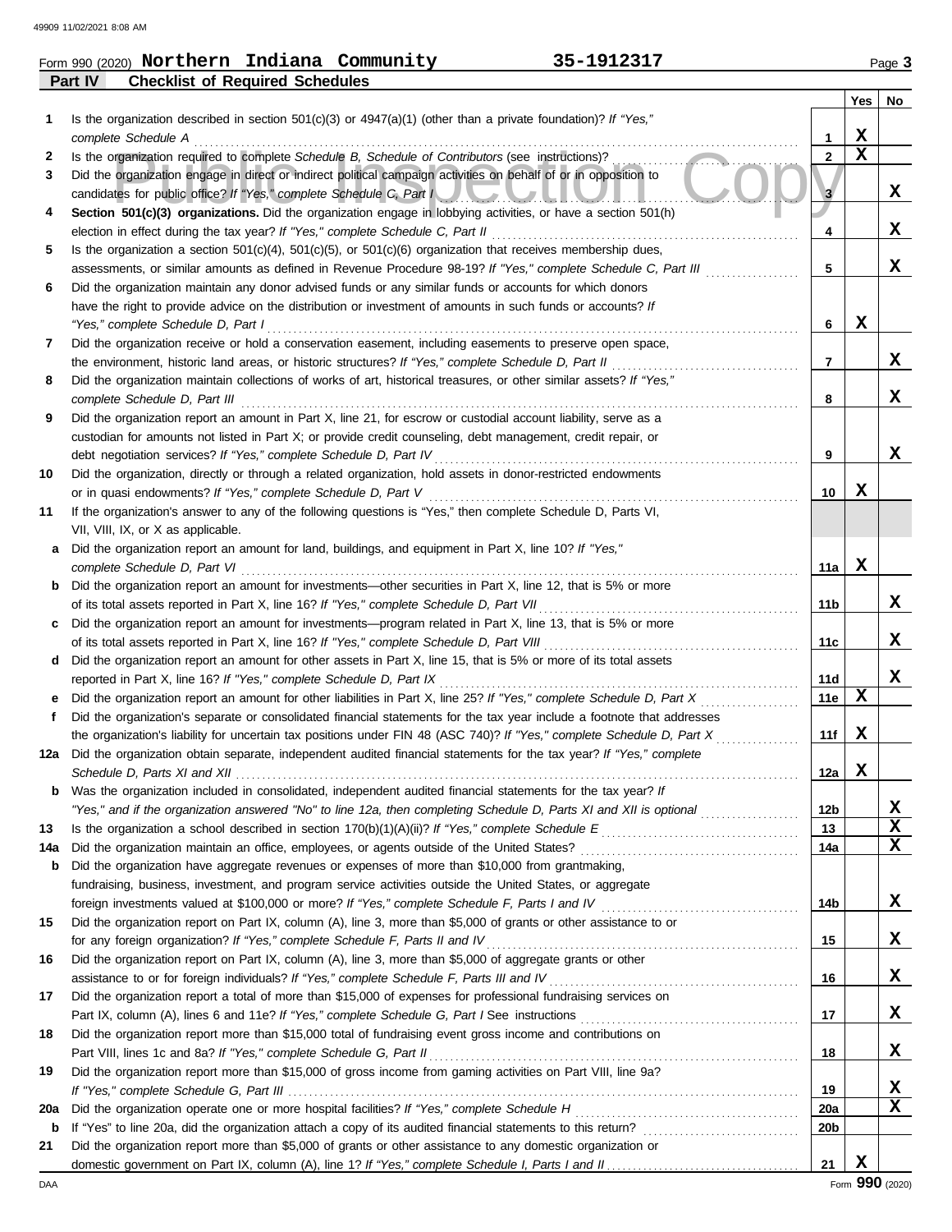Form 990 (2020) **Northern Indiana Community** **35-1912317** Page **3**

**Part IV Checklist of Required Schedules**

| | | | Yes | No |
|---|---|---|---|---|
| **1** | Is the organization described in section 501(c)(3) or 4947(a)(1) (other than a private foundation)? *If "Yes," complete Schedule A* | **1** | X | |
| **2** | Is the organization required to complete *Schedule B, Schedule of Contributors* (see instructions)? | **2** | X | |
| **3** | Did the organization engage in direct or indirect political campaign activities on behalf of or in opposition to candidates for public office? *If "Yes," complete Schedule C, Part I* | **3** | | X |
| **4** | **Section 501(c)(3) organizations.** Did the organization engage in lobbying activities, or have a section 501(h) election in effect during the tax year? *If "Yes," complete Schedule C, Part II* | **4** | | X |
| **5** | Is the organization a section 501(c)(4), 501(c)(5), or 501(c)(6) organization that receives membership dues, assessments, or similar amounts as defined in Revenue Procedure 98-19? *If "Yes," complete Schedule C, Part III* | **5** | | X |
| **6** | Did the organization maintain any donor advised funds or any similar funds or accounts for which donors have the right to provide advice on the distribution or investment of amounts in such funds or accounts? *If "Yes," complete Schedule D, Part I* | **6** | X | |
| **7** | Did the organization receive or hold a conservation easement, including easements to preserve open space, the environment, historic land areas, or historic structures? *If "Yes," complete Schedule D, Part II* | **7** | | X |
| **8** | Did the organization maintain collections of works of art, historical treasures, or other similar assets? *If "Yes," complete Schedule D, Part III* | **8** | | X |
| **9** | Did the organization report an amount in Part X, line 21, for escrow or custodial account liability, serve as a custodian for amounts not listed in Part X; or provide credit counseling, debt management, credit repair, or debt negotiation services? *If "Yes," complete Schedule D, Part IV* | **9** | | X |
| **10** | Did the organization, directly or through a related organization, hold assets in donor-restricted endowments or in quasi endowments? *If "Yes," complete Schedule D, Part V* | **10** | X | |
| **11** | If the organization's answer to any of the following questions is "Yes," then complete Schedule D, Parts VI, VII, VIII, IX, or X as applicable. | | | |
| **a** | Did the organization report an amount for land, buildings, and equipment in Part X, line 10? *If "Yes," complete Schedule D, Part VI* | **11a** | X | |
| **b** | Did the organization report an amount for investments—other securities in Part X, line 12, that is 5% or more of its total assets reported in Part X, line 16? *If "Yes," complete Schedule D, Part VII* | **11b** | | X |
| **c** | Did the organization report an amount for investments—program related in Part X, line 13, that is 5% or more of its total assets reported in Part X, line 16? *If "Yes," complete Schedule D, Part VIII* | **11c** | | X |
| **d** | Did the organization report an amount for other assets in Part X, line 15, that is 5% or more of its total assets reported in Part X, line 16? *If "Yes," complete Schedule D, Part IX* | **11d** | | X |
| **e** | Did the organization report an amount for other liabilities in Part X, line 25? *If "Yes," complete Schedule D, Part X* | **11e** | X | |
| **f** | Did the organization's separate or consolidated financial statements for the tax year include a footnote that addresses the organization's liability for uncertain tax positions under FIN 48 (ASC 740)? *If "Yes," complete Schedule D, Part X* | **11f** | X | |
| **12a** | Did the organization obtain separate, independent audited financial statements for the tax year? *If "Yes," complete Schedule D, Parts XI and XII* | **12a** | X | |
| **b** | Was the organization included in consolidated, independent audited financial statements for the tax year? *If "Yes," and if the organization answered "No" to line 12a, then completing Schedule D, Parts XI and XII is optional* | **12b** | | X |
| **13** | Is the organization a school described in section 170(b)(1)(A)(ii)? *If "Yes," complete Schedule E* | **13** | | X |
| **14a** | Did the organization maintain an office, employees, or agents outside of the United States? | **14a** | | X |
| **b** | Did the organization have aggregate revenues or expenses of more than $10,000 from grantmaking, fundraising, business, investment, and program service activities outside the United States, or aggregate foreign investments valued at $100,000 or more? *If "Yes," complete Schedule F, Parts I and IV* | **14b** | | X |
| **15** | Did the organization report on Part IX, column (A), line 3, more than $5,000 of grants or other assistance to or for any foreign organization? *If "Yes," complete Schedule F, Parts II and IV* | **15** | | X |
| **16** | Did the organization report on Part IX, column (A), line 3, more than $5,000 of aggregate grants or other assistance to or for foreign individuals? *If "Yes," complete Schedule F, Parts III and IV* | **16** | | X |
| **17** | Did the organization report a total of more than $15,000 of expenses for professional fundraising services on Part IX, column (A), lines 6 and 11e? *If "Yes," complete Schedule G, Part I* See instructions | **17** | | X |
| **18** | Did the organization report more than $15,000 total of fundraising event gross income and contributions on Part VIII, lines 1c and 8a? *If "Yes," complete Schedule G, Part II* | **18** | | X |
| **19** | Did the organization report more than $15,000 of gross income from gaming activities on Part VIII, line 9a? *If "Yes," complete Schedule G, Part III* | **19** | | X |
| **20a** | Did the organization operate one or more hospital facilities? *If "Yes," complete Schedule H* | **20a** | | X |
| **b** | If "Yes" to line 20a, did the organization attach a copy of its audited financial statements to this return? | **20b** | | |
| **21** | Did the organization report more than $5,000 of grants or other assistance to any domestic organization or domestic government on Part IX, column (A), line 1? *If "Yes," complete Schedule I, Parts I and II* | **21** | X | |

Form **990** (2020)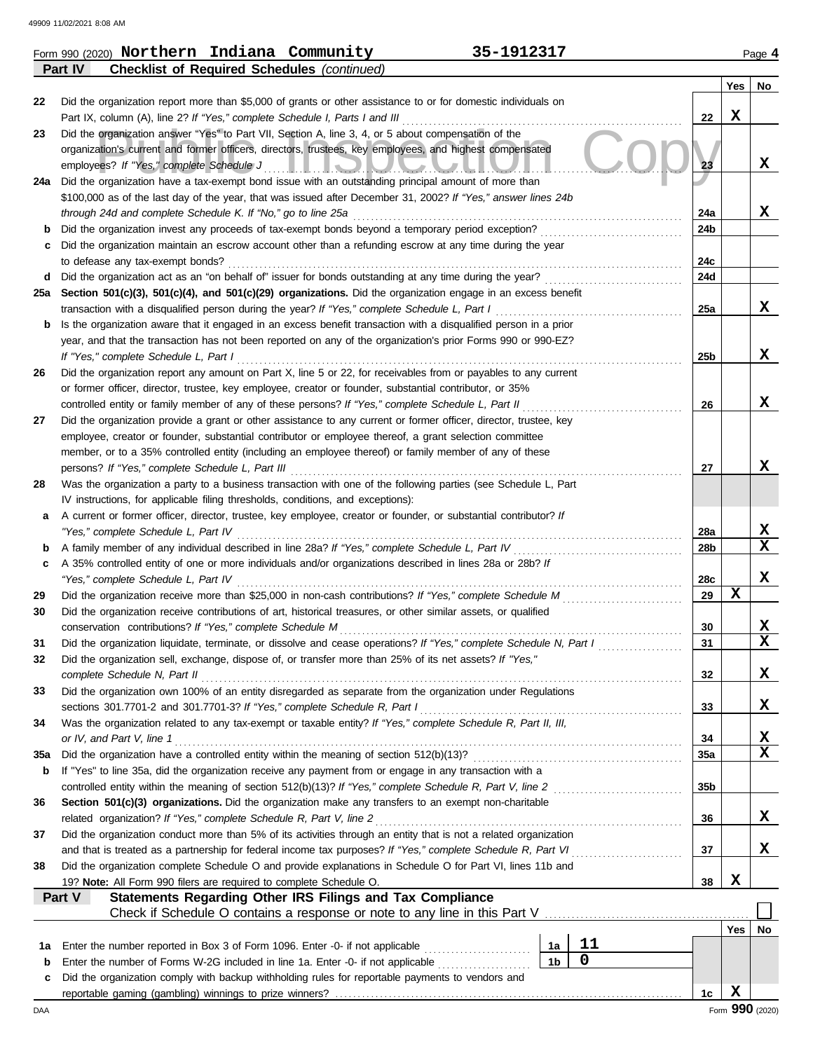Form 990 (2020) **Northern Indiana Community** **35-1912317** Page **4**

**Part IV** **Checklist of Required Schedules** *(continued)*

| | | | Yes | No |
|---|---|---|---|---|
| 22 | Did the organization report more than $5,000 of grants or other assistance to or for domestic individuals on Part IX, column (A), line 2? *If "Yes," complete Schedule I, Parts I and III* | 22 | X | |
| 23 | Did the organization answer "Yes" to Part VII, Section A, line 3, 4, or 5 about compensation of the organization's current and former officers, directors, trustees, key employees, and highest compensated employees? *If "Yes," complete Schedule J* | 23 | | X |
| 24a | Did the organization have a tax-exempt bond issue with an outstanding principal amount of more than $100,000 as of the last day of the year, that was issued after December 31, 2002? *If "Yes," answer lines 24b through 24d and complete Schedule K. If "No," go to line 25a* | 24a | | X |
| b | Did the organization invest any proceeds of tax-exempt bonds beyond a temporary period exception? | 24b | | |
| c | Did the organization maintain an escrow account other than a refunding escrow at any time during the year to defease any tax-exempt bonds? | 24c | | |
| d | Did the organization act as an "on behalf of" issuer for bonds outstanding at any time during the year? | 24d | | |
| 25a | **Section 501(c)(3), 501(c)(4), and 501(c)(29) organizations.** Did the organization engage in an excess benefit transaction with a disqualified person during the year? *If "Yes," complete Schedule L, Part I* | 25a | | X |
| b | Is the organization aware that it engaged in an excess benefit transaction with a disqualified person in a prior year, and that the transaction has not been reported on any of the organization's prior Forms 990 or 990-EZ? *If "Yes," complete Schedule L, Part I* | 25b | | X |
| 26 | Did the organization report any amount on Part X, line 5 or 22, for receivables from or payables to any current or former officer, director, trustee, key employee, creator or founder, substantial contributor, or 35% controlled entity or family member of any of these persons? *If "Yes," complete Schedule L, Part II* | 26 | | X |
| 27 | Did the organization provide a grant or other assistance to any current or former officer, director, trustee, key employee, creator or founder, substantial contributor or employee thereof, a grant selection committee member, or to a 35% controlled entity (including an employee thereof) or family member of any of these persons? *If "Yes," complete Schedule L, Part III* | 27 | | X |
| 28 | Was the organization a party to a business transaction with one of the following parties (see Schedule L, Part IV instructions, for applicable filing thresholds, conditions, and exceptions): | | | |
| a | A current or former officer, director, trustee, key employee, creator or founder, or substantial contributor? *If "Yes," complete Schedule L, Part IV* | 28a | | X |
| b | A family member of any individual described in line 28a? *If "Yes," complete Schedule L, Part IV* | 28b | | X |
| c | A 35% controlled entity of one or more individuals and/or organizations described in lines 28a or 28b? *If "Yes," complete Schedule L, Part IV* | 28c | | X |
| 29 | Did the organization receive more than $25,000 in non-cash contributions? *If "Yes," complete Schedule M* | 29 | X | |
| 30 | Did the organization receive contributions of art, historical treasures, or other similar assets, or qualified conservation contributions? *If "Yes," complete Schedule M* | 30 | | X |
| 31 | Did the organization liquidate, terminate, or dissolve and cease operations? *If "Yes," complete Schedule N, Part I* | 31 | | X |
| 32 | Did the organization sell, exchange, dispose of, or transfer more than 25% of its net assets? *If "Yes," complete Schedule N, Part II* | 32 | | X |
| 33 | Did the organization own 100% of an entity disregarded as separate from the organization under Regulations sections 301.7701-2 and 301.7701-3? *If "Yes," complete Schedule R, Part I* | 33 | | X |
| 34 | Was the organization related to any tax-exempt or taxable entity? *If "Yes," complete Schedule R, Part II, III, or IV, and Part V, line 1* | 34 | | X |
| 35a | Did the organization have a controlled entity within the meaning of section 512(b)(13)? | 35a | | X |
| b | If "Yes" to line 35a, did the organization receive any payment from or engage in any transaction with a controlled entity within the meaning of section 512(b)(13)? *If "Yes," complete Schedule R, Part V, line 2* | 35b | | |
| 36 | **Section 501(c)(3) organizations.** Did the organization make any transfers to an exempt non-charitable related organization? *If "Yes," complete Schedule R, Part V, line 2* | 36 | | X |
| 37 | Did the organization conduct more than 5% of its activities through an entity that is not a related organization and that is treated as a partnership for federal income tax purposes? *If "Yes," complete Schedule R, Part VI* | 37 | | X |
| 38 | Did the organization complete Schedule O and provide explanations in Schedule O for Part VI, lines 11b and 19? **Note:** All Form 990 filers are required to complete Schedule O. | 38 | X | |

**Part V** **Statements Regarding Other IRS Filings and Tax Compliance**

Check if Schedule O contains a response or note to any line in this Part V ☐

| | | | | | Yes | No |
|---|---|---|---|---|---|---|
| 1a | Enter the number reported in Box 3 of Form 1096. Enter -0- if not applicable | 1a | 11 | | | |
| b | Enter the number of Forms W-2G included in line 1a. Enter -0- if not applicable | 1b | 0 | | | |
| c | Did the organization comply with backup withholding rules for reportable payments to vendors and reportable gaming (gambling) winnings to prize winners? | | | 1c | X | |

Form **990** (2020)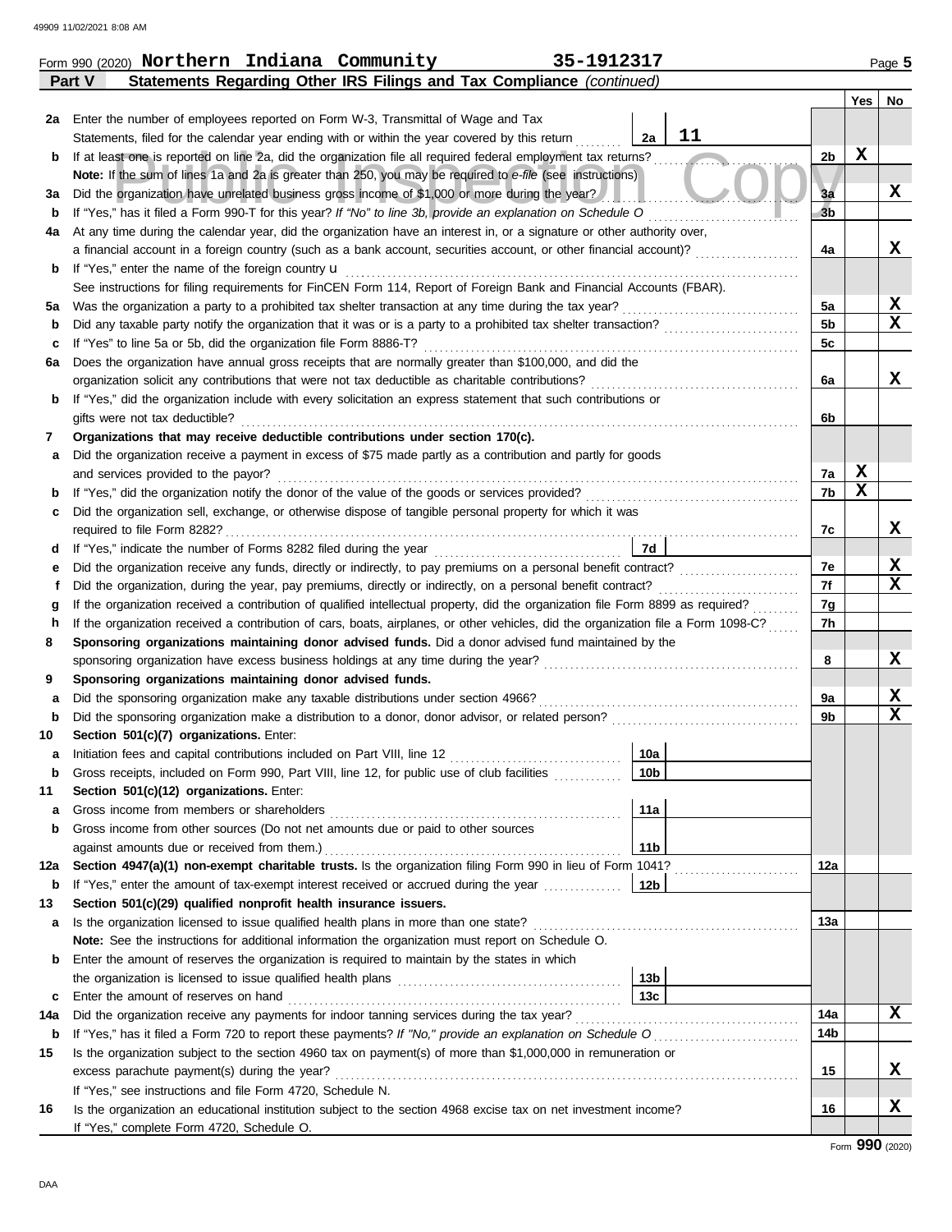Form 990 (2020) **Northern Indiana Community** **35-1912317** Page **5**

**Part V — Statements Regarding Other IRS Filings and Tax Compliance** *(continued)*

| | | | | Yes | No |
|---|---|---|---|---|---|
| **2a** | Enter the number of employees reported on Form W-3, Transmittal of Wage and Tax Statements, filed for the calendar year ending with or within the year covered by this return — 2a: 11 | | | | |
| **b** | If at least one is reported on line 2a, did the organization file all required federal employment tax returns? | | 2b | X | |
| | **Note:** If the sum of lines 1a and 2a is greater than 250, you may be required to *e-file* (see instructions) | | | | |
| **3a** | Did the organization have unrelated business gross income of $1,000 or more during the year? | | 3a | | X |
| **b** | If "Yes," has it filed a Form 990-T for this year? *If "No" to line 3b, provide an explanation on Schedule O* | | 3b | | |
| **4a** | At any time during the calendar year, did the organization have an interest in, or a signature or other authority over, a financial account in a foreign country (such as a bank account, securities account, or other financial account)? | | 4a | | X |
| **b** | If "Yes," enter the name of the foreign country u | | | | |
| | See instructions for filing requirements for FinCEN Form 114, Report of Foreign Bank and Financial Accounts (FBAR). | | | | |
| **5a** | Was the organization a party to a prohibited tax shelter transaction at any time during the tax year? | | 5a | | X |
| **b** | Did any taxable party notify the organization that it was or is a party to a prohibited tax shelter transaction? | | 5b | | X |
| **c** | If "Yes" to line 5a or 5b, did the organization file Form 8886-T? | | 5c | | |
| **6a** | Does the organization have annual gross receipts that are normally greater than $100,000, and did the organization solicit any contributions that were not tax deductible as charitable contributions? | | 6a | | X |
| **b** | If "Yes," did the organization include with every solicitation an express statement that such contributions or gifts were not tax deductible? | | 6b | | |
| **7** | **Organizations that may receive deductible contributions under section 170(c).** | | | | |
| **a** | Did the organization receive a payment in excess of $75 made partly as a contribution and partly for goods and services provided to the payor? | | 7a | X | |
| **b** | If "Yes," did the organization notify the donor of the value of the goods or services provided? | | 7b | X | |
| **c** | Did the organization sell, exchange, or otherwise dispose of tangible personal property for which it was required to file Form 8282? | | 7c | | X |
| **d** | If "Yes," indicate the number of Forms 8282 filed during the year | 7d | | | |
| **e** | Did the organization receive any funds, directly or indirectly, to pay premiums on a personal benefit contract? | | 7e | | X |
| **f** | Did the organization, during the year, pay premiums, directly or indirectly, on a personal benefit contract? | | 7f | | X |
| **g** | If the organization received a contribution of qualified intellectual property, did the organization file Form 8899 as required? | | 7g | | |
| **h** | If the organization received a contribution of cars, boats, airplanes, or other vehicles, did the organization file a Form 1098-C? | | 7h | | |
| **8** | **Sponsoring organizations maintaining donor advised funds.** Did a donor advised fund maintained by the sponsoring organization have excess business holdings at any time during the year? | | 8 | | X |
| **9** | **Sponsoring organizations maintaining donor advised funds.** | | | | |
| **a** | Did the sponsoring organization make any taxable distributions under section 4966? | | 9a | | X |
| **b** | Did the sponsoring organization make a distribution to a donor, donor advisor, or related person? | | 9b | | X |
| **10** | **Section 501(c)(7) organizations.** Enter: | | | | |
| **a** | Initiation fees and capital contributions included on Part VIII, line 12 | 10a | | | |
| **b** | Gross receipts, included on Form 990, Part VIII, line 12, for public use of club facilities | 10b | | | |
| **11** | **Section 501(c)(12) organizations.** Enter: | | | | |
| **a** | Gross income from members or shareholders | 11a | | | |
| **b** | Gross income from other sources (Do not net amounts due or paid to other sources against amounts due or received from them.) | 11b | | | |
| **12a** | **Section 4947(a)(1) non-exempt charitable trusts.** Is the organization filing Form 990 in lieu of Form 1041? | | 12a | | |
| **b** | If "Yes," enter the amount of tax-exempt interest received or accrued during the year | 12b | | | |
| **13** | **Section 501(c)(29) qualified nonprofit health insurance issuers.** | | | | |
| **a** | Is the organization licensed to issue qualified health plans in more than one state? | | 13a | | |
| | **Note:** See the instructions for additional information the organization must report on Schedule O. | | | | |
| **b** | Enter the amount of reserves the organization is required to maintain by the states in which the organization is licensed to issue qualified health plans | 13b | | | |
| **c** | Enter the amount of reserves on hand | 13c | | | |
| **14a** | Did the organization receive any payments for indoor tanning services during the tax year? | | 14a | | X |
| **b** | If "Yes," has it filed a Form 720 to report these payments? *If "No," provide an explanation on Schedule O* | | 14b | | |
| **15** | Is the organization subject to the section 4960 tax on payment(s) of more than $1,000,000 in remuneration or excess parachute payment(s) during the year? | | 15 | | X |
| | If "Yes," see instructions and file Form 4720, Schedule N. | | | | |
| **16** | Is the organization an educational institution subject to the section 4968 excise tax on net investment income? | | 16 | | X |
| | If "Yes," complete Form 4720, Schedule O. | | | | |

Form **990** (2020)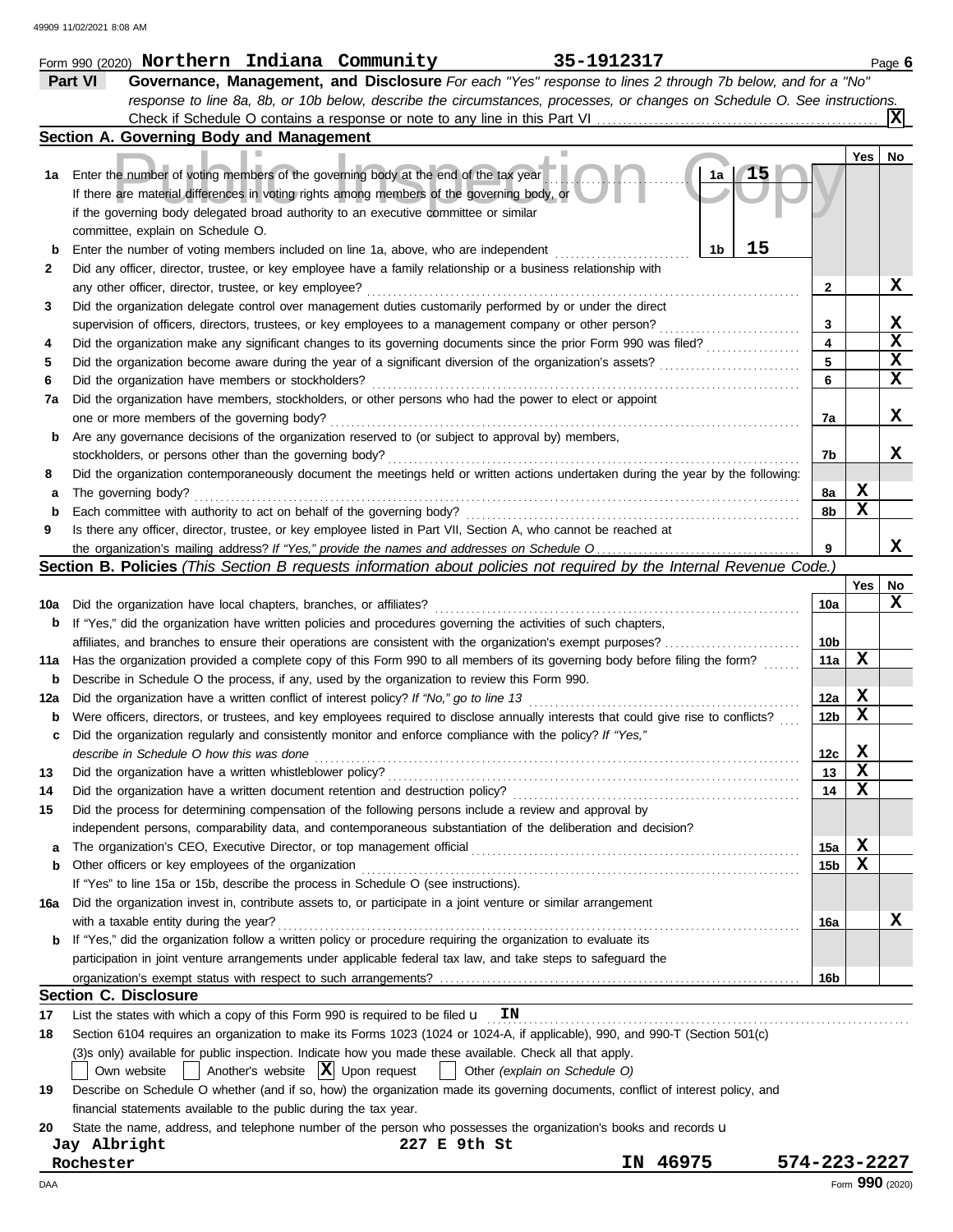Form 990 (2020) **Northern Indiana Community** **35-1912317** Page **6**

## Part VI Governance, Management, and Disclosure

*For each "Yes" response to lines 2 through 7b below, and for a "No" response to line 8a, 8b, or 10b below, describe the circumstances, processes, or changes on Schedule O. See instructions.*

Check if Schedule O contains a response or note to any line in this Part VI . . . **X**

### Section A. Governing Body and Management

| | | | Yes | No |
|---|---|---|---|---|
| **1a** | Enter the number of voting members of the governing body at the end of the tax year . . . **1a** **15**<br>If there are material differences in voting rights among members of the governing body, or if the governing body delegated broad authority to an executive committee or similar committee, explain on Schedule O. | | | |
| **b** | Enter the number of voting members included on line 1a, above, who are independent . . . **1b** **15** | | | |
| **2** | Did any officer, director, trustee, or key employee have a family relationship or a business relationship with any other officer, director, trustee, or key employee? | 2 | | X |
| **3** | Did the organization delegate control over management duties customarily performed by or under the direct supervision of officers, directors, trustees, or key employees to a management company or other person? | 3 | | X |
| **4** | Did the organization make any significant changes to its governing documents since the prior Form 990 was filed? | 4 | | X |
| **5** | Did the organization become aware during the year of a significant diversion of the organization's assets? | 5 | | X |
| **6** | Did the organization have members or stockholders? | 6 | | X |
| **7a** | Did the organization have members, stockholders, or other persons who had the power to elect or appoint one or more members of the governing body? | 7a | | X |
| **b** | Are any governance decisions of the organization reserved to (or subject to approval by) members, stockholders, or persons other than the governing body? | 7b | | X |
| **8** | Did the organization contemporaneously document the meetings held or written actions undertaken during the year by the following: | | | |
| **a** | The governing body? | 8a | X | |
| **b** | Each committee with authority to act on behalf of the governing body? | 8b | X | |
| **9** | Is there any officer, director, trustee, or key employee listed in Part VII, Section A, who cannot be reached at the organization's mailing address? *If "Yes," provide the names and addresses on Schedule O* | 9 | | X |

### Section B. Policies *(This Section B requests information about policies not required by the Internal Revenue Code.)*

| | | | Yes | No |
|---|---|---|---|---|
| **10a** | Did the organization have local chapters, branches, or affiliates? | 10a | | X |
| **b** | If "Yes," did the organization have written policies and procedures governing the activities of such chapters, affiliates, and branches to ensure their operations are consistent with the organization's exempt purposes? | 10b | | |
| **11a** | Has the organization provided a complete copy of this Form 990 to all members of its governing body before filing the form? | 11a | X | |
| **b** | Describe in Schedule O the process, if any, used by the organization to review this Form 990. | | | |
| **12a** | Did the organization have a written conflict of interest policy? *If "No," go to line 13* | 12a | X | |
| **b** | Were officers, directors, or trustees, and key employees required to disclose annually interests that could give rise to conflicts? | 12b | X | |
| **c** | Did the organization regularly and consistently monitor and enforce compliance with the policy? *If "Yes," describe in Schedule O how this was done* | 12c | X | |
| **13** | Did the organization have a written whistleblower policy? | 13 | X | |
| **14** | Did the organization have a written document retention and destruction policy? | 14 | X | |
| **15** | Did the process for determining compensation of the following persons include a review and approval by independent persons, comparability data, and contemporaneous substantiation of the deliberation and decision? | | | |
| **a** | The organization's CEO, Executive Director, or top management official | 15a | X | |
| **b** | Other officers or key employees of the organization | 15b | X | |
| | If "Yes" to line 15a or 15b, describe the process in Schedule O (see instructions). | | | |
| **16a** | Did the organization invest in, contribute assets to, or participate in a joint venture or similar arrangement with a taxable entity during the year? | 16a | | X |
| **b** | If "Yes," did the organization follow a written policy or procedure requiring the organization to evaluate its participation in joint venture arrangements under applicable federal tax law, and take steps to safeguard the organization's exempt status with respect to such arrangements? | 16b | | |

### Section C. Disclosure

**17** List the states with which a copy of this Form 990 is required to be filed u **IN**

**18** Section 6104 requires an organization to make its Forms 1023 (1024 or 1024-A, if applicable), 990, and 990-T (Section 501(c)(3)s only) available for public inspection. Indicate how you made these available. Check all that apply.

☐ Own website ☐ Another's website ☒ Upon request ☐ Other *(explain on Schedule O)*

**19** Describe on Schedule O whether (and if so, how) the organization made its governing documents, conflict of interest policy, and financial statements available to the public during the tax year.

**20** State the name, address, and telephone number of the person who possesses the organization's books and records u

**Jay Albright** **227 E 9th St**
**Rochester** **IN 46975** **574-223-2227**

Form **990** (2020)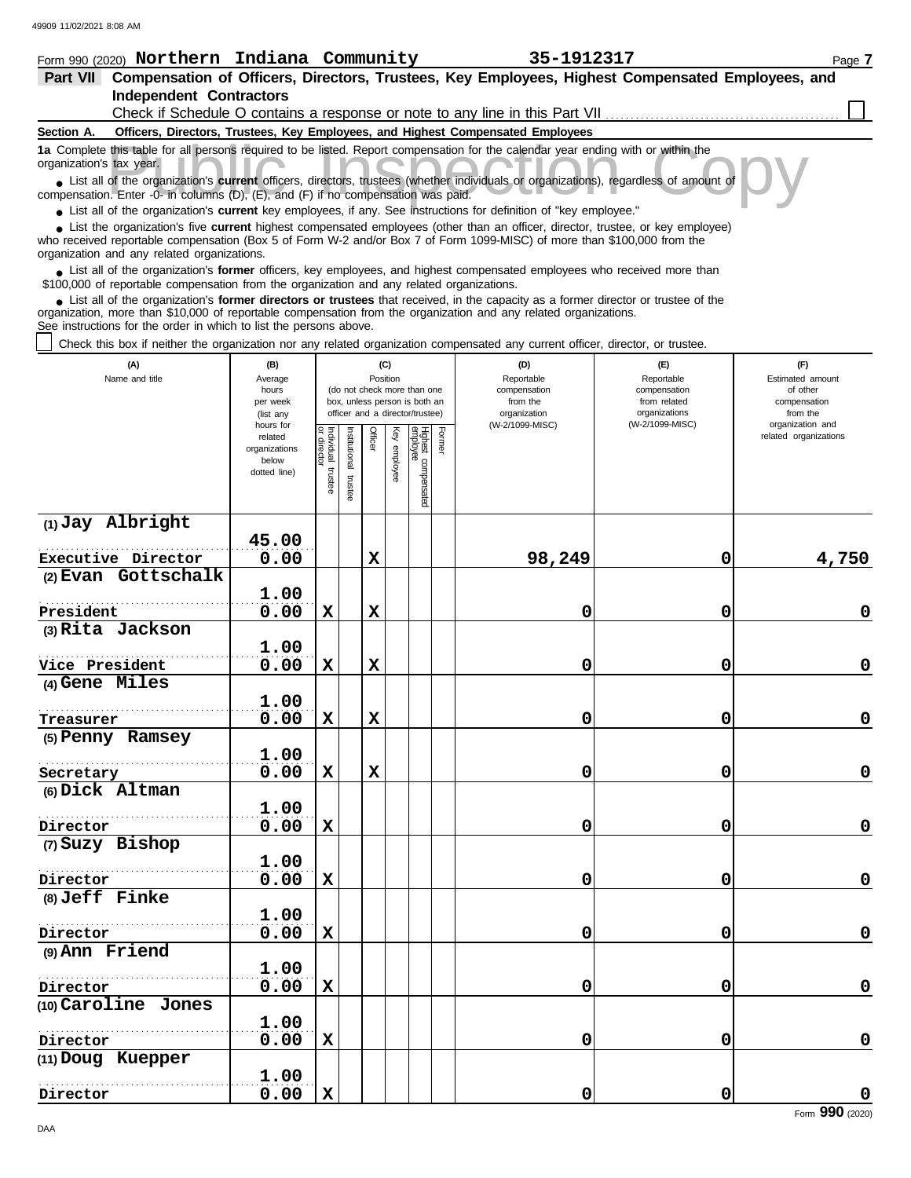Form 990 (2020) **Northern Indiana Community** 35-1912317 Page **7**

## Part VII Compensation of Officers, Directors, Trustees, Key Employees, Highest Compensated Employees, and Independent Contractors

Check if Schedule O contains a response or note to any line in this Part VII ☐

**Section A. Officers, Directors, Trustees, Key Employees, and Highest Compensated Employees**

**1a** Complete this table for all persons required to be listed. Report compensation for the calendar year ending with or within the organization's tax year.

- List all of the organization's **current** officers, directors, trustees (whether individuals or organizations), regardless of amount of compensation. Enter -0- in columns (D), (E), and (F) if no compensation was paid.
- List all of the organization's **current** key employees, if any. See instructions for definition of "key employee."
- List the organization's five **current** highest compensated employees (other than an officer, director, trustee, or key employee) who received reportable compensation (Box 5 of Form W-2 and/or Box 7 of Form 1099-MISC) of more than $100,000 from the organization and any related organizations.
- List all of the organization's **former** officers, key employees, and highest compensated employees who received more than $100,000 of reportable compensation from the organization and any related organizations.
- List all of the organization's **former directors or trustees** that received, in the capacity as a former director or trustee of the organization, more than $10,000 of reportable compensation from the organization and any related organizations.

See instructions for the order in which to list the persons above.

☐ Check this box if neither the organization nor any related organization compensated any current officer, director, or trustee.

| (A) Name and title | (B) Average hours per week (list any hours for related organizations below dotted line) | (C) Position: Individual trustee or director | Institutional trustee | Officer | Key employee | Highest compensated employee | Former | (D) Reportable compensation from the organization (W-2/1099-MISC) | (E) Reportable compensation from related organizations (W-2/1099-MISC) | (F) Estimated amount of other compensation from the organization and related organizations |
|---|---|---|---|---|---|---|---|---|---|---|
| (1) Jay Albright<br>Executive Director | 45.00<br>0.00 | | | X | | | | 98,249 | 0 | 4,750 |
| (2) Evan Gottschalk<br>President | 1.00<br>0.00 | X | | X | | | | 0 | 0 | 0 |
| (3) Rita Jackson<br>Vice President | 1.00<br>0.00 | X | | X | | | | 0 | 0 | 0 |
| (4) Gene Miles<br>Treasurer | 1.00<br>0.00 | X | | X | | | | 0 | 0 | 0 |
| (5) Penny Ramsey<br>Secretary | 1.00<br>0.00 | X | | X | | | | 0 | 0 | 0 |
| (6) Dick Altman<br>Director | 1.00<br>0.00 | X | | | | | | 0 | 0 | 0 |
| (7) Suzy Bishop<br>Director | 1.00<br>0.00 | X | | | | | | 0 | 0 | 0 |
| (8) Jeff Finke<br>Director | 1.00<br>0.00 | X | | | | | | 0 | 0 | 0 |
| (9) Ann Friend<br>Director | 1.00<br>0.00 | X | | | | | | 0 | 0 | 0 |
| (10) Caroline Jones<br>Director | 1.00<br>0.00 | X | | | | | | 0 | 0 | 0 |
| (11) Doug Kuepper<br>Director | 1.00<br>0.00 | X | | | | | | 0 | 0 | 0 |

Form **990** (2020)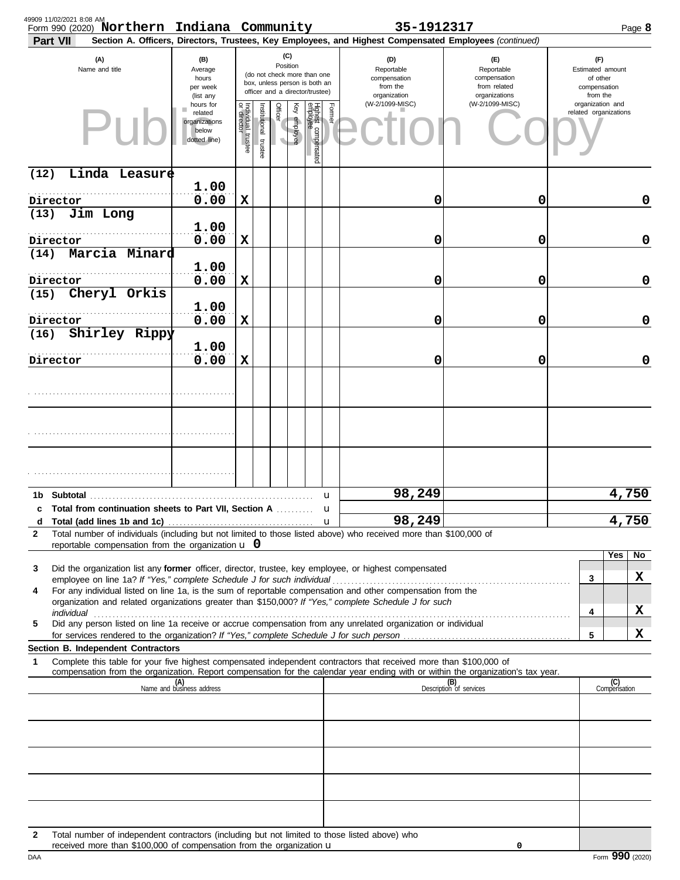Form 990 (2020) **Northern Indiana Community** **35-1912317**

**Part VII** **Section A. Officers, Directors, Trustees, Key Employees, and Highest Compensated Employees** *(continued)*

| (A) Name and title | (B) Average hours per week (list any hours for related organizations below dotted line) | (C) Position: Individual trustee or director | Institutional trustee | Officer | Key employee | Highest compensated employee | Former | (D) Reportable compensation from the organization (W-2/1099-MISC) | (E) Reportable compensation from related organizations (W-2/1099-MISC) | (F) Estimated amount of other compensation from the organization and related organizations |
|---|---|---|---|---|---|---|---|---|---|---|
| (12) Linda Leasure<br>Director | 1.00<br>0.00 | X | | | | | | 0 | 0 | 0 |
| (13) Jim Long<br>Director | 1.00<br>0.00 | X | | | | | | 0 | 0 | 0 |
| (14) Marcia Minard<br>Director | 1.00<br>0.00 | X | | | | | | 0 | 0 | 0 |
| (15) Cheryl Orkis<br>Director | 1.00<br>0.00 | X | | | | | | 0 | 0 | 0 |
| (16) Shirley Rippy<br>Director | 1.00<br>0.00 | X | | | | | | 0 | 0 | 0 |
| | | | | | | | | | | |
| | | | | | | | | | | |
| | | | | | | | | | | |
| **1b Subtotal** | | | | | | | | 98,249 | | 4,750 |
| **c Total from continuation sheets to Part VII, Section A** | | | | | | | | | | |
| **d Total (add lines 1b and 1c)** | | | | | | | | 98,249 | | 4,750 |

**2** Total number of individuals (including but not limited to those listed above) who received more than $100,000 of reportable compensation from the organization u **0**

| | | | Yes | No |
|---|---|---|---|---|
| **3** | Did the organization list any **former** officer, director, trustee, key employee, or highest compensated employee on line 1a? *If "Yes," complete Schedule J for such individual* | 3 | | X |
| **4** | For any individual listed on line 1a, is the sum of reportable compensation and other compensation from the organization and related organizations greater than $150,000? *If "Yes," complete Schedule J for such individual* | 4 | | X |
| **5** | Did any person listed on line 1a receive or accrue compensation from any unrelated organization or individual for services rendered to the organization? *If "Yes," complete Schedule J for such person* | 5 | | X |

**Section B. Independent Contractors**

**1** Complete this table for your five highest compensated independent contractors that received more than $100,000 of compensation from the organization. Report compensation for the calendar year ending with or within the organization's tax year.

| (A) Name and business address | (B) Description of services | (C) Compensation |
|---|---|---|
| | | |
| | | |
| | | |
| | | |
| | | |

**2** Total number of independent contractors (including but not limited to those listed above) who received more than $100,000 of compensation from the organization u **0**

Form **990** (2020)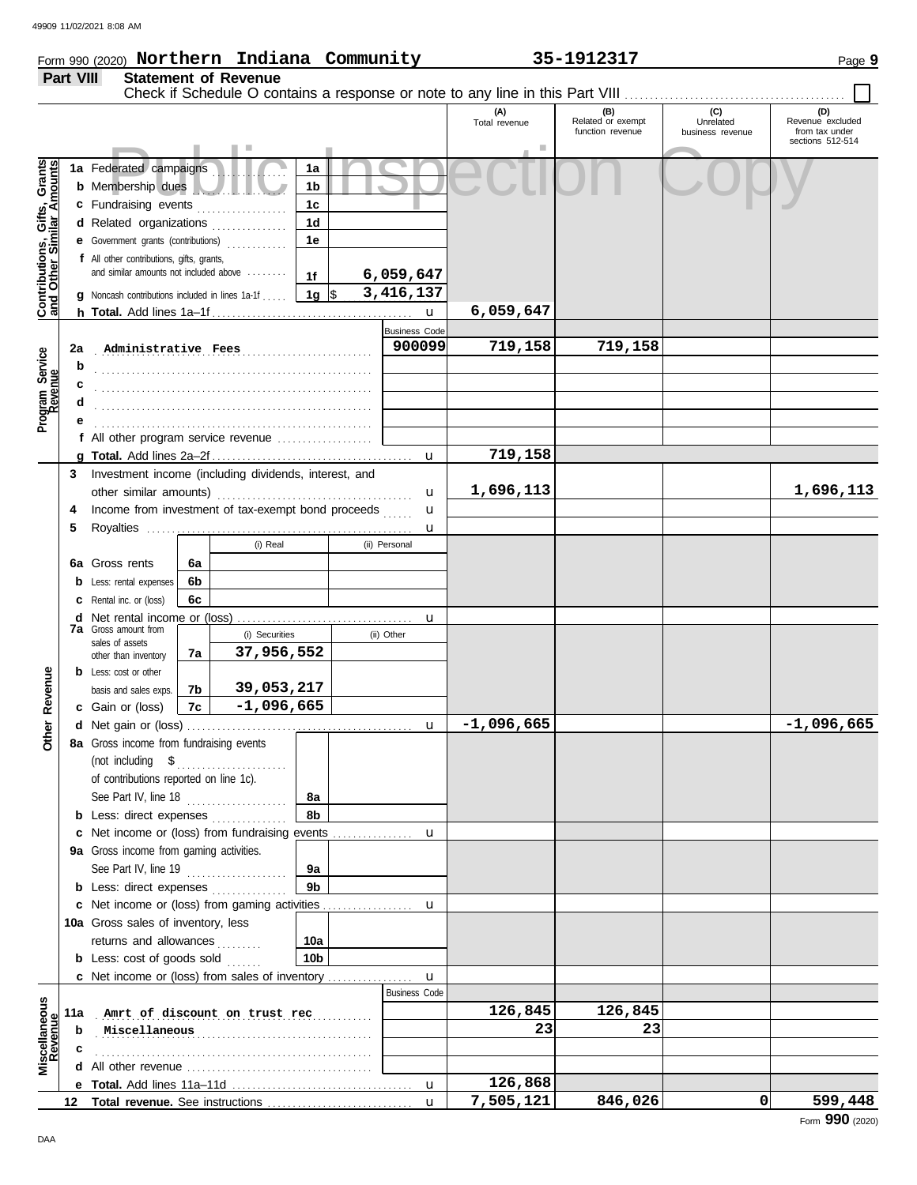Form 990 (2020) **Northern Indiana Community** **35-1912317**

## Part VIII Statement of Revenue

Check if Schedule O contains a response or note to any line in this Part VIII ☐

| | | | | (A) Total revenue | (B) Related or exempt function revenue | (C) Unrelated business revenue | (D) Revenue excluded from tax under sections 512-514 |
|---|---|---|---|---|---|---|---|
| **Contributions, Gifts, Grants and Other Similar Amounts** | 1a Federated campaigns | 1a | | | | | |
| | b Membership dues | 1b | | | | | |
| | c Fundraising events | 1c | | | | | |
| | d Related organizations | 1d | | | | | |
| | e Government grants (contributions) | 1e | | | | | |
| | f All other contributions, gifts, grants, and similar amounts not included above | 1f | 6,059,647 | | | | |
| | g Noncash contributions included in lines 1a-1f | 1g | $ 3,416,137 | | | | |
| | h **Total.** Add lines 1a–1f | | | 6,059,647 | | | |
| **Program Service Revenue** | | | Business Code | | | | |
| | 2a Administrative Fees | | 900099 | 719,158 | 719,158 | | |
| | b | | | | | | |
| | c | | | | | | |
| | d | | | | | | |
| | e | | | | | | |
| | f All other program service revenue | | | | | | |
| | g **Total.** Add lines 2a–2f | | | 719,158 | | | |
| **Other Revenue** | 3 Investment income (including dividends, interest, and other similar amounts) | | | 1,696,113 | | | 1,696,113 |
| | 4 Income from investment of tax-exempt bond proceeds | | | | | | |
| | 5 Royalties | | | | | | |
| | | | (i) Real / (ii) Personal | | | | |
| | 6a Gross rents | 6a | | | | | |
| | b Less: rental expenses | 6b | | | | | |
| | c Rental inc. or (loss) | 6c | | | | | |
| | d Net rental income or (loss) | | | | | | |
| | 7a Gross amount from sales of assets other than inventory | 7a | (i) Securities: 37,956,552 / (ii) Other: | | | | |
| | b Less: cost or other basis and sales exps. | 7b | (i) Securities: 39,053,217 / (ii) Other: | | | | |
| | c Gain or (loss) | 7c | (i) Securities: -1,096,665 / (ii) Other: | | | | |
| | d Net gain or (loss) | | | -1,096,665 | | | -1,096,665 |
| | 8a Gross income from fundraising events (not including $ of contributions reported on line 1c). See Part IV, line 18 | 8a | | | | | |
| | b Less: direct expenses | 8b | | | | | |
| | c Net income or (loss) from fundraising events | | | | | | |
| | 9a Gross income from gaming activities. See Part IV, line 19 | 9a | | | | | |
| | b Less: direct expenses | 9b | | | | | |
| | c Net income or (loss) from gaming activities | | | | | | |
| | 10a Gross sales of inventory, less returns and allowances | 10a | | | | | |
| | b Less: cost of goods sold | 10b | | | | | |
| | c Net income or (loss) from sales of inventory | | | | | | |
| **Miscellaneous Revenue** | | | Business Code | | | | |
| | 11a Amrt of discount on trust rec | | | 126,845 | 126,845 | | |
| | b Miscellaneous | | | 23 | 23 | | |
| | c | | | | | | |
| | d All other revenue | | | | | | |
| | e **Total.** Add lines 11a–11d | | | 126,868 | | | |
| | 12 **Total revenue.** See instructions | | | 7,505,121 | 846,026 | 0 | 599,448 |

Form **990** (2020)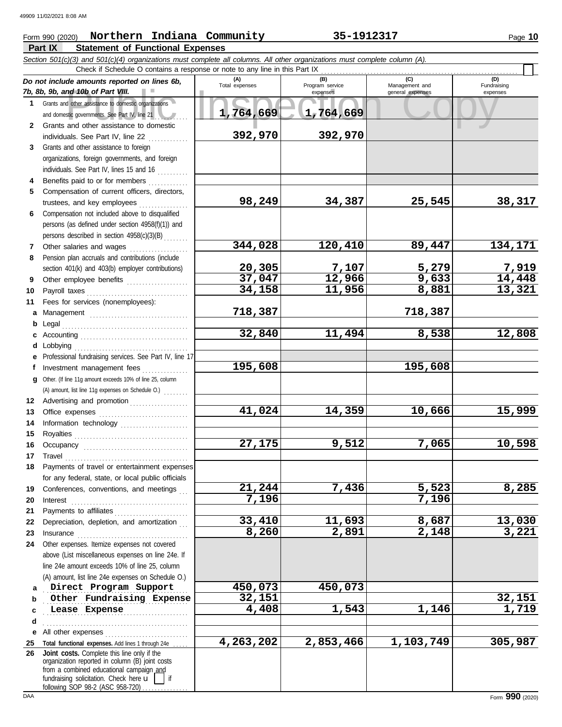Form 990 (2020) **Northern Indiana Community** **35-1912317**

## Part IX Statement of Functional Expenses

*Section 501(c)(3) and 501(c)(4) organizations must complete all columns. All other organizations must complete column (A).*

Check if Schedule O contains a response or note to any line in this Part IX ☐

| *Do not include amounts reported on lines 6b, 7b, 8b, 9b, and 10b of Part VIII.* | (A) Total expenses | (B) Program service expenses | (C) Management and general expenses | (D) Fundraising expenses |
|---|---|---|---|---|
| **1** Grants and other assistance to domestic organizations and domestic governments. See Part IV, line 21 | 1,764,669 | 1,764,669 | | |
| **2** Grants and other assistance to domestic individuals. See Part IV, line 22 | 392,970 | 392,970 | | |
| **3** Grants and other assistance to foreign organizations, foreign governments, and foreign individuals. See Part IV, lines 15 and 16 | | | | |
| **4** Benefits paid to or for members | | | | |
| **5** Compensation of current officers, directors, trustees, and key employees | 98,249 | 34,387 | 25,545 | 38,317 |
| **6** Compensation not included above to disqualified persons (as defined under section 4958(f)(1)) and persons described in section 4958(c)(3)(B) | | | | |
| **7** Other salaries and wages | 344,028 | 120,410 | 89,447 | 134,171 |
| **8** Pension plan accruals and contributions (include section 401(k) and 403(b) employer contributions) | 20,305 | 7,107 | 5,279 | 7,919 |
| **9** Other employee benefits | 37,047 | 12,966 | 9,633 | 14,448 |
| **10** Payroll taxes | 34,158 | 11,956 | 8,881 | 13,321 |
| **11** Fees for services (nonemployees): | | | | |
| **a** Management | 718,387 | | 718,387 | |
| **b** Legal | | | | |
| **c** Accounting | 32,840 | 11,494 | 8,538 | 12,808 |
| **d** Lobbying | | | | |
| **e** Professional fundraising services. See Part IV, line 17 | | | | |
| **f** Investment management fees | 195,608 | | 195,608 | |
| **g** Other. (If line 11g amount exceeds 10% of line 25, column (A) amount, list line 11g expenses on Schedule O.) | | | | |
| **12** Advertising and promotion | | | | |
| **13** Office expenses | 41,024 | 14,359 | 10,666 | 15,999 |
| **14** Information technology | | | | |
| **15** Royalties | | | | |
| **16** Occupancy | 27,175 | 9,512 | 7,065 | 10,598 |
| **17** Travel | | | | |
| **18** Payments of travel or entertainment expenses for any federal, state, or local public officials | | | | |
| **19** Conferences, conventions, and meetings | 21,244 | 7,436 | 5,523 | 8,285 |
| **20** Interest | 7,196 | | 7,196 | |
| **21** Payments to affiliates | | | | |
| **22** Depreciation, depletion, and amortization | 33,410 | 11,693 | 8,687 | 13,030 |
| **23** Insurance | 8,260 | 2,891 | 2,148 | 3,221 |
| **24** Other expenses. Itemize expenses not covered above (List miscellaneous expenses on line 24e. If line 24e amount exceeds 10% of line 25, column (A) amount, list line 24e expenses on Schedule O.) | | | | |
| **a** Direct Program Support | 450,073 | 450,073 | | |
| **b** Other Fundraising Expense | 32,151 | | | 32,151 |
| **c** Lease Expense | 4,408 | 1,543 | 1,146 | 1,719 |
| **d** | | | | |
| **e** All other expenses | | | | |
| **25** **Total functional expenses.** Add lines 1 through 24e | 4,263,202 | 2,853,466 | 1,103,749 | 305,987 |
| **26** **Joint costs.** Complete this line only if the organization reported in column (B) joint costs from a combined educational campaign and fundraising solicitation. Check here ☐ if following SOP 98-2 (ASC 958-720) | | | | |

Form **990** (2020)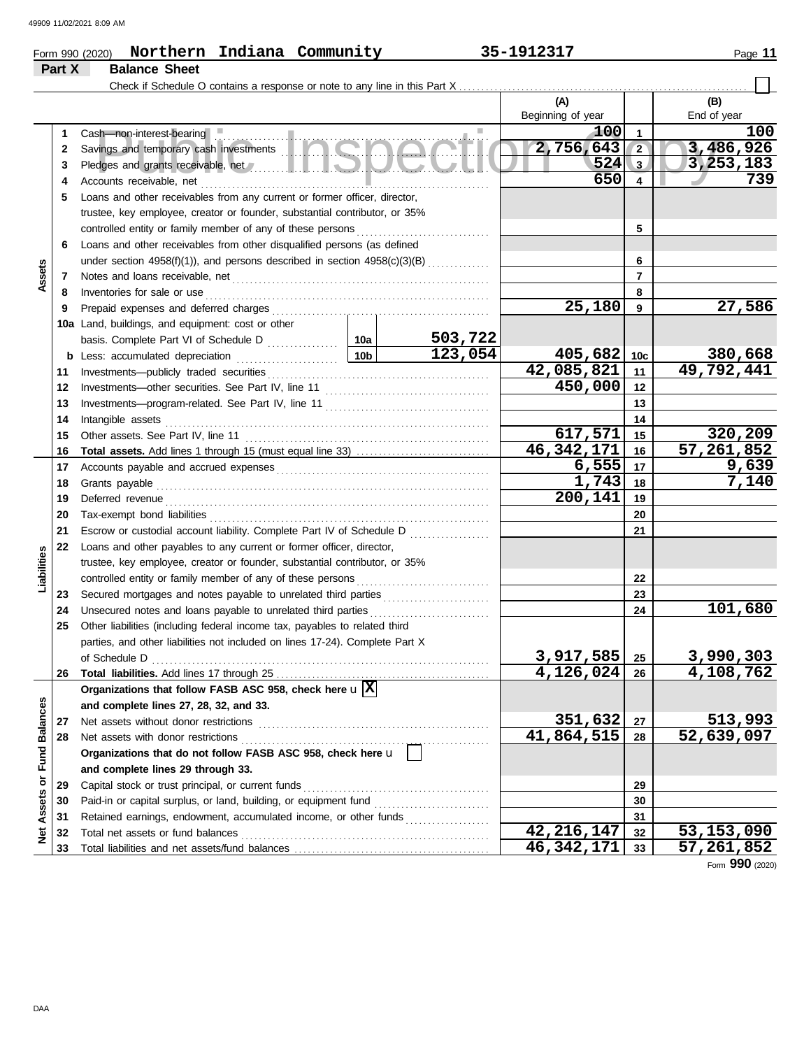Form 990 (2020) **Northern Indiana Community** **35-1912317**

## Part X Balance Sheet

Check if Schedule O contains a response or note to any line in this Part X . . . . . . . . . . ☐

| | | Description | | | (A) Beginning of year | | (B) End of year |
|---|---|---|---|---|---|---|---|
| **Assets** | 1 | Cash—non-interest-bearing | | | 100 | 1 | 100 |
| | 2 | Savings and temporary cash investments | | | 2,756,643 | 2 | 3,486,926 |
| | 3 | Pledges and grants receivable, net | | | 524 | 3 | 3,253,183 |
| | 4 | Accounts receivable, net | | | 650 | 4 | 739 |
| | 5 | Loans and other receivables from any current or former officer, director, trustee, key employee, creator or founder, substantial contributor, or 35% controlled entity or family member of any of these persons | | | | 5 | |
| | 6 | Loans and other receivables from other disqualified persons (as defined under section 4958(f)(1)), and persons described in section 4958(c)(3)(B) | | | | 6 | |
| | 7 | Notes and loans receivable, net | | | | 7 | |
| | 8 | Inventories for sale or use | | | | 8 | |
| | 9 | Prepaid expenses and deferred charges | | | 25,180 | 9 | 27,586 |
| | 10a | Land, buildings, and equipment: cost or other basis. Complete Part VI of Schedule D | 10a | 503,722 | | | |
| | b | Less: accumulated depreciation | 10b | 123,054 | 405,682 | 10c | 380,668 |
| | 11 | Investments—publicly traded securities | | | 42,085,821 | 11 | 49,792,441 |
| | 12 | Investments—other securities. See Part IV, line 11 | | | 450,000 | 12 | |
| | 13 | Investments—program-related. See Part IV, line 11 | | | | 13 | |
| | 14 | Intangible assets | | | | 14 | |
| | 15 | Other assets. See Part IV, line 11 | | | 617,571 | 15 | 320,209 |
| | 16 | **Total assets.** Add lines 1 through 15 (must equal line 33) | | | 46,342,171 | 16 | 57,261,852 |
| **Liabilities** | 17 | Accounts payable and accrued expenses | | | 6,555 | 17 | 9,639 |
| | 18 | Grants payable | | | 1,743 | 18 | 7,140 |
| | 19 | Deferred revenue | | | 200,141 | 19 | |
| | 20 | Tax-exempt bond liabilities | | | | 20 | |
| | 21 | Escrow or custodial account liability. Complete Part IV of Schedule D | | | | 21 | |
| | 22 | Loans and other payables to any current or former officer, director, trustee, key employee, creator or founder, substantial contributor, or 35% controlled entity or family member of any of these persons | | | | 22 | |
| | 23 | Secured mortgages and notes payable to unrelated third parties | | | | 23 | |
| | 24 | Unsecured notes and loans payable to unrelated third parties | | | | 24 | 101,680 |
| | 25 | Other liabilities (including federal income tax, payables to related third parties, and other liabilities not included on lines 17-24). Complete Part X of Schedule D | | | 3,917,585 | 25 | 3,990,303 |
| | 26 | **Total liabilities.** Add lines 17 through 25 | | | 4,126,024 | 26 | 4,108,762 |
| **Net Assets or Fund Balances** | | **Organizations that follow FASB ASC 958, check here** u ☒ **and complete lines 27, 28, 32, and 33.** | | | | | |
| | 27 | Net assets without donor restrictions | | | 351,632 | 27 | 513,993 |
| | 28 | Net assets with donor restrictions | | | 41,864,515 | 28 | 52,639,097 |
| | | **Organizations that do not follow FASB ASC 958, check here** u ☐ **and complete lines 29 through 33.** | | | | | |
| | 29 | Capital stock or trust principal, or current funds | | | | 29 | |
| | 30 | Paid-in or capital surplus, or land, building, or equipment fund | | | | 30 | |
| | 31 | Retained earnings, endowment, accumulated income, or other funds | | | | 31 | |
| | 32 | Total net assets or fund balances | | | 42,216,147 | 32 | 53,153,090 |
| | 33 | Total liabilities and net assets/fund balances | | | 46,342,171 | 33 | 57,261,852 |

Form **990** (2020)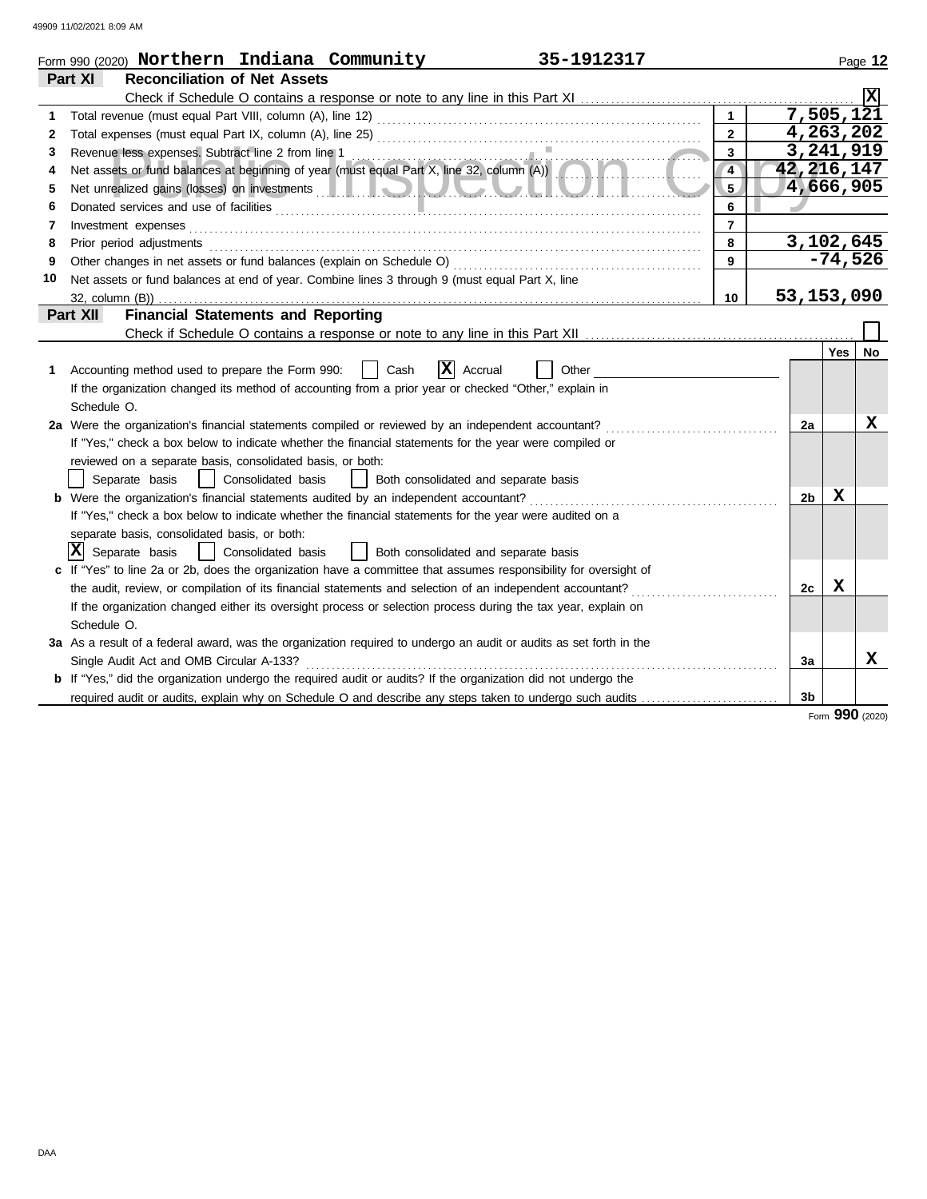Form 990 (2020) **Northern Indiana Community** **35-1912317**

## Part XI Reconciliation of Net Assets

Check if Schedule O contains a response or note to any line in this Part XI .......... [X]

| | | | |
|---|---|---|---|
| 1 | Total revenue (must equal Part VIII, column (A), line 12) | 1 | 7,505,121 |
| 2 | Total expenses (must equal Part IX, column (A), line 25) | 2 | 4,263,202 |
| 3 | Revenue less expenses. Subtract line 2 from line 1 | 3 | 3,241,919 |
| 4 | Net assets or fund balances at beginning of year (must equal Part X, line 32, column (A)) | 4 | 42,216,147 |
| 5 | Net unrealized gains (losses) on investments | 5 | 4,666,905 |
| 6 | Donated services and use of facilities | 6 | |
| 7 | Investment expenses | 7 | |
| 8 | Prior period adjustments | 8 | 3,102,645 |
| 9 | Other changes in net assets or fund balances (explain on Schedule O) | 9 | -74,526 |
| 10 | Net assets or fund balances at end of year. Combine lines 3 through 9 (must equal Part X, line 32, column (B)) | 10 | 53,153,090 |

## Part XII Financial Statements and Reporting

Check if Schedule O contains a response or note to any line in this Part XII .......... [ ]

| | | | Yes | No |
|---|---|---|---|---|
| 1 | Accounting method used to prepare the Form 990: [ ] Cash [X] Accrual [ ] Other<br>If the organization changed its method of accounting from a prior year or checked "Other," explain in Schedule O. | | | |
| 2a | Were the organization's financial statements compiled or reviewed by an independent accountant?<br>If "Yes," check a box below to indicate whether the financial statements for the year were compiled or reviewed on a separate basis, consolidated basis, or both:<br>[ ] Separate basis [ ] Consolidated basis [ ] Both consolidated and separate basis | 2a | | X |
| b | Were the organization's financial statements audited by an independent accountant?<br>If "Yes," check a box below to indicate whether the financial statements for the year were audited on a separate basis, consolidated basis, or both:<br>[X] Separate basis [ ] Consolidated basis [ ] Both consolidated and separate basis | 2b | X | |
| c | If "Yes" to line 2a or 2b, does the organization have a committee that assumes responsibility for oversight of the audit, review, or compilation of its financial statements and selection of an independent accountant?<br>If the organization changed either its oversight process or selection process during the tax year, explain on Schedule O. | 2c | X | |
| 3a | As a result of a federal award, was the organization required to undergo an audit or audits as set forth in the Single Audit Act and OMB Circular A-133? | 3a | | X |
| b | If "Yes," did the organization undergo the required audit or audits? If the organization did not undergo the required audit or audits, explain why on Schedule O and describe any steps taken to undergo such audits | 3b | | |

Form **990** (2020)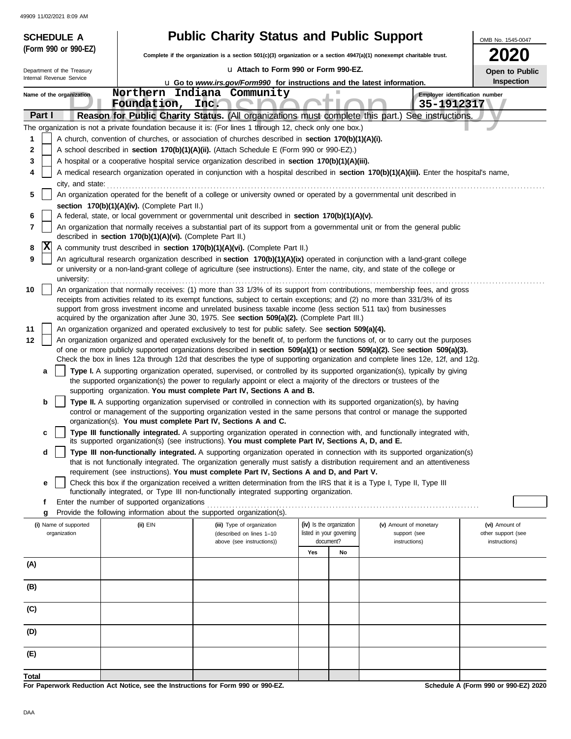49909 11/02/2021 8:09 AM

**SCHEDULE A (Form 990 or 990-EZ)**

Department of the Treasury
Internal Revenue Service

# Public Charity Status and Public Support

**Complete if the organization is a section 501(c)(3) organization or a section 4947(a)(1) nonexempt charitable trust.**

u Attach to Form 990 or Form 990-EZ.

u Go to *www.irs.gov/Form990* for instructions and the latest information.

OMB No. 1545-0047

**2020**

**Open to Public Inspection**

Name of the organization: Northern Indiana Community Foundation, Inc.

Employer identification number: 35-1912317

**Part I** **Reason for Public Charity Status.** (All organizations must complete this part.) See instructions.

The organization is not a private foundation because it is: (For lines 1 through 12, check only one box.)

1. [ ] A church, convention of churches, or association of churches described in **section 170(b)(1)(A)(i).**
2. [ ] A school described in **section 170(b)(1)(A)(ii).** (Attach Schedule E (Form 990 or 990-EZ).)
3. [ ] A hospital or a cooperative hospital service organization described in **section 170(b)(1)(A)(iii).**
4. [ ] A medical research organization operated in conjunction with a hospital described in **section 170(b)(1)(A)(iii).** Enter the hospital's name, city, and state:
5. [ ] An organization operated for the benefit of a college or university owned or operated by a governmental unit described in **section 170(b)(1)(A)(iv).** (Complete Part II.)
6. [ ] A federal, state, or local government or governmental unit described in **section 170(b)(1)(A)(v).**
7. [ ] An organization that normally receives a substantial part of its support from a governmental unit or from the general public described in **section 170(b)(1)(A)(vi).** (Complete Part II.)
8. [X] A community trust described in **section 170(b)(1)(A)(vi).** (Complete Part II.)
9. [ ] An agricultural research organization described in **section 170(b)(1)(A)(ix)** operated in conjunction with a land-grant college or university or a non-land-grant college of agriculture (see instructions). Enter the name, city, and state of the college or university:
10. [ ] An organization that normally receives: (1) more than 33 1/3% of its support from contributions, membership fees, and gross receipts from activities related to its exempt functions, subject to certain exceptions; and (2) no more than 331/3% of its support from gross investment income and unrelated business taxable income (less section 511 tax) from businesses acquired by the organization after June 30, 1975. See **section 509(a)(2).** (Complete Part III.)
11. [ ] An organization organized and operated exclusively to test for public safety. See **section 509(a)(4).**
12. [ ] An organization organized and operated exclusively for the benefit of, to perform the functions of, or to carry out the purposes of one or more publicly supported organizations described in **section 509(a)(1)** or **section 509(a)(2).** See **section 509(a)(3).** Check the box in lines 12a through 12d that describes the type of supporting organization and complete lines 12e, 12f, and 12g.
   - **a** [ ] **Type I.** A supporting organization operated, supervised, or controlled by its supported organization(s), typically by giving the supported organization(s) the power to regularly appoint or elect a majority of the directors or trustees of the supporting organization. **You must complete Part IV, Sections A and B.**
   - **b** [ ] **Type II.** A supporting organization supervised or controlled in connection with its supported organization(s), by having control or management of the supporting organization vested in the same persons that control or manage the supported organization(s). **You must complete Part IV, Sections A and C.**
   - **c** [ ] **Type III functionally integrated.** A supporting organization operated in connection with, and functionally integrated with, its supported organization(s) (see instructions). **You must complete Part IV, Sections A, D, and E.**
   - **d** [ ] **Type III non-functionally integrated.** A supporting organization operated in connection with its supported organization(s) that is not functionally integrated. The organization generally must satisfy a distribution requirement and an attentiveness requirement (see instructions). **You must complete Part IV, Sections A and D, and Part V.**
   - **e** [ ] Check this box if the organization received a written determination from the IRS that it is a Type I, Type II, Type III functionally integrated, or Type III non-functionally integrated supporting organization.
   - **f** Enter the number of supported organizations
   - **g** Provide the following information about the supported organization(s).

| (i) Name of supported organization | (ii) EIN | (iii) Type of organization (described on lines 1–10 above (see instructions)) | (iv) Is the organization listed in your governing document? Yes | No | (v) Amount of monetary support (see instructions) | (vi) Amount of other support (see instructions) |
|---|---|---|---|---|---|---|
| (A) | | | | | | |
| (B) | | | | | | |
| (C) | | | | | | |
| (D) | | | | | | |
| (E) | | | | | | |
| **Total** | | | | | | |

**For Paperwork Reduction Act Notice, see the Instructions for Form 990 or 990-EZ.**

**Schedule A (Form 990 or 990-EZ) 2020**

DAA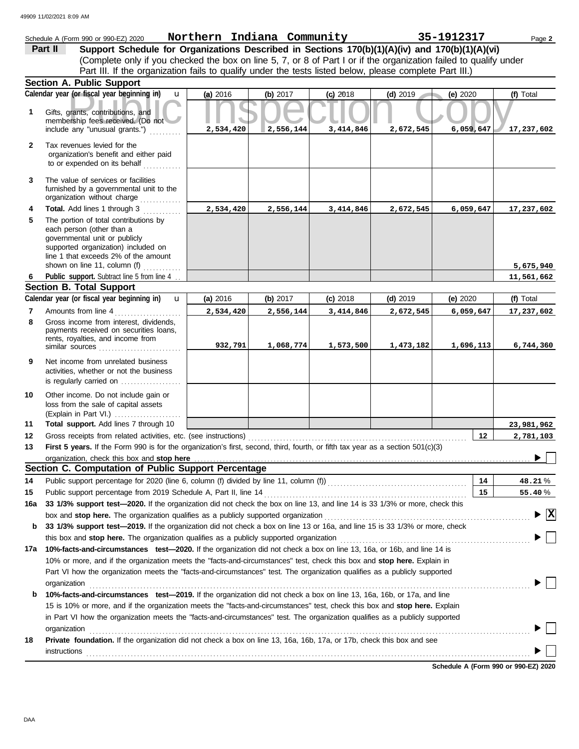Schedule A (Form 990 or 990-EZ) 2020 **Northern Indiana Community** **35-1912317**

**Part II** **Support Schedule for Organizations Described in Sections 170(b)(1)(A)(iv) and 170(b)(1)(A)(vi)**
(Complete only if you checked the box on line 5, 7, or 8 of Part I or if the organization failed to qualify under Part III. If the organization fails to qualify under the tests listed below, please complete Part III.)

### Section A. Public Support

| Calendar year (or fiscal year beginning in) | (a) 2016 | (b) 2017 | (c) 2018 | (d) 2019 | (e) 2020 | (f) Total |
|---|---|---|---|---|---|---|
| **1** Gifts, grants, contributions, and membership fees received. (Do not include any "unusual grants.") | 2,534,420 | 2,556,144 | 3,414,846 | 2,672,545 | 6,059,647 | 17,237,602 |
| **2** Tax revenues levied for the organization's benefit and either paid to or expended on its behalf | | | | | | |
| **3** The value of services or facilities furnished by a governmental unit to the organization without charge | | | | | | |
| **4** **Total.** Add lines 1 through 3 | 2,534,420 | 2,556,144 | 3,414,846 | 2,672,545 | 6,059,647 | 17,237,602 |
| **5** The portion of total contributions by each person (other than a governmental unit or publicly supported organization) included on line 1 that exceeds 2% of the amount shown on line 11, column (f) | | | | | | 5,675,940 |
| **6** **Public support.** Subtract line 5 from line 4 | | | | | | 11,561,662 |

### Section B. Total Support

| Calendar year (or fiscal year beginning in) | (a) 2016 | (b) 2017 | (c) 2018 | (d) 2019 | (e) 2020 | (f) Total |
|---|---|---|---|---|---|---|
| **7** Amounts from line 4 | 2,534,420 | 2,556,144 | 3,414,846 | 2,672,545 | 6,059,647 | 17,237,602 |
| **8** Gross income from interest, dividends, payments received on securities loans, rents, royalties, and income from similar sources | 932,791 | 1,068,774 | 1,573,500 | 1,473,182 | 1,696,113 | 6,744,360 |
| **9** Net income from unrelated business activities, whether or not the business is regularly carried on | | | | | | |
| **10** Other income. Do not include gain or loss from the sale of capital assets (Explain in Part VI.) | | | | | | |
| **11** **Total support.** Add lines 7 through 10 | | | | | | 23,981,962 |

**12** Gross receipts from related activities, etc. (see instructions) ..... **12** 2,781,103

**13** **First 5 years.** If the Form 990 is for the organization's first, second, third, fourth, or fifth tax year as a section 501(c)(3) organization, check this box and **stop here** ☐

### Section C. Computation of Public Support Percentage

**14** Public support percentage for 2020 (line 6, column (f) divided by line 11, column (f)) ..... **14** 48.21 %

**15** Public support percentage from 2019 Schedule A, Part II, line 14 ..... **15** 55.40 %

**16a** **33 1/3% support test—2020.** If the organization did not check the box on line 13, and line 14 is 33 1/3% or more, check this box and **stop here.** The organization qualifies as a publicly supported organization ☒

**b** **33 1/3% support test—2019.** If the organization did not check a box on line 13 or 16a, and line 15 is 33 1/3% or more, check this box and **stop here.** The organization qualifies as a publicly supported organization ☐

**17a** **10%-facts-and-circumstances test—2020.** If the organization did not check a box on line 13, 16a, or 16b, and line 14 is 10% or more, and if the organization meets the "facts-and-circumstances" test, check this box and **stop here.** Explain in Part VI how the organization meets the "facts-and-circumstances" test. The organization qualifies as a publicly supported organization ☐

**b** **10%-facts-and-circumstances test—2019.** If the organization did not check a box on line 13, 16a, 16b, or 17a, and line 15 is 10% or more, and if the organization meets the "facts-and-circumstances" test, check this box and **stop here.** Explain in Part VI how the organization meets the "facts-and-circumstances" test. The organization qualifies as a publicly supported organization ☐

**18** **Private foundation.** If the organization did not check a box on line 13, 16a, 16b, 17a, or 17b, check this box and see instructions ☐

**Schedule A (Form 990 or 990-EZ) 2020**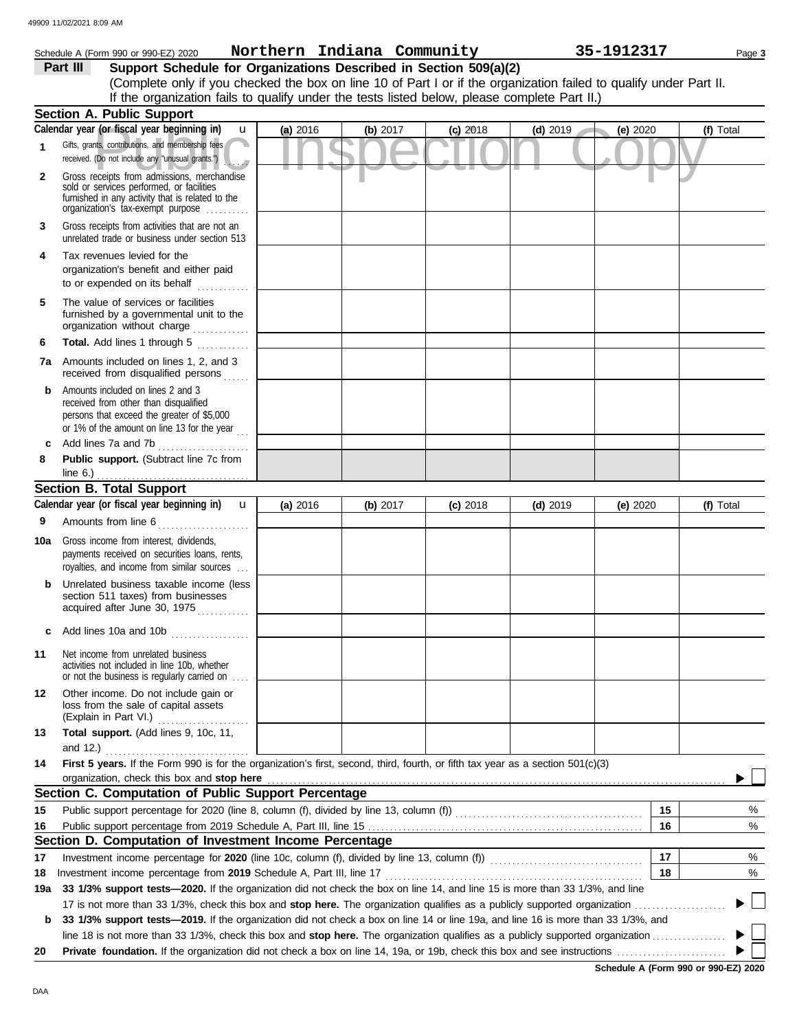Schedule A (Form 990 or 990-EZ) 2020 **Northern Indiana Community** **35-1912317**

**Part III** **Support Schedule for Organizations Described in Section 509(a)(2)**
(Complete only if you checked the box on line 10 of Part I or if the organization failed to qualify under Part II. If the organization fails to qualify under the tests listed below, please complete Part II.)

## Section A. Public Support

| Calendar year (or fiscal year beginning in) | (a) 2016 | (b) 2017 | (c) 2018 | (d) 2019 | (e) 2020 | (f) Total |
|---|---|---|---|---|---|---|
| 1 Gifts, grants, contributions, and membership fees received. (Do not include any "unusual grants.") | | | | | | |
| 2 Gross receipts from admissions, merchandise sold or services performed, or facilities furnished in any activity that is related to the organization's tax-exempt purpose | | | | | | |
| 3 Gross receipts from activities that are not an unrelated trade or business under section 513 | | | | | | |
| 4 Tax revenues levied for the organization's benefit and either paid to or expended on its behalf | | | | | | |
| 5 The value of services or facilities furnished by a governmental unit to the organization without charge | | | | | | |
| 6 **Total.** Add lines 1 through 5 | | | | | | |
| 7a Amounts included on lines 1, 2, and 3 received from disqualified persons | | | | | | |
| b Amounts included on lines 2 and 3 received from other than disqualified persons that exceed the greater of $5,000 or 1% of the amount on line 13 for the year | | | | | | |
| c Add lines 7a and 7b | | | | | | |
| 8 **Public support.** (Subtract line 7c from line 6.) | | | | | | |

## Section B. Total Support

| Calendar year (or fiscal year beginning in) | (a) 2016 | (b) 2017 | (c) 2018 | (d) 2019 | (e) 2020 | (f) Total |
|---|---|---|---|---|---|---|
| 9 Amounts from line 6 | | | | | | |
| 10a Gross income from interest, dividends, payments received on securities loans, rents, royalties, and income from similar sources | | | | | | |
| b Unrelated business taxable income (less section 511 taxes) from businesses acquired after June 30, 1975 | | | | | | |
| c Add lines 10a and 10b | | | | | | |
| 11 Net income from unrelated business activities not included in line 10b, whether or not the business is regularly carried on | | | | | | |
| 12 Other income. Do not include gain or loss from the sale of capital assets (Explain in Part VI.) | | | | | | |
| 13 **Total support.** (Add lines 9, 10c, 11, and 12.) | | | | | | |

**14** **First 5 years.** If the Form 990 is for the organization's first, second, third, fourth, or fifth tax year as a section 501(c)(3) organization, check this box and **stop here** ☐

## Section C. Computation of Public Support Percentage

| | | | |
|---|---|---|---|
| 15 | Public support percentage for 2020 (line 8, column (f), divided by line 13, column (f)) | 15 | % |
| 16 | Public support percentage from 2019 Schedule A, Part III, line 15 | 16 | % |

## Section D. Computation of Investment Income Percentage

| | | | |
|---|---|---|---|
| 17 | Investment income percentage for **2020** (line 10c, column (f), divided by line 13, column (f)) | 17 | % |
| 18 | Investment income percentage from **2019** Schedule A, Part III, line 17 | 18 | % |

**19a** **33 1/3% support tests—2020.** If the organization did not check the box on line 14, and line 15 is more than 33 1/3%, and line 17 is not more than 33 1/3%, check this box and **stop here.** The organization qualifies as a publicly supported organization ☐

**b** **33 1/3% support tests—2019.** If the organization did not check a box on line 14 or line 19a, and line 16 is more than 33 1/3%, and line 18 is not more than 33 1/3%, check this box and **stop here.** The organization qualifies as a publicly supported organization ☐

**20** **Private foundation.** If the organization did not check a box on line 14, 19a, or 19b, check this box and see instructions ☐

**Schedule A (Form 990 or 990-EZ) 2020**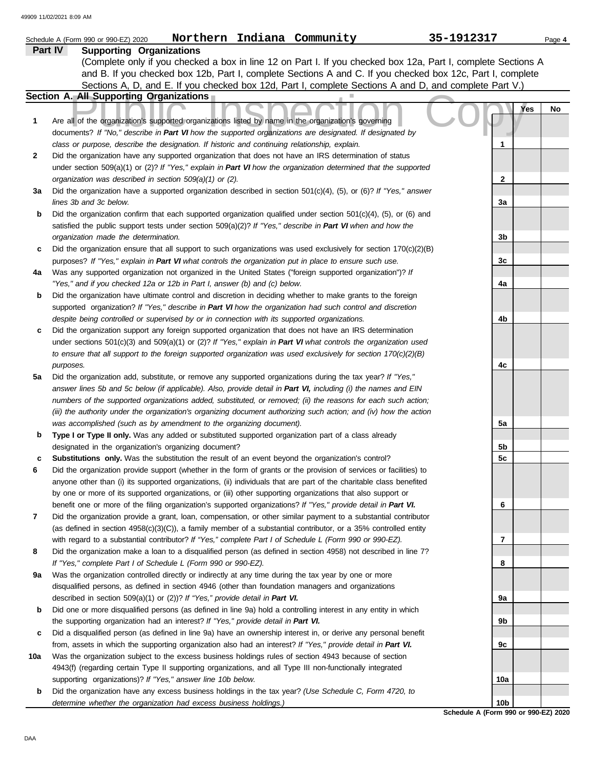Schedule A (Form 990 or 990-EZ) 2020 **Northern Indiana Community** **35-1912317**

**Part IV** **Supporting Organizations**

(Complete only if you checked a box in line 12 on Part I. If you checked box 12a, Part I, complete Sections A and B. If you checked box 12b, Part I, complete Sections A and C. If you checked box 12c, Part I, complete Sections A, D, and E. If you checked box 12d, Part I, complete Sections A and D, and complete Part V.)

**Section A. All Supporting Organizations**

Public Inspection Copy

| | | | Yes | No |
|---|---|---|---|---|
| **1** | Are all of the organization's supported organizations listed by name in the organization's governing documents? *If "No," describe in **Part VI** how the supported organizations are designated. If designated by class or purpose, describe the designation. If historic and continuing relationship, explain.* | **1** | | |
| **2** | Did the organization have any supported organization that does not have an IRS determination of status under section 509(a)(1) or (2)? *If "Yes," explain in **Part VI** how the organization determined that the supported organization was described in section 509(a)(1) or (2).* | **2** | | |
| **3a** | Did the organization have a supported organization described in section 501(c)(4), (5), or (6)? *If "Yes," answer lines 3b and 3c below.* | **3a** | | |
| **b** | Did the organization confirm that each supported organization qualified under section 501(c)(4), (5), or (6) and satisfied the public support tests under section 509(a)(2)? *If "Yes," describe in **Part VI** when and how the organization made the determination.* | **3b** | | |
| **c** | Did the organization ensure that all support to such organizations was used exclusively for section 170(c)(2)(B) purposes? *If "Yes," explain in **Part VI** what controls the organization put in place to ensure such use.* | **3c** | | |
| **4a** | Was any supported organization not organized in the United States ("foreign supported organization")? *If "Yes," and if you checked 12a or 12b in Part I, answer (b) and (c) below.* | **4a** | | |
| **b** | Did the organization have ultimate control and discretion in deciding whether to make grants to the foreign supported organization? *If "Yes," describe in **Part VI** how the organization had such control and discretion despite being controlled or supervised by or in connection with its supported organizations.* | **4b** | | |
| **c** | Did the organization support any foreign supported organization that does not have an IRS determination under sections 501(c)(3) and 509(a)(1) or (2)? *If "Yes," explain in **Part VI** what controls the organization used to ensure that all support to the foreign supported organization was used exclusively for section 170(c)(2)(B) purposes.* | **4c** | | |
| **5a** | Did the organization add, substitute, or remove any supported organizations during the tax year? *If "Yes," answer lines 5b and 5c below (if applicable). Also, provide detail in **Part VI,** including (i) the names and EIN numbers of the supported organizations added, substituted, or removed; (ii) the reasons for each such action; (iii) the authority under the organization's organizing document authorizing such action; and (iv) how the action was accomplished (such as by amendment to the organizing document).* | **5a** | | |
| **b** | **Type I or Type II only.** Was any added or substituted supported organization part of a class already designated in the organization's organizing document? | **5b** | | |
| **c** | **Substitutions only.** Was the substitution the result of an event beyond the organization's control? | **5c** | | |
| **6** | Did the organization provide support (whether in the form of grants or the provision of services or facilities) to anyone other than (i) its supported organizations, (ii) individuals that are part of the charitable class benefited by one or more of its supported organizations, or (iii) other supporting organizations that also support or benefit one or more of the filing organization's supported organizations? *If "Yes," provide detail in **Part VI.*** | **6** | | |
| **7** | Did the organization provide a grant, loan, compensation, or other similar payment to a substantial contributor (as defined in section 4958(c)(3)(C)), a family member of a substantial contributor, or a 35% controlled entity with regard to a substantial contributor? *If "Yes," complete Part I of Schedule L (Form 990 or 990-EZ).* | **7** | | |
| **8** | Did the organization make a loan to a disqualified person (as defined in section 4958) not described in line 7? *If "Yes," complete Part I of Schedule L (Form 990 or 990-EZ).* | **8** | | |
| **9a** | Was the organization controlled directly or indirectly at any time during the tax year by one or more disqualified persons, as defined in section 4946 (other than foundation managers and organizations described in section 509(a)(1) or (2))? *If "Yes," provide detail in **Part VI.*** | **9a** | | |
| **b** | Did one or more disqualified persons (as defined in line 9a) hold a controlling interest in any entity in which the supporting organization had an interest? *If "Yes," provide detail in **Part VI.*** | **9b** | | |
| **c** | Did a disqualified person (as defined in line 9a) have an ownership interest in, or derive any personal benefit from, assets in which the supporting organization also had an interest? *If "Yes," provide detail in **Part VI.*** | **9c** | | |
| **10a** | Was the organization subject to the excess business holdings rules of section 4943 because of section 4943(f) (regarding certain Type II supporting organizations, and all Type III non-functionally integrated supporting organizations)? *If "Yes," answer line 10b below.* | **10a** | | |
| **b** | Did the organization have any excess business holdings in the tax year? *(Use Schedule C, Form 4720, to determine whether the organization had excess business holdings.)* | **10b** | | |

**Schedule A (Form 990 or 990-EZ) 2020**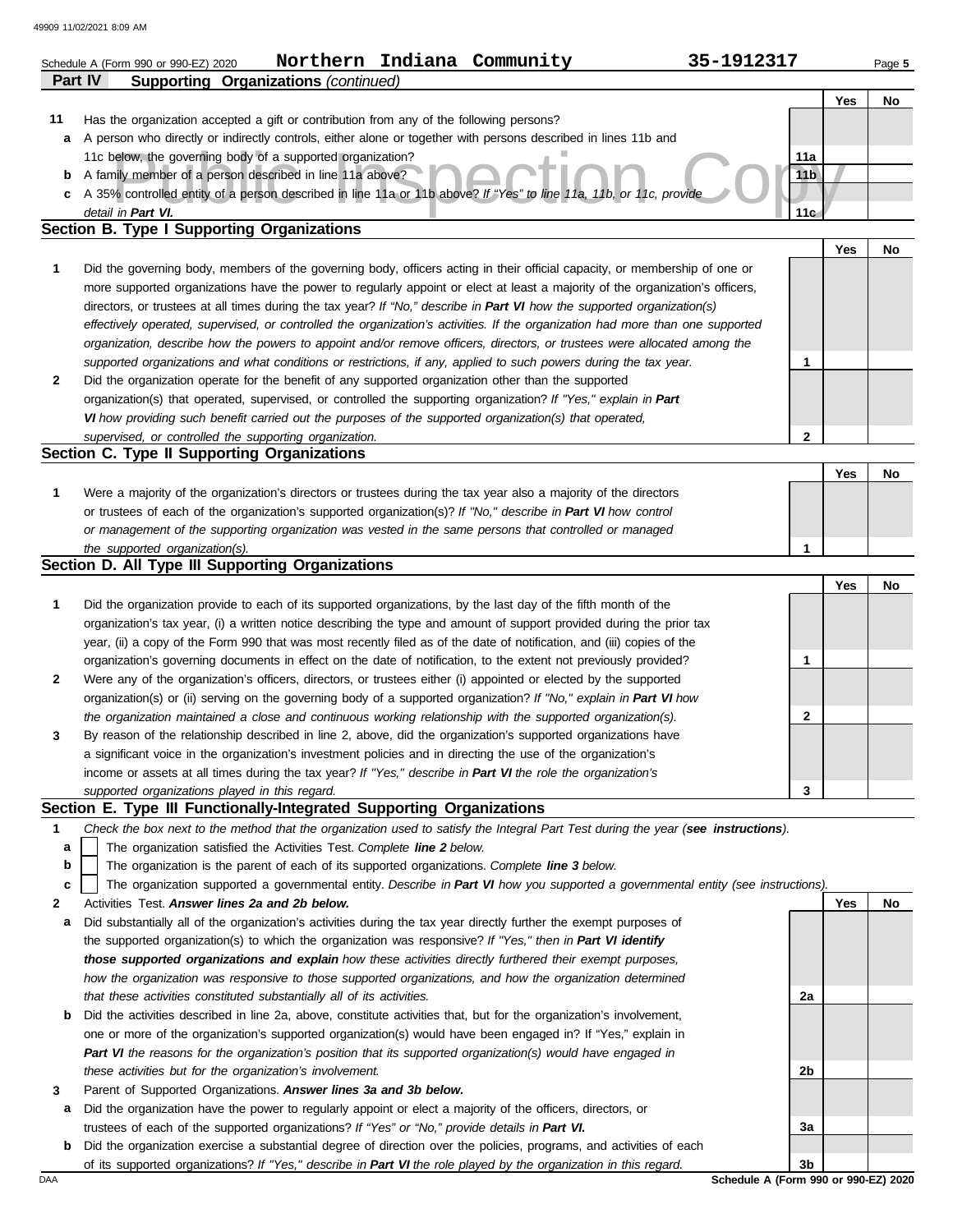Schedule A (Form 990 or 990-EZ) 2020 **Northern Indiana Community** **35-1912317**

## Part IV Supporting Organizations *(continued)*

| | | | Yes | No |
|---|---|---|---|---|
| **11** | Has the organization accepted a gift or contribution from any of the following persons? | | | |
| **a** | A person who directly or indirectly controls, either alone or together with persons described in lines 11b and 11c below, the governing body of a supported organization? | **11a** | | |
| **b** | A family member of a person described in line 11a above? | **11b** | | |
| **c** | A 35% controlled entity of a person described in line 11a or 11b above? *If "Yes" to line 11a, 11b, or 11c, provide detail in* ***Part VI.*** | **11c** | | |

### Section B. Type I Supporting Organizations

| | | | Yes | No |
|---|---|---|---|---|
| **1** | Did the governing body, members of the governing body, officers acting in their official capacity, or membership of one or more supported organizations have the power to regularly appoint or elect at least a majority of the organization's officers, directors, or trustees at all times during the tax year? *If "No," describe in* ***Part VI*** *how the supported organization(s) effectively operated, supervised, or controlled the organization's activities. If the organization had more than one supported organization, describe how the powers to appoint and/or remove officers, directors, or trustees were allocated among the supported organizations and what conditions or restrictions, if any, applied to such powers during the tax year.* | **1** | | |
| **2** | Did the organization operate for the benefit of any supported organization other than the supported organization(s) that operated, supervised, or controlled the supporting organization? *If "Yes," explain in* ***Part VI*** *how providing such benefit carried out the purposes of the supported organization(s) that operated, supervised, or controlled the supporting organization.* | **2** | | |

### Section C. Type II Supporting Organizations

| | | | Yes | No |
|---|---|---|---|---|
| **1** | Were a majority of the organization's directors or trustees during the tax year also a majority of the directors or trustees of each of the organization's supported organization(s)? *If "No," describe in* ***Part VI*** *how control or management of the supporting organization was vested in the same persons that controlled or managed the supported organization(s).* | **1** | | |

### Section D. All Type III Supporting Organizations

| | | | Yes | No |
|---|---|---|---|---|
| **1** | Did the organization provide to each of its supported organizations, by the last day of the fifth month of the organization's tax year, (i) a written notice describing the type and amount of support provided during the prior tax year, (ii) a copy of the Form 990 that was most recently filed as of the date of notification, and (iii) copies of the organization's governing documents in effect on the date of notification, to the extent not previously provided? | **1** | | |
| **2** | Were any of the organization's officers, directors, or trustees either (i) appointed or elected by the supported organization(s) or (ii) serving on the governing body of a supported organization? *If "No," explain in* ***Part VI*** *how the organization maintained a close and continuous working relationship with the supported organization(s).* | **2** | | |
| **3** | By reason of the relationship described in line 2, above, did the organization's supported organizations have a significant voice in the organization's investment policies and in directing the use of the organization's income or assets at all times during the tax year? *If "Yes," describe in* ***Part VI*** *the role the organization's supported organizations played in this regard.* | **3** | | |

### Section E. Type III Functionally-Integrated Supporting Organizations

**1** *Check the box next to the method that the organization used to satisfy the Integral Part Test during the year (**see instructions**).*

- **a** ☐ The organization satisfied the Activities Test. *Complete* ***line 2*** *below.*
- **b** ☐ The organization is the parent of each of its supported organizations. *Complete* ***line 3*** *below.*
- **c** ☐ The organization supported a governmental entity. *Describe in* ***Part VI*** *how you supported a governmental entity (see instructions).*

| | | | Yes | No |
|---|---|---|---|---|
| **2** | Activities Test. ***Answer lines 2a and 2b below.*** | | | |
| **a** | Did substantially all of the organization's activities during the tax year directly further the exempt purposes of the supported organization(s) to which the organization was responsive? *If "Yes," then in* ***Part VI identify those supported organizations and explain*** *how these activities directly furthered their exempt purposes, how the organization was responsive to those supported organizations, and how the organization determined that these activities constituted substantially all of its activities.* | **2a** | | |
| **b** | Did the activities described in line 2a, above, constitute activities that, but for the organization's involvement, one or more of the organization's supported organization(s) would have been engaged in? If "Yes," explain in ***Part VI*** *the reasons for the organization's position that its supported organization(s) would have engaged in these activities but for the organization's involvement.* | **2b** | | |
| **3** | Parent of Supported Organizations. ***Answer lines 3a and 3b below.*** | | | |
| **a** | Did the organization have the power to regularly appoint or elect a majority of the officers, directors, or trustees of each of the supported organizations? *If "Yes" or "No," provide details in* ***Part VI.*** | **3a** | | |
| **b** | Did the organization exercise a substantial degree of direction over the policies, programs, and activities of each of its supported organizations? *If "Yes," describe in* ***Part VI*** *the role played by the organization in this regard.* | **3b** | | |

DAA **Schedule A (Form 990 or 990-EZ) 2020**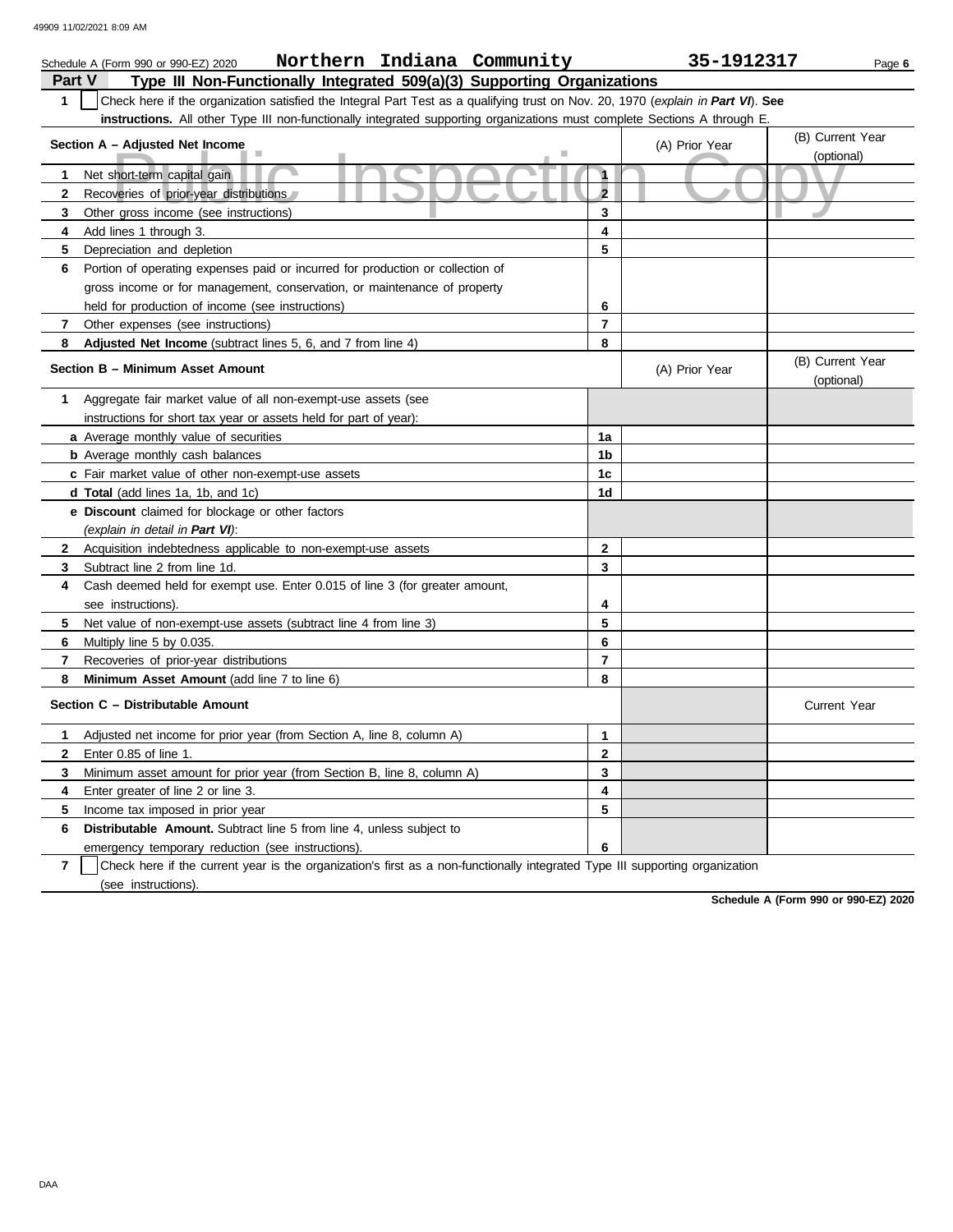Schedule A (Form 990 or 990-EZ) 2020 Northern Indiana Community 35-1912317

## Part V Type III Non-Functionally Integrated 509(a)(3) Supporting Organizations

**1** ☐ Check here if the organization satisfied the Integral Part Test as a qualifying trust on Nov. 20, 1970 (*explain in **Part VI***). **See instructions.** All other Type III non-functionally integrated supporting organizations must complete Sections A through E.

| Section A – Adjusted Net Income | | (A) Prior Year | (B) Current Year (optional) |
|---|---|---|---|
| **1** Net short-term capital gain | 1 | | |
| **2** Recoveries of prior-year distributions | 2 | | |
| **3** Other gross income (see instructions) | 3 | | |
| **4** Add lines 1 through 3. | 4 | | |
| **5** Depreciation and depletion | 5 | | |
| **6** Portion of operating expenses paid or incurred for production or collection of gross income or for management, conservation, or maintenance of property held for production of income (see instructions) | 6 | | |
| **7** Other expenses (see instructions) | 7 | | |
| **8** **Adjusted Net Income** (subtract lines 5, 6, and 7 from line 4) | 8 | | |

| Section B – Minimum Asset Amount | | (A) Prior Year | (B) Current Year (optional) |
|---|---|---|---|
| **1** Aggregate fair market value of all non-exempt-use assets (see instructions for short tax year or assets held for part of year): | | | |
| **a** Average monthly value of securities | 1a | | |
| **b** Average monthly cash balances | 1b | | |
| **c** Fair market value of other non-exempt-use assets | 1c | | |
| **d** **Total** (add lines 1a, 1b, and 1c) | 1d | | |
| **e** **Discount** claimed for blockage or other factors (*explain in detail in **Part VI***): | | | |
| **2** Acquisition indebtedness applicable to non-exempt-use assets | 2 | | |
| **3** Subtract line 2 from line 1d. | 3 | | |
| **4** Cash deemed held for exempt use. Enter 0.015 of line 3 (for greater amount, see instructions). | 4 | | |
| **5** Net value of non-exempt-use assets (subtract line 4 from line 3) | 5 | | |
| **6** Multiply line 5 by 0.035. | 6 | | |
| **7** Recoveries of prior-year distributions | 7 | | |
| **8** **Minimum Asset Amount** (add line 7 to line 6) | 8 | | |

| Section C – Distributable Amount | | | Current Year |
|---|---|---|---|
| **1** Adjusted net income for prior year (from Section A, line 8, column A) | 1 | | |
| **2** Enter 0.85 of line 1. | 2 | | |
| **3** Minimum asset amount for prior year (from Section B, line 8, column A) | 3 | | |
| **4** Enter greater of line 2 or line 3. | 4 | | |
| **5** Income tax imposed in prior year | 5 | | |
| **6** **Distributable Amount.** Subtract line 5 from line 4, unless subject to emergency temporary reduction (see instructions). | 6 | | |

**7** ☐ Check here if the current year is the organization's first as a non-functionally integrated Type III supporting organization (see instructions).

**Schedule A (Form 990 or 990-EZ) 2020**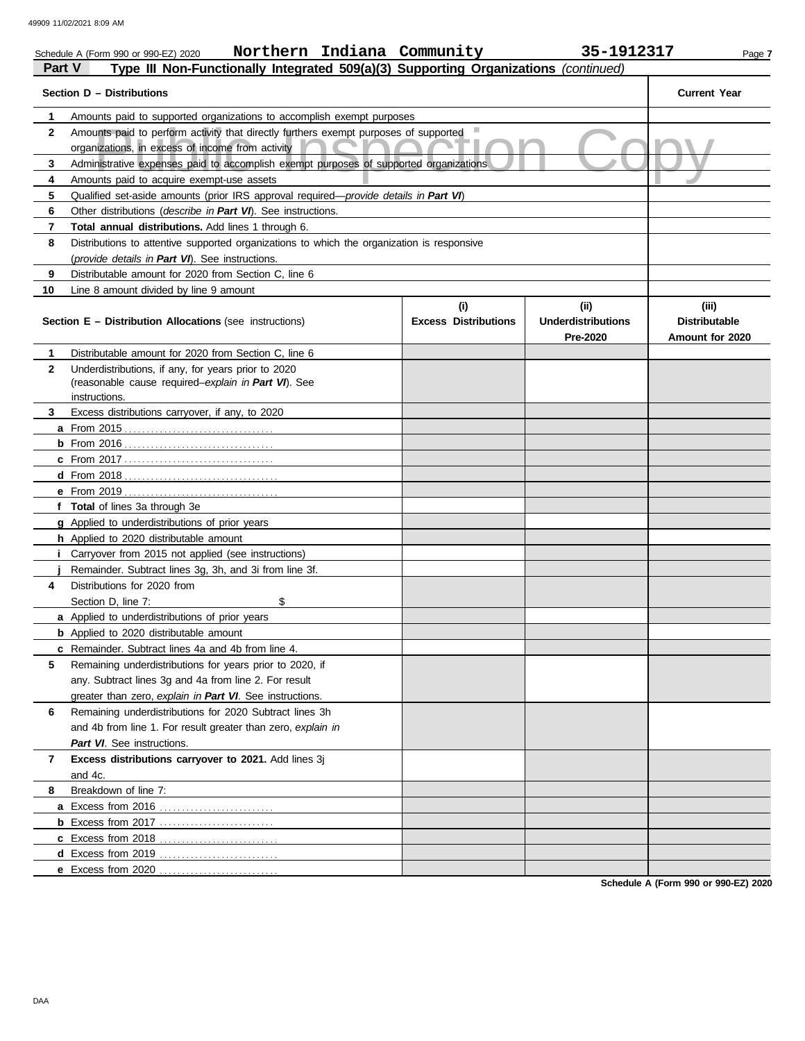Schedule A (Form 990 or 990-EZ) 2020 **Northern Indiana Community** **35-1912317**

## Part V Type III Non-Functionally Integrated 509(a)(3) Supporting Organizations *(continued)*

| | Section D – Distributions | Current Year |
|---|---|---|
| 1 | Amounts paid to supported organizations to accomplish exempt purposes | |
| 2 | Amounts paid to perform activity that directly furthers exempt purposes of supported organizations, in excess of income from activity | |
| 3 | Administrative expenses paid to accomplish exempt purposes of supported organizations | |
| 4 | Amounts paid to acquire exempt-use assets | |
| 5 | Qualified set-aside amounts (prior IRS approval required—*provide details in **Part VI***) | |
| 6 | Other distributions (*describe in **Part VI***). See instructions. | |
| 7 | **Total annual distributions.** Add lines 1 through 6. | |
| 8 | Distributions to attentive supported organizations to which the organization is responsive (*provide details in **Part VI***). See instructions. | |
| 9 | Distributable amount for 2020 from Section C, line 6 | |
| 10 | Line 8 amount divided by line 9 amount | |

| | Section E – Distribution Allocations (see instructions) | (i) Excess Distributions | (ii) Underdistributions Pre-2020 | (iii) Distributable Amount for 2020 |
|---|---|---|---|---|
| 1 | Distributable amount for 2020 from Section C, line 6 | | | |
| 2 | Underdistributions, if any, for years prior to 2020 (reasonable cause required–*explain in **Part VI***). See instructions. | | | |
| 3 | Excess distributions carryover, if any, to 2020 | | | |
| a | From 2015 | | | |
| b | From 2016 | | | |
| c | From 2017 | | | |
| d | From 2018 | | | |
| e | From 2019 | | | |
| f | **Total** of lines 3a through 3e | | | |
| g | Applied to underdistributions of prior years | | | |
| h | Applied to 2020 distributable amount | | | |
| i | Carryover from 2015 not applied (see instructions) | | | |
| j | Remainder. Subtract lines 3g, 3h, and 3i from line 3f. | | | |
| 4 | Distributions for 2020 from Section D, line 7: $ | | | |
| a | Applied to underdistributions of prior years | | | |
| b | Applied to 2020 distributable amount | | | |
| c | Remainder. Subtract lines 4a and 4b from line 4. | | | |
| 5 | Remaining underdistributions for years prior to 2020, if any. Subtract lines 3g and 4a from line 2. For result greater than zero, *explain in **Part VI***. See instructions. | | | |
| 6 | Remaining underdistributions for 2020 Subtract lines 3h and 4b from line 1. For result greater than zero, *explain in **Part VI***. See instructions. | | | |
| 7 | **Excess distributions carryover to 2021.** Add lines 3j and 4c. | | | |
| 8 | Breakdown of line 7: | | | |
| a | Excess from 2016 | | | |
| b | Excess from 2017 | | | |
| c | Excess from 2018 | | | |
| d | Excess from 2019 | | | |
| e | Excess from 2020 | | | |

**Schedule A (Form 990 or 990-EZ) 2020**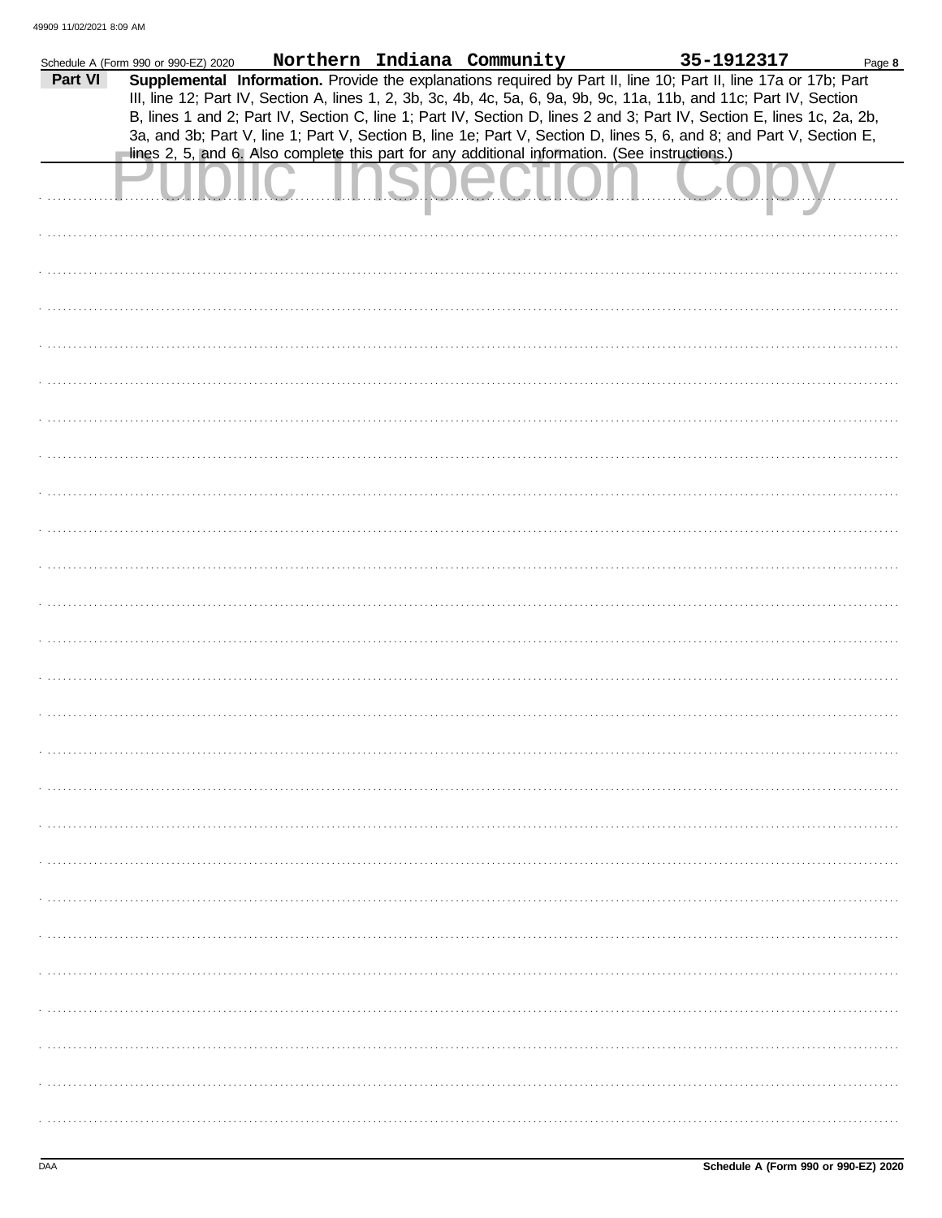Schedule A (Form 990 or 990-EZ) 2020 **Northern Indiana Community** **35-1912317** Page **8**

**Part VI** **Supplemental Information.** Provide the explanations required by Part II, line 10; Part II, line 17a or 17b; Part III, line 12; Part IV, Section A, lines 1, 2, 3b, 3c, 4b, 4c, 5a, 6, 9a, 9b, 9c, 11a, 11b, and 11c; Part IV, Section B, lines 1 and 2; Part IV, Section C, line 1; Part IV, Section D, lines 2 and 3; Part IV, Section E, lines 1c, 2a, 2b, 3a, and 3b; Part V, line 1; Part V, Section B, line 1e; Part V, Section D, lines 5, 6, and 8; and Part V, Section E, lines 2, 5, and 6. Also complete this part for any additional information. (See instructions.)

Public Inspection Copy

Schedule A (Form 990 or 990-EZ) 2020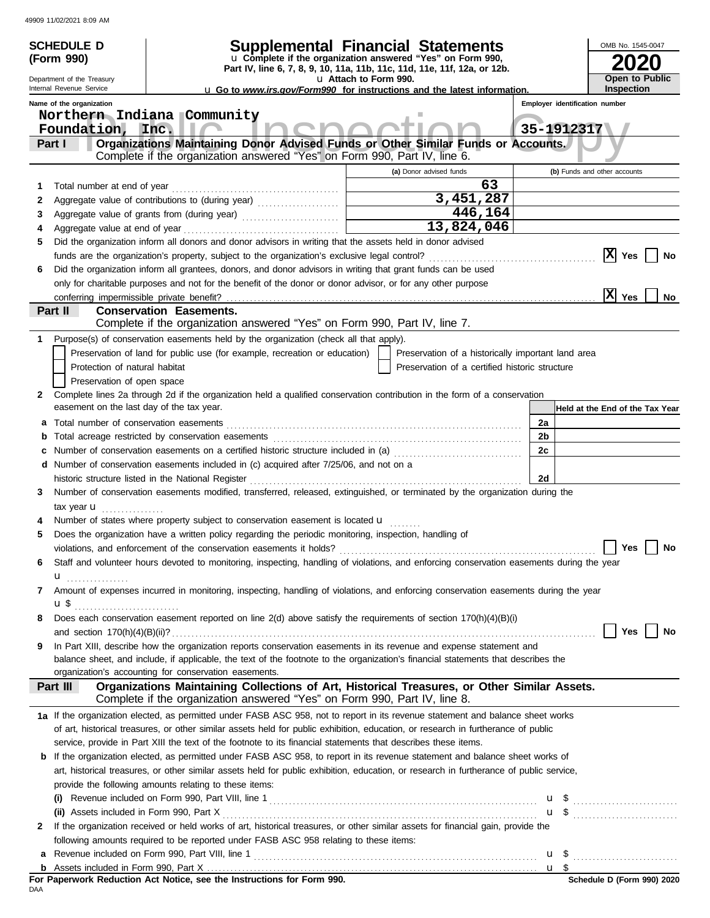49909 11/02/2021 8:09 AM

**SCHEDULE D (Form 990)**

Department of the Treasury
Internal Revenue Service

# Supplemental Financial Statements

u Complete if the organization answered "Yes" on Form 990, Part IV, line 6, 7, 8, 9, 10, 11a, 11b, 11c, 11d, 11e, 11f, 12a, or 12b.
u Attach to Form 990.
u Go to *www.irs.gov/Form990* for instructions and the latest information.

OMB No. 1545-0047
**2020**
**Open to Public Inspection**

Name of the organization: Northern Indiana Community Foundation, Inc.
Employer identification number: 35-1912317

## Part I Organizations Maintaining Donor Advised Funds or Other Similar Funds or Accounts.
Complete if the organization answered "Yes" on Form 990, Part IV, line 6.

| | | (a) Donor advised funds | (b) Funds and other accounts |
|---|---|---|---|
| 1 | Total number at end of year | 63 | |
| 2 | Aggregate value of contributions to (during year) | 3,451,287 | |
| 3 | Aggregate value of grants from (during year) | 446,164 | |
| 4 | Aggregate value at end of year | 13,824,046 | |

5 Did the organization inform all donors and donor advisors in writing that the assets held in donor advised funds are the organization's property, subject to the organization's exclusive legal control? [X] Yes [ ] No

6 Did the organization inform all grantees, donors, and donor advisors in writing that grant funds can be used only for charitable purposes and not for the benefit of the donor or donor advisor, or for any other purpose conferring impermissible private benefit? [X] Yes [ ] No

## Part II Conservation Easements.
Complete if the organization answered "Yes" on Form 990, Part IV, line 7.

1 Purpose(s) of conservation easements held by the organization (check all that apply).
- [ ] Preservation of land for public use (for example, recreation or education)
- [ ] Preservation of a historically important land area
- [ ] Protection of natural habitat
- [ ] Preservation of a certified historic structure
- [ ] Preservation of open space

2 Complete lines 2a through 2d if the organization held a qualified conservation contribution in the form of a conservation easement on the last day of the tax year.

| | | | Held at the End of the Tax Year |
|---|---|---|---|
| a | Total number of conservation easements | 2a | |
| b | Total acreage restricted by conservation easements | 2b | |
| c | Number of conservation easements on a certified historic structure included in (a) | 2c | |
| d | Number of conservation easements included in (c) acquired after 7/25/06, and not on a historic structure listed in the National Register | 2d | |

3 Number of conservation easements modified, transferred, released, extinguished, or terminated by the organization during the tax year u

4 Number of states where property subject to conservation easement is located u

5 Does the organization have a written policy regarding the periodic monitoring, inspection, handling of violations, and enforcement of the conservation easements it holds? [ ] Yes [ ] No

6 Staff and volunteer hours devoted to monitoring, inspecting, handling of violations, and enforcing conservation easements during the year u

7 Amount of expenses incurred in monitoring, inspecting, handling of violations, and enforcing conservation easements during the year u $

8 Does each conservation easement reported on line 2(d) above satisfy the requirements of section 170(h)(4)(B)(i) and section 170(h)(4)(B)(ii)? [ ] Yes [ ] No

9 In Part XIII, describe how the organization reports conservation easements in its revenue and expense statement and balance sheet, and include, if applicable, the text of the footnote to the organization's financial statements that describes the organization's accounting for conservation easements.

## Part III Organizations Maintaining Collections of Art, Historical Treasures, or Other Similar Assets.
Complete if the organization answered "Yes" on Form 990, Part IV, line 8.

1a If the organization elected, as permitted under FASB ASC 958, not to report in its revenue statement and balance sheet works of art, historical treasures, or other similar assets held for public exhibition, education, or research in furtherance of public service, provide in Part XIII the text of the footnote to its financial statements that describes these items.

b If the organization elected, as permitted under FASB ASC 958, to report in its revenue statement and balance sheet works of art, historical treasures, or other similar assets held for public exhibition, education, or research in furtherance of public service, provide the following amounts relating to these items:

(i) Revenue included on Form 990, Part VIII, line 1 u $

(ii) Assets included in Form 990, Part X u $

2 If the organization received or held works of art, historical treasures, or other similar assets for financial gain, provide the following amounts required to be reported under FASB ASC 958 relating to these items:

a Revenue included on Form 990, Part VIII, line 1 u $

b Assets included in Form 990, Part X u $

**For Paperwork Reduction Act Notice, see the Instructions for Form 990.**
DAA
**Schedule D (Form 990) 2020**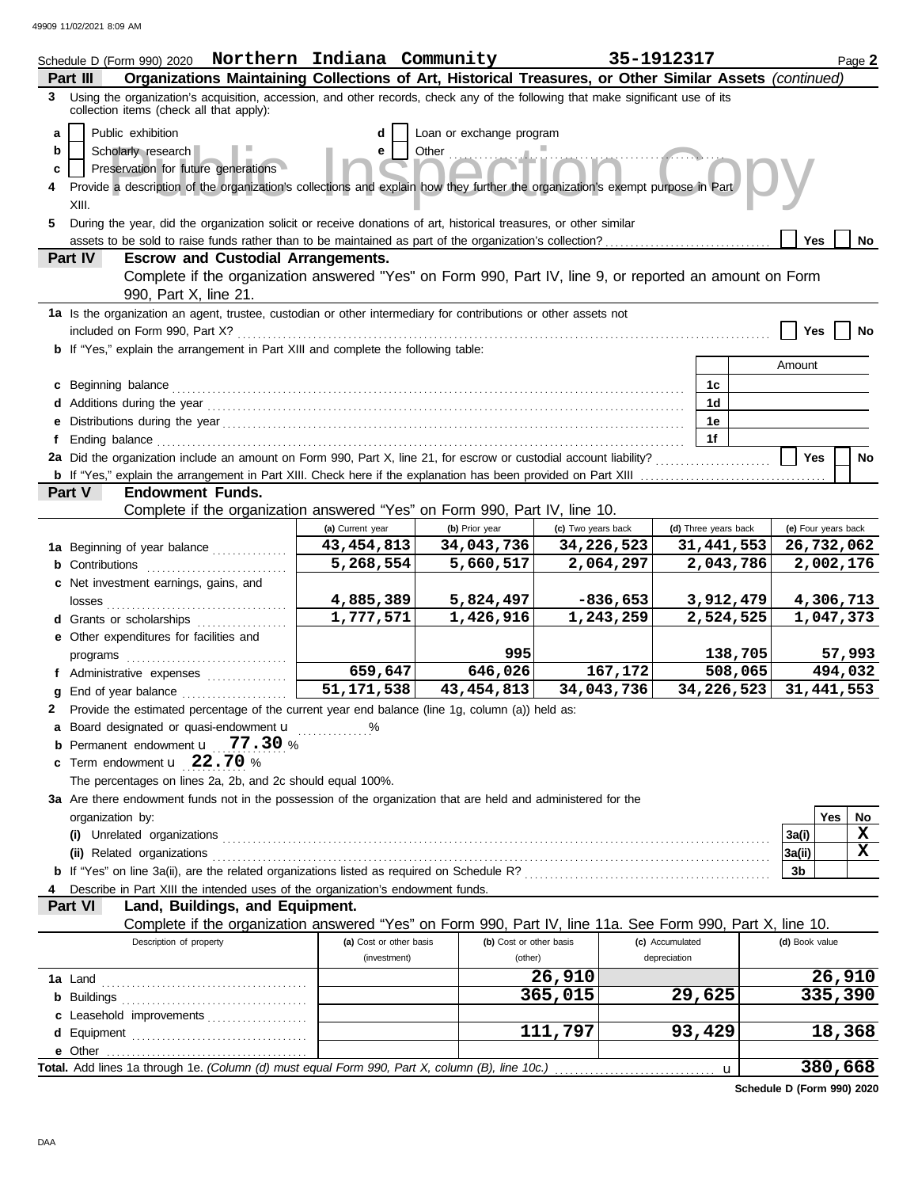Schedule D (Form 990) 2020 **Northern Indiana Community** **35-1912317** Page **2**

## Part III Organizations Maintaining Collections of Art, Historical Treasures, or Other Similar Assets *(continued)*

**3** Using the organization's acquisition, accession, and other records, check any of the following that make significant use of its collection items (check all that apply):

- **a** ☐ Public exhibition
- **b** ☐ Scholarly research
- **c** ☐ Preservation for future generations
- **d** ☐ Loan or exchange program
- **e** ☐ Other

**4** Provide a description of the organization's collections and explain how they further the organization's exempt purpose in Part XIII.

**5** During the year, did the organization solicit or receive donations of art, historical treasures, or other similar assets to be sold to raise funds rather than to be maintained as part of the organization's collection? ☐ Yes ☐ No

## Part IV Escrow and Custodial Arrangements.

Complete if the organization answered "Yes" on Form 990, Part IV, line 9, or reported an amount on Form 990, Part X, line 21.

**1a** Is the organization an agent, trustee, custodian or other intermediary for contributions or other assets not included on Form 990, Part X? ☐ Yes ☐ No

**b** If "Yes," explain the arrangement in Part XIII and complete the following table:

| | | Amount |
|---|---|---|
| **c** Beginning balance | 1c | |
| **d** Additions during the year | 1d | |
| **e** Distributions during the year | 1e | |
| **f** Ending balance | 1f | |

**2a** Did the organization include an amount on Form 990, Part X, line 21, for escrow or custodial account liability? ☐ Yes ☐ No

**b** If "Yes," explain the arrangement in Part XIII. Check here if the explanation has been provided on Part XIII ☐

## Part V Endowment Funds.

Complete if the organization answered "Yes" on Form 990, Part IV, line 10.

| | (a) Current year | (b) Prior year | (c) Two years back | (d) Three years back | (e) Four years back |
|---|---|---|---|---|---|
| **1a** Beginning of year balance | 43,454,813 | 34,043,736 | 34,226,523 | 31,441,553 | 26,732,062 |
| **b** Contributions | 5,268,554 | 5,660,517 | 2,064,297 | 2,043,786 | 2,002,176 |
| **c** Net investment earnings, gains, and losses | 4,885,389 | 5,824,497 | -836,653 | 3,912,479 | 4,306,713 |
| **d** Grants or scholarships | 1,777,571 | 1,426,916 | 1,243,259 | 2,524,525 | 1,047,373 |
| **e** Other expenditures for facilities and programs | | 995 | | 138,705 | 57,993 |
| **f** Administrative expenses | 659,647 | 646,026 | 167,172 | 508,065 | 494,032 |
| **g** End of year balance | 51,171,538 | 43,454,813 | 34,043,736 | 34,226,523 | 31,441,553 |

**2** Provide the estimated percentage of the current year end balance (line 1g, column (a)) held as:

- **a** Board designated or quasi-endowment u %
- **b** Permanent endowment u **77.30** %
- **c** Term endowment u **22.70** %

The percentages on lines 2a, 2b, and 2c should equal 100%.

**3a** Are there endowment funds not in the possession of the organization that are held and administered for the organization by:

| | | Yes | No |
|---|---|---|---|
| **(i)** Unrelated organizations | 3a(i) | | X |
| **(ii)** Related organizations | 3a(ii) | | X |
| **b** If "Yes" on line 3a(ii), are the related organizations listed as required on Schedule R? | 3b | | |

**4** Describe in Part XIII the intended uses of the organization's endowment funds.

## Part VI Land, Buildings, and Equipment.

Complete if the organization answered "Yes" on Form 990, Part IV, line 11a. See Form 990, Part X, line 10.

| Description of property | (a) Cost or other basis (investment) | (b) Cost or other basis (other) | (c) Accumulated depreciation | (d) Book value |
|---|---|---|---|---|
| **1a** Land | | 26,910 | | 26,910 |
| **b** Buildings | | 365,015 | 29,625 | 335,390 |
| **c** Leasehold improvements | | | | |
| **d** Equipment | | 111,797 | 93,429 | 18,368 |
| **e** Other | | | | |
| **Total.** Add lines 1a through 1e. *(Column (d) must equal Form 990, Part X, column (B), line 10c.)* | | | u | 380,668 |

**Schedule D (Form 990) 2020**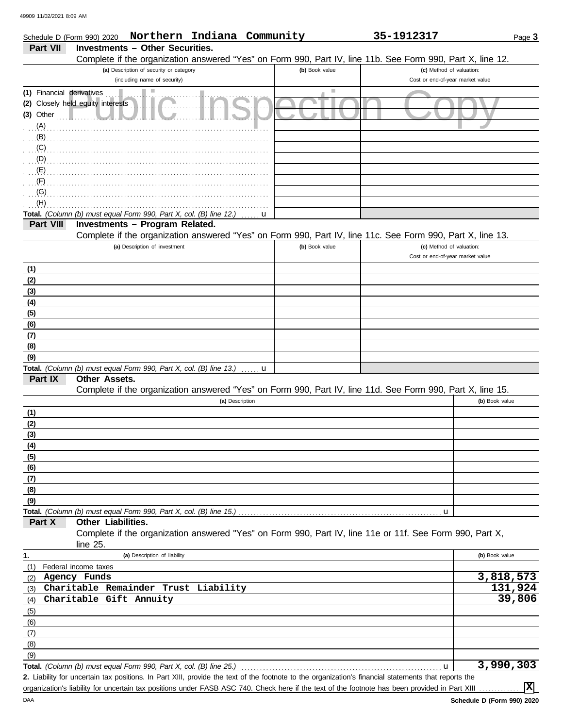Schedule D (Form 990) 2020 **Northern Indiana Community** **35-1912317** Page **3**

## Part VII Investments – Other Securities.

Complete if the organization answered "Yes" on Form 990, Part IV, line 11b. See Form 990, Part X, line 12.

| (a) Description of security or category (including name of security) | (b) Book value | (c) Method of valuation: Cost or end-of-year market value |
|---|---|---|
| (1) Financial derivatives | | |
| (2) Closely held equity interests | | |
| (3) Other | | |
| (A) | | |
| (B) | | |
| (C) | | |
| (D) | | |
| (E) | | |
| (F) | | |
| (G) | | |
| (H) | | |
| **Total.** *(Column (b) must equal Form 990, Part X, col. (B) line 12.)* u | | |

## Part VIII Investments – Program Related.

Complete if the organization answered "Yes" on Form 990, Part IV, line 11c. See Form 990, Part X, line 13.

| (a) Description of investment | (b) Book value | (c) Method of valuation: Cost or end-of-year market value |
|---|---|---|
| (1) | | |
| (2) | | |
| (3) | | |
| (4) | | |
| (5) | | |
| (6) | | |
| (7) | | |
| (8) | | |
| (9) | | |
| **Total.** *(Column (b) must equal Form 990, Part X, col. (B) line 13.)* u | | |

## Part IX Other Assets.

Complete if the organization answered "Yes" on Form 990, Part IV, line 11d. See Form 990, Part X, line 15.

| (a) Description | (b) Book value |
|---|---|
| (1) | |
| (2) | |
| (3) | |
| (4) | |
| (5) | |
| (6) | |
| (7) | |
| (8) | |
| (9) | |
| **Total.** *(Column (b) must equal Form 990, Part X, col. (B) line 15.)* u | |

## Part X Other Liabilities.

Complete if the organization answered "Yes" on Form 990, Part IV, line 11e or 11f. See Form 990, Part X, line 25.

| 1. (a) Description of liability | (b) Book value |
|---|---|
| (1) Federal income taxes | |
| (2) Agency Funds | 3,818,573 |
| (3) Charitable Remainder Trust Liability | 131,924 |
| (4) Charitable Gift Annuity | 39,806 |
| (5) | |
| (6) | |
| (7) | |
| (8) | |
| (9) | |
| **Total.** *(Column (b) must equal Form 990, Part X, col. (B) line 25.)* u | 3,990,303 |

**2.** Liability for uncertain tax positions. In Part XIII, provide the text of the footnote to the organization's financial statements that reports the organization's liability for uncertain tax positions under FASB ASC 740. Check here if the text of the footnote has been provided in Part XIII ............ **X**

Schedule D (Form 990) 2020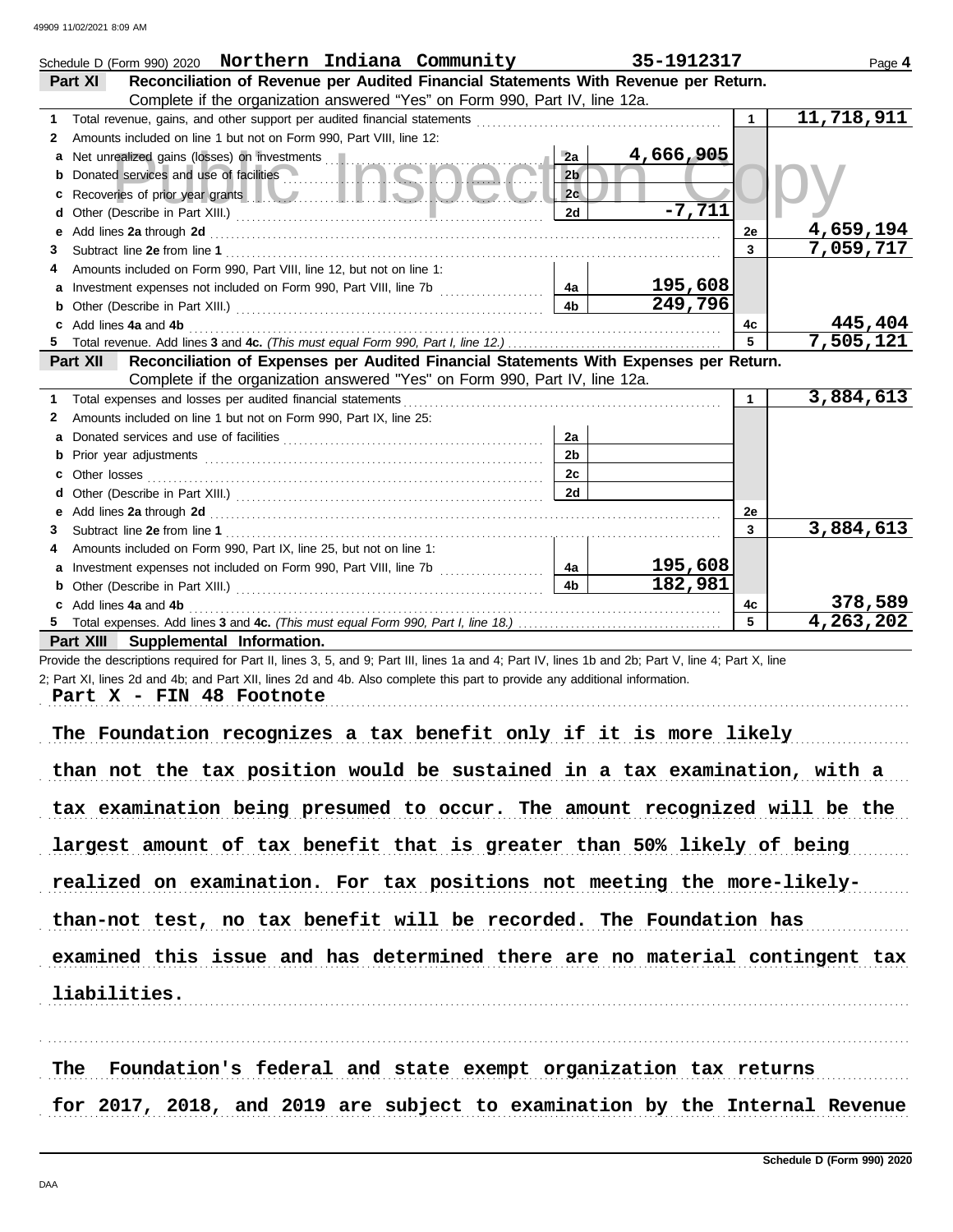Schedule D (Form 990) 2020 **Northern Indiana Community** **35-1912317** Page **4**

## Part XI — Reconciliation of Revenue per Audited Financial Statements With Revenue per Return.

Complete if the organization answered "Yes" on Form 990, Part IV, line 12a.

| | | | | | |
|---|---|---|---|---|---|
| **1** | Total revenue, gains, and other support per audited financial statements | | | 1 | 11,718,911 |
| **2** | Amounts included on line 1 but not on Form 990, Part VIII, line 12: | | | | |
| **a** | Net unrealized gains (losses) on investments | 2a | 4,666,905 | | |
| **b** | Donated services and use of facilities | 2b | | | |
| **c** | Recoveries of prior year grants | 2c | | | |
| **d** | Other (Describe in Part XIII.) | 2d | -7,711 | | |
| **e** | Add lines **2a** through **2d** | | | 2e | 4,659,194 |
| **3** | Subtract line **2e** from line **1** | | | 3 | 7,059,717 |
| **4** | Amounts included on Form 990, Part VIII, line 12, but not on line 1: | | | | |
| **a** | Investment expenses not included on Form 990, Part VIII, line 7b | 4a | 195,608 | | |
| **b** | Other (Describe in Part XIII.) | 4b | 249,796 | | |
| **c** | Add lines **4a** and **4b** | | | 4c | 445,404 |
| **5** | Total revenue. Add lines **3** and **4c.** *(This must equal Form 990, Part I, line 12.)* | | | 5 | 7,505,121 |

## Part XII — Reconciliation of Expenses per Audited Financial Statements With Expenses per Return.

Complete if the organization answered "Yes" on Form 990, Part IV, line 12a.

| | | | | | |
|---|---|---|---|---|---|
| **1** | Total expenses and losses per audited financial statements | | | 1 | 3,884,613 |
| **2** | Amounts included on line 1 but not on Form 990, Part IX, line 25: | | | | |
| **a** | Donated services and use of facilities | 2a | | | |
| **b** | Prior year adjustments | 2b | | | |
| **c** | Other losses | 2c | | | |
| **d** | Other (Describe in Part XIII.) | 2d | | | |
| **e** | Add lines **2a** through **2d** | | | 2e | |
| **3** | Subtract line **2e** from line **1** | | | 3 | 3,884,613 |
| **4** | Amounts included on Form 990, Part IX, line 25, but not on line 1: | | | | |
| **a** | Investment expenses not included on Form 990, Part VIII, line 7b | 4a | 195,608 | | |
| **b** | Other (Describe in Part XIII.) | 4b | 182,981 | | |
| **c** | Add lines **4a** and **4b** | | | 4c | 378,589 |
| **5** | Total expenses. Add lines **3** and **4c.** *(This must equal Form 990, Part I, line 18.)* | | | 5 | 4,263,202 |

## Part XIII — Supplemental Information.

Provide the descriptions required for Part II, lines 3, 5, and 9; Part III, lines 1a and 4; Part IV, lines 1b and 2b; Part V, line 4; Part X, line 2; Part XI, lines 2d and 4b; and Part XII, lines 2d and 4b. Also complete this part to provide any additional information.

Part X - FIN 48 Footnote

The Foundation recognizes a tax benefit only if it is more likely than not the tax position would be sustained in a tax examination, with a tax examination being presumed to occur. The amount recognized will be the largest amount of tax benefit that is greater than 50% likely of being realized on examination. For tax positions not meeting the more-likely-than-not test, no tax benefit will be recorded. The Foundation has examined this issue and has determined there are no material contingent tax liabilities.

The Foundation's federal and state exempt organization tax returns for 2017, 2018, and 2019 are subject to examination by the Internal Revenue

Schedule D (Form 990) 2020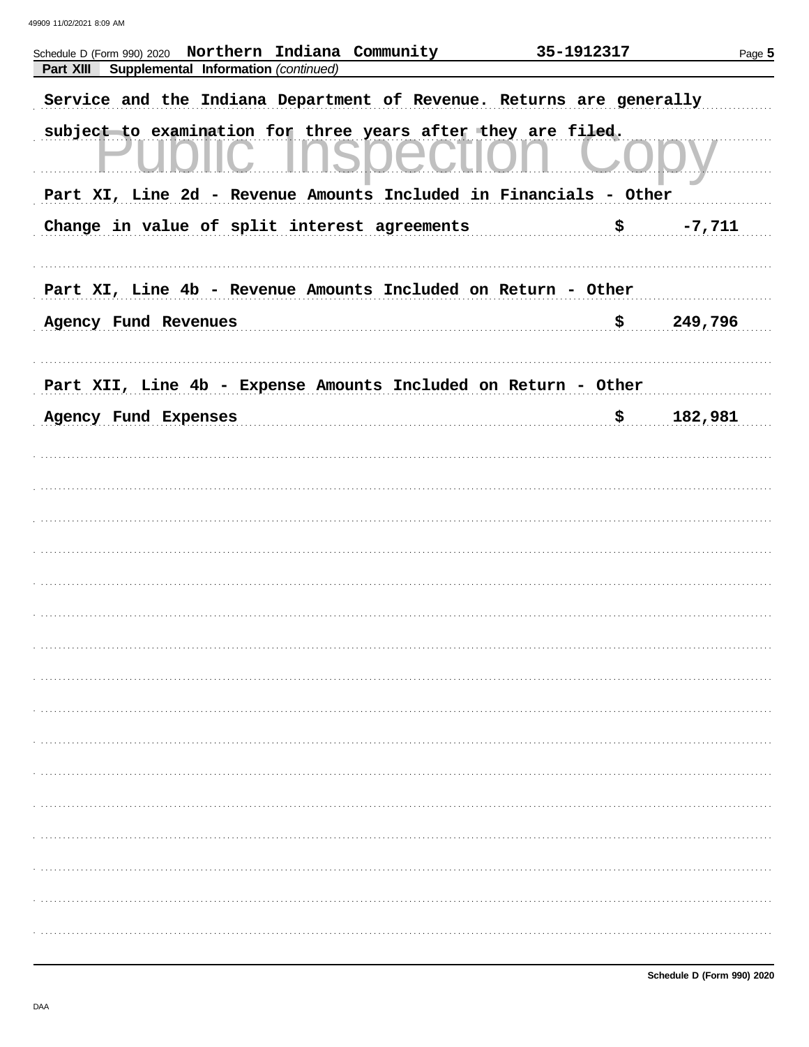Schedule D (Form 990) 2020 **Northern Indiana Community** **35-1912317** Page **5**

**Part XIII Supplemental Information** *(continued)*

Service and the Indiana Department of Revenue. Returns are generally subject to examination for three years after they are filed.

Public Inspection Copy

Part XI, Line 2d - Revenue Amounts Included in Financials - Other

| | | |
|---|---|---|
| Change in value of split interest agreements | $ | -7,711 |

Part XI, Line 4b - Revenue Amounts Included on Return - Other

| | | |
|---|---|---|
| Agency Fund Revenues | $ | 249,796 |

Part XII, Line 4b - Expense Amounts Included on Return - Other

| | | |
|---|---|---|
| Agency Fund Expenses | $ | 182,981 |

**Schedule D (Form 990) 2020**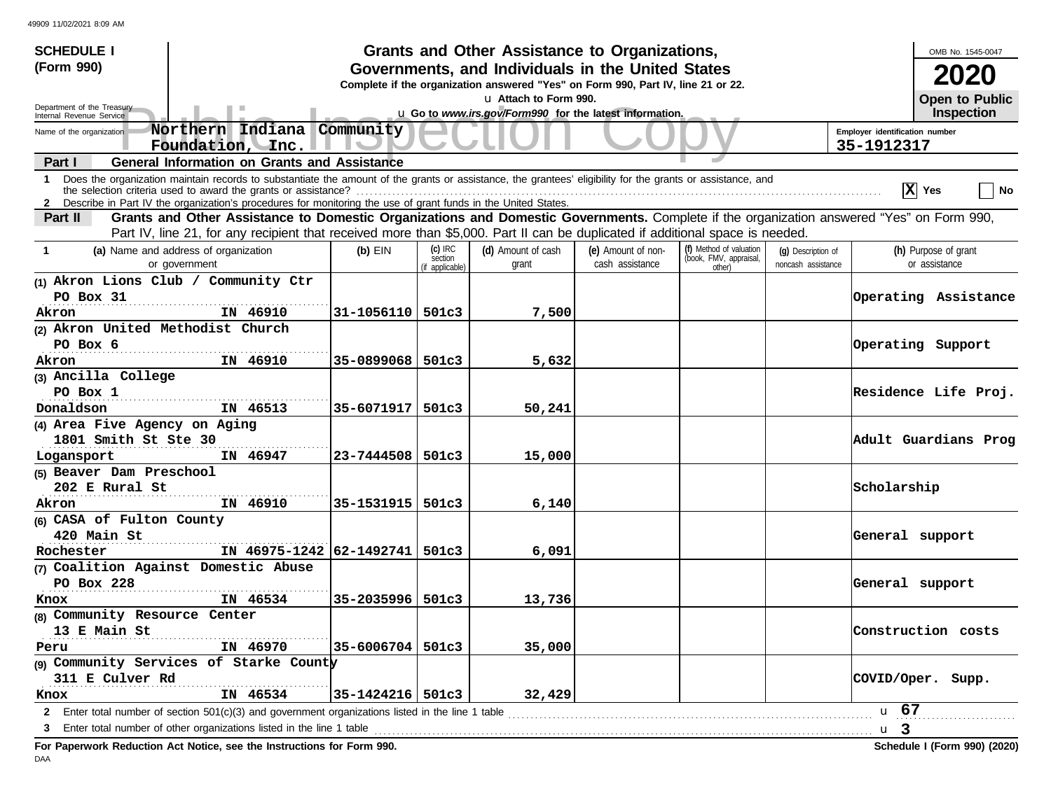**SCHEDULE I (Form 990)**

Department of the Treasury
Internal Revenue Service

# Grants and Other Assistance to Organizations, Governments, and Individuals in the United States

**Complete if the organization answered "Yes" on Form 990, Part IV, line 21 or 22.**
u **Attach to Form 990.**
u **Go to *www.irs.gov/Form990* for the latest information.**

OMB No. 1545-0047

**2020**

**Open to Public Inspection**

Name of the organization: **Northern Indiana Community Foundation, Inc.**

Employer identification number: **35-1912317**

**Part I — General Information on Grants and Assistance**

1 Does the organization maintain records to substantiate the amount of the grants or assistance, the grantees' eligibility for the grants or assistance, and the selection criteria used to award the grants or assistance? **[X] Yes** [ ] No

2 Describe in Part IV the organization's procedures for monitoring the use of grant funds in the United States.

**Part II — Grants and Other Assistance to Domestic Organizations and Domestic Governments.** Complete if the organization answered "Yes" on Form 990, Part IV, line 21, for any recipient that received more than $5,000. Part II can be duplicated if additional space is needed.

| 1 (a) Name and address of organization or government | (b) EIN | (c) IRC section (if applicable) | (d) Amount of cash grant | (e) Amount of non-cash assistance | (f) Method of valuation (book, FMV, appraisal, other) | (g) Description of noncash assistance | (h) Purpose of grant or assistance |
|---|---|---|---|---|---|---|---|
| (1) Akron Lions Club / Community Ctr<br>PO Box 31<br>Akron IN 46910 | 31-1056110 | 501c3 | 7,500 | | | | Operating Assistance |
| (2) Akron United Methodist Church<br>PO Box 6<br>Akron IN 46910 | 35-0899068 | 501c3 | 5,632 | | | | Operating Support |
| (3) Ancilla College<br>PO Box 1<br>Donaldson IN 46513 | 35-6071917 | 501c3 | 50,241 | | | | Residence Life Proj. |
| (4) Area Five Agency on Aging<br>1801 Smith St Ste 30<br>Logansport IN 46947 | 23-7444508 | 501c3 | 15,000 | | | | Adult Guardians Prog |
| (5) Beaver Dam Preschool<br>202 E Rural St<br>Akron IN 46910 | 35-1531915 | 501c3 | 6,140 | | | | Scholarship |
| (6) CASA of Fulton County<br>420 Main St<br>Rochester IN 46975-1242 | 62-1492741 | 501c3 | 6,091 | | | | General support |
| (7) Coalition Against Domestic Abuse<br>PO Box 228<br>Knox IN 46534 | 35-2035996 | 501c3 | 13,736 | | | | General support |
| (8) Community Resource Center<br>13 E Main St<br>Peru IN 46970 | 35-6006704 | 501c3 | 35,000 | | | | Construction costs |
| (9) Community Services of Starke County<br>311 E Culver Rd<br>Knox IN 46534 | 35-1424216 | 501c3 | 32,429 | | | | COVID/Oper. Supp. |

2 Enter total number of section 501(c)(3) and government organizations listed in the line 1 table u **67**

3 Enter total number of other organizations listed in the line 1 table u **3**

**For Paperwork Reduction Act Notice, see the Instructions for Form 990.** **Schedule I (Form 990) (2020)**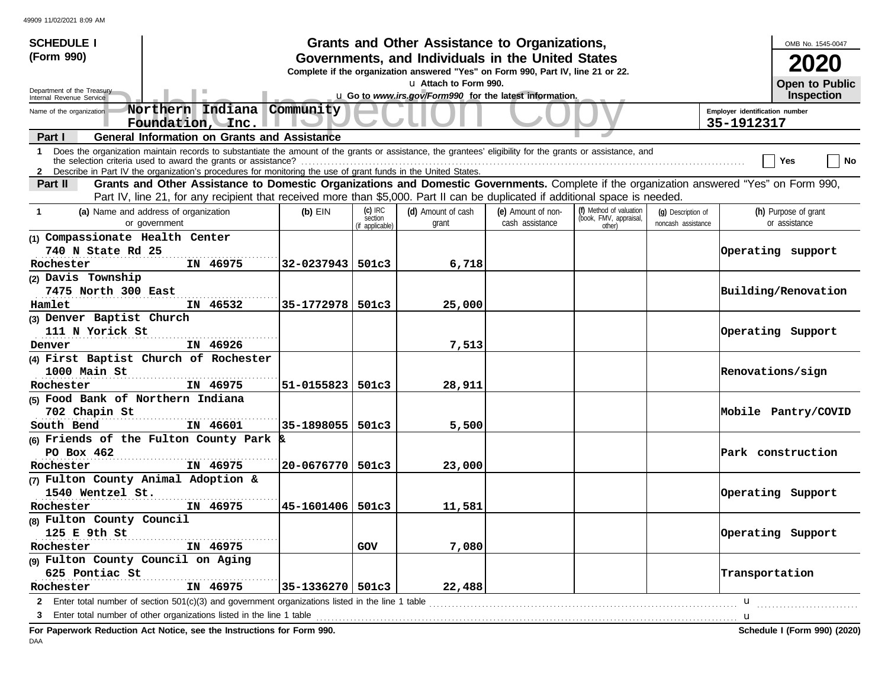49909 11/02/2021 8:09 AM

**SCHEDULE I (Form 990)**

Department of the Treasury
Internal Revenue Service

# Grants and Other Assistance to Organizations, Governments, and Individuals in the United States

**Complete if the organization answered "Yes" on Form 990, Part IV, line 21 or 22.**

u Attach to Form 990.

u Go to *www.irs.gov/Form990* for the latest information.

OMB No. 1545-0047

**2020**

**Open to Public Inspection**

Name of the organization: **Northern Indiana Community Foundation, Inc.**

Employer identification number: **35-1912317**

**Part I — General Information on Grants and Assistance**

1 Does the organization maintain records to substantiate the amount of the grants or assistance, the grantees' eligibility for the grants or assistance, and the selection criteria used to award the grants or assistance? ☐ Yes ☐ No

2 Describe in Part IV the organization's procedures for monitoring the use of grant funds in the United States.

**Part II — Grants and Other Assistance to Domestic Organizations and Domestic Governments.** Complete if the organization answered "Yes" on Form 990, Part IV, line 21, for any recipient that received more than $5,000. Part II can be duplicated if additional space is needed.

| 1 (a) Name and address of organization or government | (b) EIN | (c) IRC section (if applicable) | (d) Amount of cash grant | (e) Amount of non-cash assistance | (f) Method of valuation (book, FMV, appraisal, other) | (g) Description of noncash assistance | (h) Purpose of grant or assistance |
|---|---|---|---|---|---|---|---|
| (1) Compassionate Health Center<br>740 N State Rd 25<br>Rochester IN 46975 | 32-0237943 | 501c3 | 6,718 | | | | Operating support |
| (2) Davis Township<br>7475 North 300 East<br>Hamlet IN 46532 | 35-1772978 | 501c3 | 25,000 | | | | Building/Renovation |
| (3) Denver Baptist Church<br>111 N Yorick St<br>Denver IN 46926 | | | 7,513 | | | | Operating Support |
| (4) First Baptist Church of Rochester<br>1000 Main St<br>Rochester IN 46975 | 51-0155823 | 501c3 | 28,911 | | | | Renovations/sign |
| (5) Food Bank of Northern Indiana<br>702 Chapin St<br>South Bend IN 46601 | 35-1898055 | 501c3 | 5,500 | | | | Mobile Pantry/COVID |
| (6) Friends of the Fulton County Park &<br>PO Box 462<br>Rochester IN 46975 | 20-0676770 | 501c3 | 23,000 | | | | Park construction |
| (7) Fulton County Animal Adoption &<br>1540 Wentzel St.<br>Rochester IN 46975 | 45-1601406 | 501c3 | 11,581 | | | | Operating Support |
| (8) Fulton County Council<br>125 E 9th St<br>Rochester IN 46975 | | GOV | 7,080 | | | | Operating Support |
| (9) Fulton County Council on Aging<br>625 Pontiac St<br>Rochester IN 46975 | 35-1336270 | 501c3 | 22,488 | | | | Transportation |

2 Enter total number of section 501(c)(3) and government organizations listed in the line 1 table u

3 Enter total number of other organizations listed in the line 1 table u

**For Paperwork Reduction Act Notice, see the Instructions for Form 990.**

**Schedule I (Form 990) (2020)**

DAA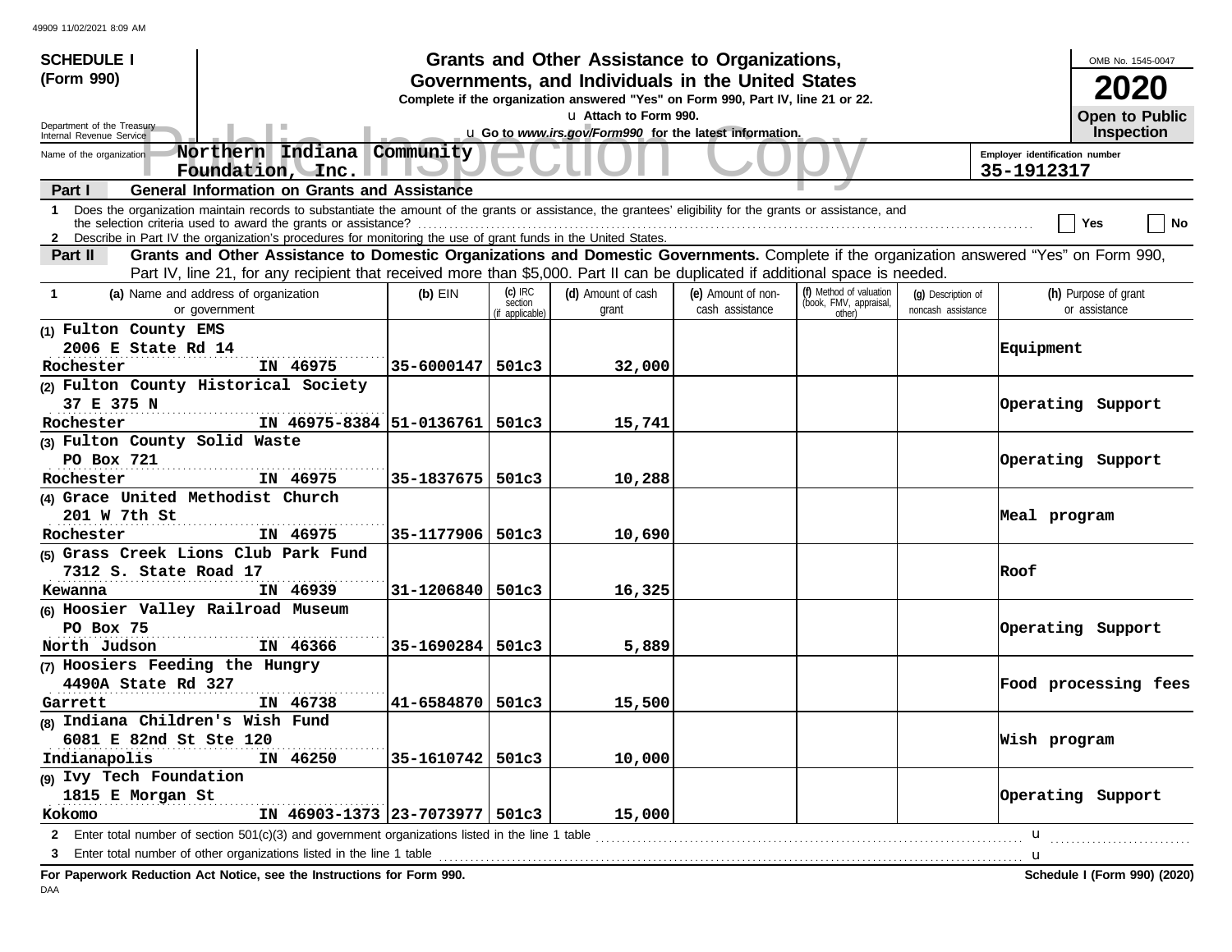**SCHEDULE I (Form 990)**

Department of the Treasury
Internal Revenue Service

# Grants and Other Assistance to Organizations, Governments, and Individuals in the United States

**Complete if the organization answered "Yes" on Form 990, Part IV, line 21 or 22.**

u Attach to Form 990.

u Go to *www.irs.gov/Form990* for the latest information.

OMB No. 1545-0047

**2020**

**Open to Public Inspection**

Name of the organization: **Northern Indiana Community Foundation, Inc.**

Employer identification number: **35-1912317**

**Part I — General Information on Grants and Assistance**

1 Does the organization maintain records to substantiate the amount of the grants or assistance, the grantees' eligibility for the grants or assistance, and the selection criteria used to award the grants or assistance? ☐ Yes ☐ No

2 Describe in Part IV the organization's procedures for monitoring the use of grant funds in the United States.

**Part II — Grants and Other Assistance to Domestic Organizations and Domestic Governments.** Complete if the organization answered "Yes" on Form 990, Part IV, line 21, for any recipient that received more than $5,000. Part II can be duplicated if additional space is needed.

| 1 (a) Name and address of organization or government | (b) EIN | (c) IRC section (if applicable) | (d) Amount of cash grant | (e) Amount of non-cash assistance | (f) Method of valuation (book, FMV, appraisal, other) | (g) Description of noncash assistance | (h) Purpose of grant or assistance |
|---|---|---|---|---|---|---|---|
| (1) Fulton County EMS<br>2006 E State Rd 14<br>Rochester IN 46975 | 35-6000147 | 501c3 | 32,000 | | | | Equipment |
| (2) Fulton County Historical Society<br>37 E 375 N<br>Rochester IN 46975-8384 | 51-0136761 | 501c3 | 15,741 | | | | Operating Support |
| (3) Fulton County Solid Waste<br>PO Box 721<br>Rochester IN 46975 | 35-1837675 | 501c3 | 10,288 | | | | Operating Support |
| (4) Grace United Methodist Church<br>201 W 7th St<br>Rochester IN 46975 | 35-1177906 | 501c3 | 10,690 | | | | Meal program |
| (5) Grass Creek Lions Club Park Fund<br>7312 S. State Road 17<br>Kewanna IN 46939 | 31-1206840 | 501c3 | 16,325 | | | | Roof |
| (6) Hoosier Valley Railroad Museum<br>PO Box 75<br>North Judson IN 46366 | 35-1690284 | 501c3 | 5,889 | | | | Operating Support |
| (7) Hoosiers Feeding the Hungry<br>4490A State Rd 327<br>Garrett IN 46738 | 41-6584870 | 501c3 | 15,500 | | | | Food processing fees |
| (8) Indiana Children's Wish Fund<br>6081 E 82nd St Ste 120<br>Indianapolis IN 46250 | 35-1610742 | 501c3 | 10,000 | | | | Wish program |
| (9) Ivy Tech Foundation<br>1815 E Morgan St<br>Kokomo IN 46903-1373 | 23-7073977 | 501c3 | 15,000 | | | | Operating Support |

2 Enter total number of section 501(c)(3) and government organizations listed in the line 1 table u

3 Enter total number of other organizations listed in the line 1 table u

**For Paperwork Reduction Act Notice, see the Instructions for Form 990.**

**Schedule I (Form 990) (2020)**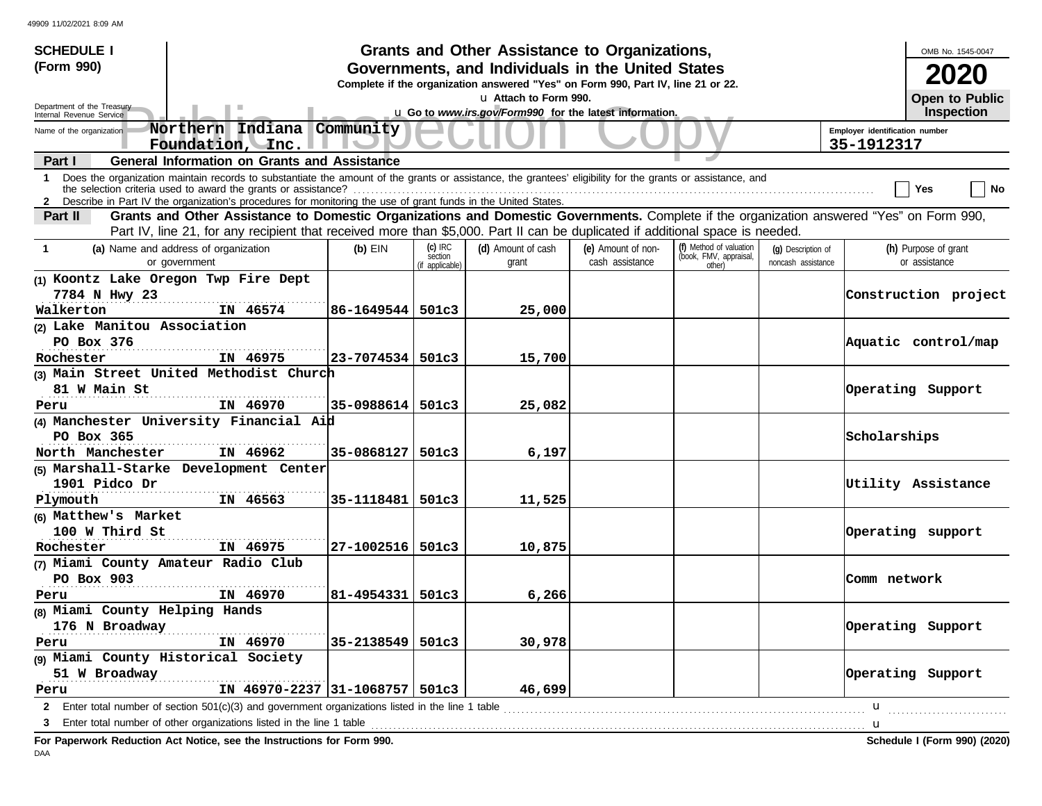49909 11/02/2021 8:09 AM

**SCHEDULE I (Form 990)**

Department of the Treasury
Internal Revenue Service

# Grants and Other Assistance to Organizations, Governments, and Individuals in the United States

**Complete if the organization answered "Yes" on Form 990, Part IV, line 21 or 22.**

u Attach to Form 990.

u Go to *www.irs.gov/Form990* for the latest information.

OMB No. 1545-0047

**2020**

**Open to Public Inspection**

Public Inspection Copy

Name of the organization: **Northern Indiana Community Foundation, Inc.**

Employer identification number: **35-1912317**

**Part I — General Information on Grants and Assistance**

1 Does the organization maintain records to substantiate the amount of the grants or assistance, the grantees' eligibility for the grants or assistance, and the selection criteria used to award the grants or assistance? ☐ Yes ☐ No

2 Describe in Part IV the organization's procedures for monitoring the use of grant funds in the United States.

**Part II — Grants and Other Assistance to Domestic Organizations and Domestic Governments.** Complete if the organization answered "Yes" on Form 990, Part IV, line 21, for any recipient that received more than $5,000. Part II can be duplicated if additional space is needed.

| 1 (a) Name and address of organization or government | (b) EIN | (c) IRC section (if applicable) | (d) Amount of cash grant | (e) Amount of non-cash assistance | (f) Method of valuation (book, FMV, appraisal, other) | (g) Description of noncash assistance | (h) Purpose of grant or assistance |
|---|---|---|---|---|---|---|---|
| (1) Koontz Lake Oregon Twp Fire Dept<br>7784 N Hwy 23<br>Walkerton IN 46574 | 86-1649544 | 501c3 | 25,000 | | | | Construction project |
| (2) Lake Manitou Association<br>PO Box 376<br>Rochester IN 46975 | 23-7074534 | 501c3 | 15,700 | | | | Aquatic control/map |
| (3) Main Street United Methodist Church<br>81 W Main St<br>Peru IN 46970 | 35-0988614 | 501c3 | 25,082 | | | | Operating Support |
| (4) Manchester University Financial Aid<br>PO Box 365<br>North Manchester IN 46962 | 35-0868127 | 501c3 | 6,197 | | | | Scholarships |
| (5) Marshall-Starke Development Center<br>1901 Pidco Dr<br>Plymouth IN 46563 | 35-1118481 | 501c3 | 11,525 | | | | Utility Assistance |
| (6) Matthew's Market<br>100 W Third St<br>Rochester IN 46975 | 27-1002516 | 501c3 | 10,875 | | | | Operating support |
| (7) Miami County Amateur Radio Club<br>PO Box 903<br>Peru IN 46970 | 81-4954331 | 501c3 | 6,266 | | | | Comm network |
| (8) Miami County Helping Hands<br>176 N Broadway<br>Peru IN 46970 | 35-2138549 | 501c3 | 30,978 | | | | Operating Support |
| (9) Miami County Historical Society<br>51 W Broadway<br>Peru IN 46970-2237 | 31-1068757 | 501c3 | 46,699 | | | | Operating Support |

2 Enter total number of section 501(c)(3) and government organizations listed in the line 1 table u

3 Enter total number of other organizations listed in the line 1 table u

**For Paperwork Reduction Act Notice, see the Instructions for Form 990.**

**Schedule I (Form 990) (2020)**

DAA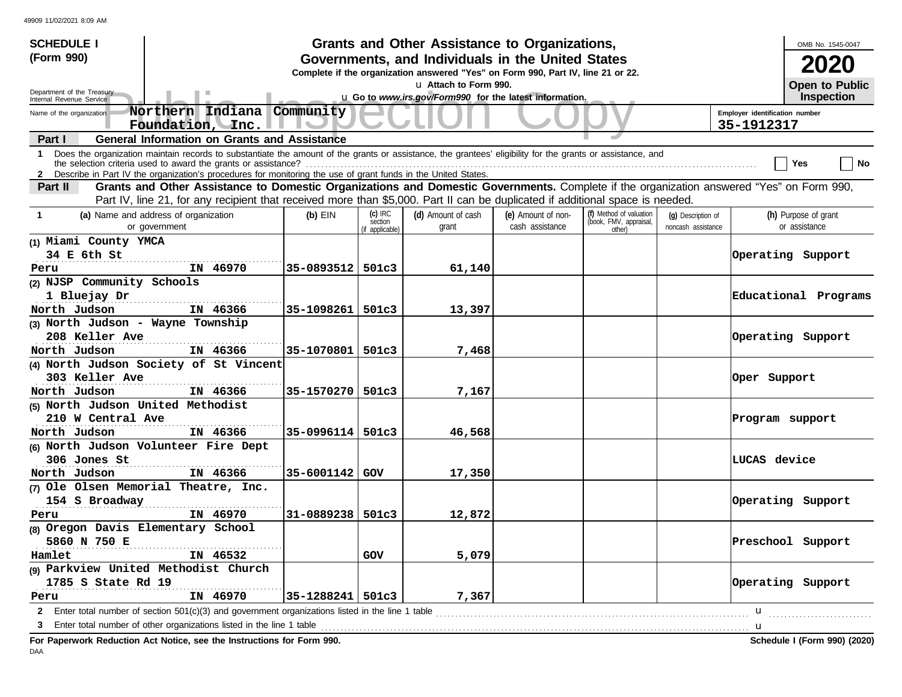49909 11/02/2021 8:09 AM

**SCHEDULE I (Form 990)**

Department of the Treasury
Internal Revenue Service

# Grants and Other Assistance to Organizations, Governments, and Individuals in the United States

**Complete if the organization answered "Yes" on Form 990, Part IV, line 21 or 22.**

u Attach to Form 990.

u Go to *www.irs.gov/Form990* for the latest information.

OMB No. 1545-0047

**2020**

**Open to Public Inspection**

Public Inspection Copy

Name of the organization: **Northern Indiana Community Foundation, Inc.**

Employer identification number: **35-1912317**

**Part I — General Information on Grants and Assistance**

1 Does the organization maintain records to substantiate the amount of the grants or assistance, the grantees' eligibility for the grants or assistance, and the selection criteria used to award the grants or assistance? ☐ Yes ☐ No

2 Describe in Part IV the organization's procedures for monitoring the use of grant funds in the United States.

**Part II — Grants and Other Assistance to Domestic Organizations and Domestic Governments.** Complete if the organization answered "Yes" on Form 990, Part IV, line 21, for any recipient that received more than $5,000. Part II can be duplicated if additional space is needed.

| 1 (a) Name and address of organization or government | (b) EIN | (c) IRC section (if applicable) | (d) Amount of cash grant | (e) Amount of non-cash assistance | (f) Method of valuation (book, FMV, appraisal, other) | (g) Description of noncash assistance | (h) Purpose of grant or assistance |
|---|---|---|---|---|---|---|---|
| (1) Miami County YMCA<br>34 E 6th St<br>Peru IN 46970 | 35-0893512 | 501c3 | 61,140 | | | | Operating Support |
| (2) NJSP Community Schools<br>1 Bluejay Dr<br>North Judson IN 46366 | 35-1098261 | 501c3 | 13,397 | | | | Educational Programs |
| (3) North Judson - Wayne Township<br>208 Keller Ave<br>North Judson IN 46366 | 35-1070801 | 501c3 | 7,468 | | | | Operating Support |
| (4) North Judson Society of St Vincent<br>303 Keller Ave<br>North Judson IN 46366 | 35-1570270 | 501c3 | 7,167 | | | | Oper Support |
| (5) North Judson United Methodist<br>210 W Central Ave<br>North Judson IN 46366 | 35-0996114 | 501c3 | 46,568 | | | | Program support |
| (6) North Judson Volunteer Fire Dept<br>306 Jones St<br>North Judson IN 46366 | 35-6001142 | GOV | 17,350 | | | | LUCAS device |
| (7) Ole Olsen Memorial Theatre, Inc.<br>154 S Broadway<br>Peru IN 46970 | 31-0889238 | 501c3 | 12,872 | | | | Operating Support |
| (8) Oregon Davis Elementary School<br>5860 N 750 E<br>Hamlet IN 46532 | | GOV | 5,079 | | | | Preschool Support |
| (9) Parkview United Methodist Church<br>1785 S State Rd 19<br>Peru IN 46970 | 35-1288241 | 501c3 | 7,367 | | | | Operating Support |

2 Enter total number of section 501(c)(3) and government organizations listed in the line 1 table u

3 Enter total number of other organizations listed in the line 1 table u

**For Paperwork Reduction Act Notice, see the Instructions for Form 990.**

**Schedule I (Form 990) (2020)**

DAA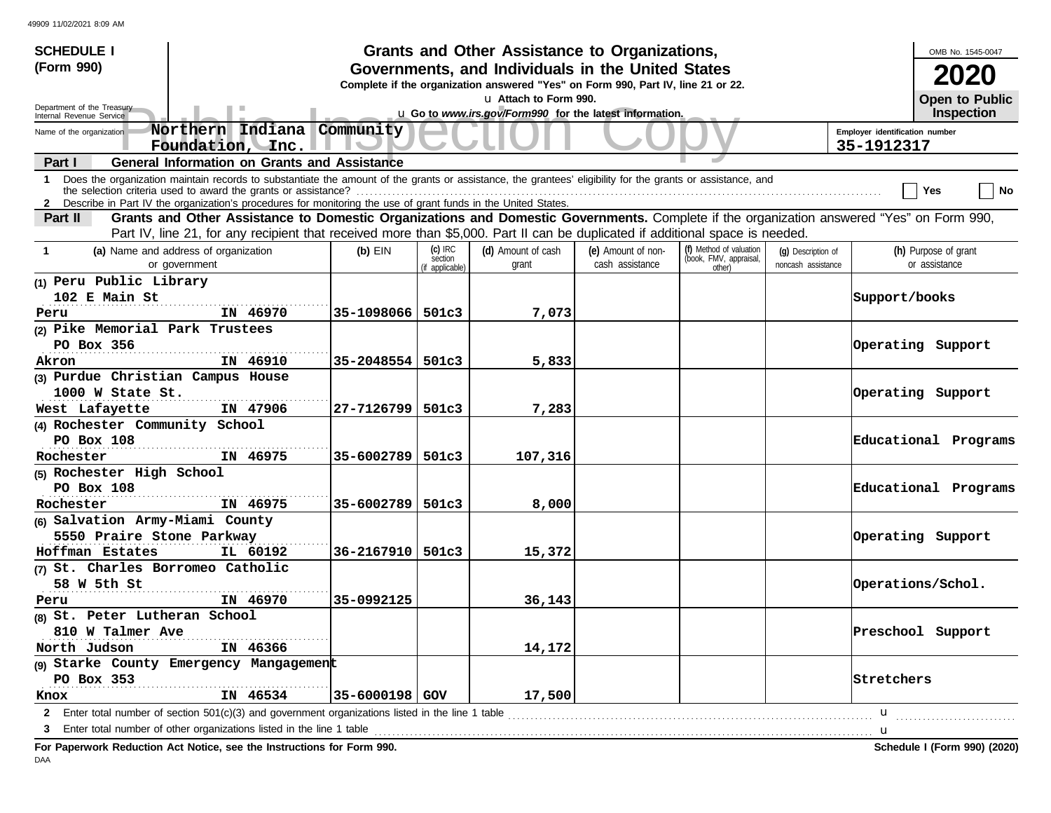49909 11/02/2021 8:09 AM

**SCHEDULE I**
**(Form 990)**

Department of the Treasury
Internal Revenue Service

# Grants and Other Assistance to Organizations, Governments, and Individuals in the United States

**Complete if the organization answered "Yes" on Form 990, Part IV, line 21 or 22.**
u **Attach to Form 990.**
u **Go to *www.irs.gov/Form990* for the latest information.**

OMB No. 1545-0047
**2020**
**Open to Public Inspection**

Name of the organization: **Northern Indiana Community Foundation, Inc.**
Employer identification number: **35-1912317**

**Part I — General Information on Grants and Assistance**

1 Does the organization maintain records to substantiate the amount of the grants or assistance, the grantees' eligibility for the grants or assistance, and the selection criteria used to award the grants or assistance? .......... Yes No

2 Describe in Part IV the organization's procedures for monitoring the use of grant funds in the United States.

**Part II — Grants and Other Assistance to Domestic Organizations and Domestic Governments.** Complete if the organization answered "Yes" on Form 990, Part IV, line 21, for any recipient that received more than $5,000. Part II can be duplicated if additional space is needed.

| 1 (a) Name and address of organization or government | (b) EIN | (c) IRC section (if applicable) | (d) Amount of cash grant | (e) Amount of non-cash assistance | (f) Method of valuation (book, FMV, appraisal, other) | (g) Description of noncash assistance | (h) Purpose of grant or assistance |
|---|---|---|---|---|---|---|---|
| (1) Peru Public Library<br>102 E Main St<br>Peru IN 46970 | 35-1098066 | 501c3 | 7,073 | | | | Support/books |
| (2) Pike Memorial Park Trustees<br>PO Box 356<br>Akron IN 46910 | 35-2048554 | 501c3 | 5,833 | | | | Operating Support |
| (3) Purdue Christian Campus House<br>1000 W State St.<br>West Lafayette IN 47906 | 27-7126799 | 501c3 | 7,283 | | | | Operating Support |
| (4) Rochester Community School<br>PO Box 108<br>Rochester IN 46975 | 35-6002789 | 501c3 | 107,316 | | | | Educational Programs |
| (5) Rochester High School<br>PO Box 108<br>Rochester IN 46975 | 35-6002789 | 501c3 | 8,000 | | | | Educational Programs |
| (6) Salvation Army-Miami County<br>5550 Praire Stone Parkway<br>Hoffman Estates IL 60192 | 36-2167910 | 501c3 | 15,372 | | | | Operating Support |
| (7) St. Charles Borromeo Catholic<br>58 W 5th St<br>Peru IN 46970 | 35-0992125 | | 36,143 | | | | Operations/Schol. |
| (8) St. Peter Lutheran School<br>810 W Talmer Ave<br>North Judson IN 46366 | | | 14,172 | | | | Preschool Support |
| (9) Starke County Emergency Mangagement<br>PO Box 353<br>Knox IN 46534 | 35-6000198 | GOV | 17,500 | | | | Stretchers |

2 Enter total number of section 501(c)(3) and government organizations listed in the line 1 table .......... u

3 Enter total number of other organizations listed in the line 1 table .......... u

**For Paperwork Reduction Act Notice, see the Instructions for Form 990.**
**Schedule I (Form 990) (2020)**

DAA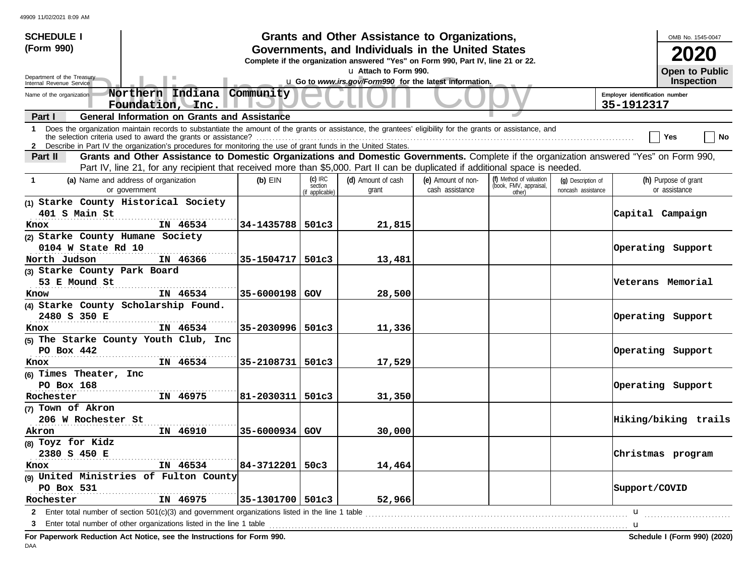**SCHEDULE I**
**(Form 990)**

Department of the Treasury
Internal Revenue Service

# Grants and Other Assistance to Organizations, Governments, and Individuals in the United States

**Complete if the organization answered "Yes" on Form 990, Part IV, line 21 or 22.**

u Attach to Form 990.

u Go to *www.irs.gov/Form990* for the latest information.

OMB No. 1545-0047

**2020**

**Open to Public Inspection**

Public Inspection Copy

Name of the organization: **Northern Indiana Community Foundation, Inc.**

Employer identification number: **35-1912317**

**Part I — General Information on Grants and Assistance**

1 Does the organization maintain records to substantiate the amount of the grants or assistance, the grantees' eligibility for the grants or assistance, and the selection criteria used to award the grants or assistance? ☐ Yes ☐ No

2 Describe in Part IV the organization's procedures for monitoring the use of grant funds in the United States.

**Part II — Grants and Other Assistance to Domestic Organizations and Domestic Governments.** Complete if the organization answered "Yes" on Form 990, Part IV, line 21, for any recipient that received more than $5,000. Part II can be duplicated if additional space is needed.

| 1 (a) Name and address of organization or government | (b) EIN | (c) IRC section (if applicable) | (d) Amount of cash grant | (e) Amount of non-cash assistance | (f) Method of valuation (book, FMV, appraisal, other) | (g) Description of noncash assistance | (h) Purpose of grant or assistance |
|---|---|---|---|---|---|---|---|
| (1) Starke County Historical Society<br>401 S Main St<br>Knox IN 46534 | 34-1435788 | 501c3 | 21,815 | | | | Capital Campaign |
| (2) Starke County Humane Society<br>0104 W State Rd 10<br>North Judson IN 46366 | 35-1504717 | 501c3 | 13,481 | | | | Operating Support |
| (3) Starke County Park Board<br>53 E Mound St<br>Know IN 46534 | 35-6000198 | GOV | 28,500 | | | | Veterans Memorial |
| (4) Starke County Scholarship Found.<br>2480 S 350 E<br>Knox IN 46534 | 35-2030996 | 501c3 | 11,336 | | | | Operating Support |
| (5) The Starke County Youth Club, Inc<br>PO Box 442<br>Knox IN 46534 | 35-2108731 | 501c3 | 17,529 | | | | Operating Support |
| (6) Times Theater, Inc<br>PO Box 168<br>Rochester IN 46975 | 81-2030311 | 501c3 | 31,350 | | | | Operating Support |
| (7) Town of Akron<br>206 W Rochester St<br>Akron IN 46910 | 35-6000934 | GOV | 30,000 | | | | Hiking/biking trails |
| (8) Toyz for Kidz<br>2380 S 450 E<br>Knox IN 46534 | 84-3712201 | 50c3 | 14,464 | | | | Christmas program |
| (9) United Ministries of Fulton County<br>PO Box 531<br>Rochester IN 46975 | 35-1301700 | 501c3 | 52,966 | | | | Support/COVID |

2 Enter total number of section 501(c)(3) and government organizations listed in the line 1 table u

3 Enter total number of other organizations listed in the line 1 table u

**For Paperwork Reduction Act Notice, see the Instructions for Form 990.**

**Schedule I (Form 990) (2020)**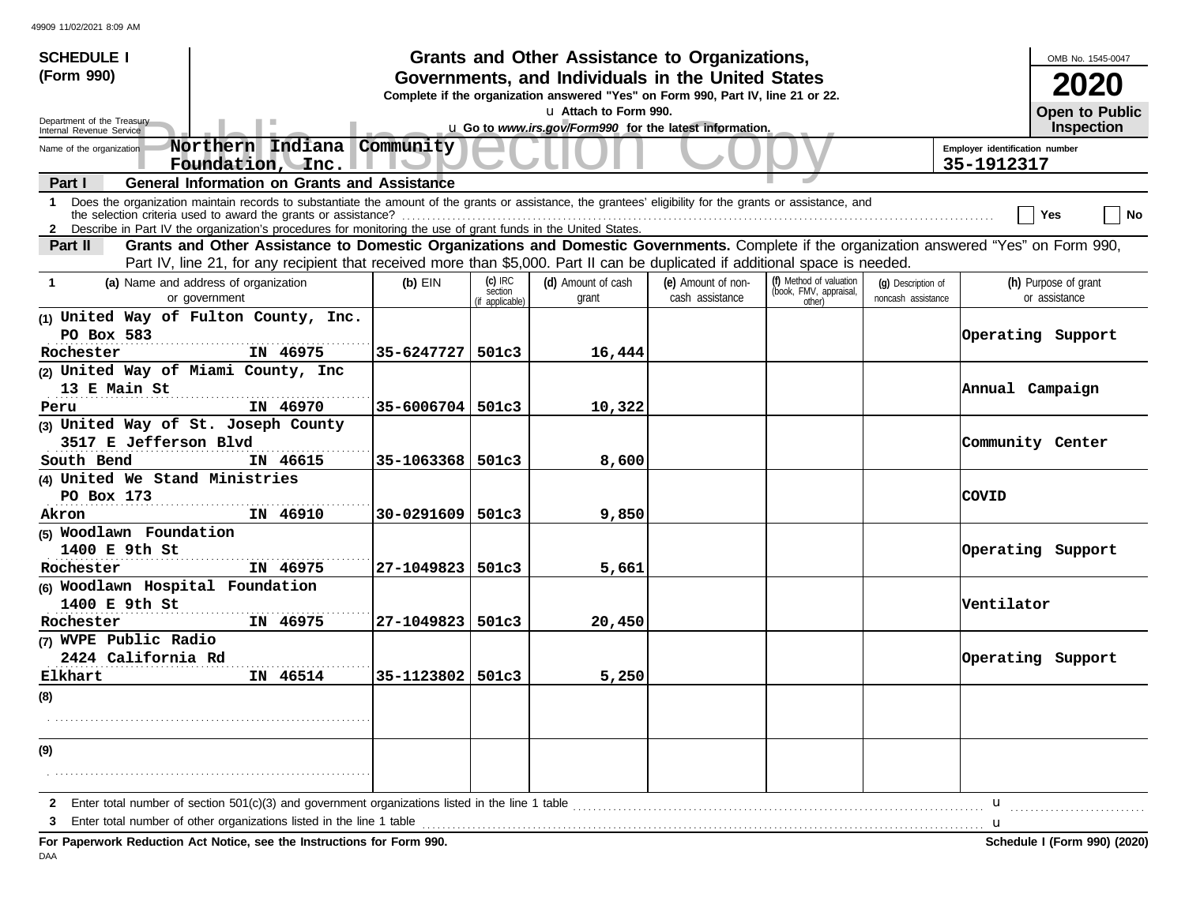**SCHEDULE I (Form 990)**

Department of the Treasury
Internal Revenue Service

# Grants and Other Assistance to Organizations, Governments, and Individuals in the United States

**Complete if the organization answered "Yes" on Form 990, Part IV, line 21 or 22.**
u Attach to Form 990.
u Go to *www.irs.gov/Form990* for the latest information.

OMB No. 1545-0047
**2020**
**Open to Public Inspection**

Name of the organization: **Northern Indiana Community Foundation, Inc.**
Employer identification number: **35-1912317**

## Part I — General Information on Grants and Assistance

1 Does the organization maintain records to substantiate the amount of the grants or assistance, the grantees' eligibility for the grants or assistance, and the selection criteria used to award the grants or assistance? ☐ Yes ☐ No

2 Describe in Part IV the organization's procedures for monitoring the use of grant funds in the United States.

## Part II — Grants and Other Assistance to Domestic Organizations and Domestic Governments.

Complete if the organization answered "Yes" on Form 990, Part IV, line 21, for any recipient that received more than $5,000. Part II can be duplicated if additional space is needed.

| 1 (a) Name and address of organization or government | (b) EIN | (c) IRC section (if applicable) | (d) Amount of cash grant | (e) Amount of non-cash assistance | (f) Method of valuation (book, FMV, appraisal, other) | (g) Description of noncash assistance | (h) Purpose of grant or assistance |
|---|---|---|---|---|---|---|---|
| (1) United Way of Fulton County, Inc.<br>PO Box 583<br>Rochester IN 46975 | 35-6247727 | 501c3 | 16,444 | | | | Operating Support |
| (2) United Way of Miami County, Inc<br>13 E Main St<br>Peru IN 46970 | 35-6006704 | 501c3 | 10,322 | | | | Annual Campaign |
| (3) United Way of St. Joseph County<br>3517 E Jefferson Blvd<br>South Bend IN 46615 | 35-1063368 | 501c3 | 8,600 | | | | Community Center |
| (4) United We Stand Ministries<br>PO Box 173<br>Akron IN 46910 | 30-0291609 | 501c3 | 9,850 | | | | COVID |
| (5) Woodlawn Foundation<br>1400 E 9th St<br>Rochester IN 46975 | 27-1049823 | 501c3 | 5,661 | | | | Operating Support |
| (6) Woodlawn Hospital Foundation<br>1400 E 9th St<br>Rochester IN 46975 | 27-1049823 | 501c3 | 20,450 | | | | Ventilator |
| (7) WVPE Public Radio<br>2424 California Rd<br>Elkhart IN 46514 | 35-1123802 | 501c3 | 5,250 | | | | Operating Support |
| (8) | | | | | | | |
| (9) | | | | | | | |

2 Enter total number of section 501(c)(3) and government organizations listed in the line 1 table u

3 Enter total number of other organizations listed in the line 1 table u

**For Paperwork Reduction Act Notice, see the Instructions for Form 990.** **Schedule I (Form 990) (2020)**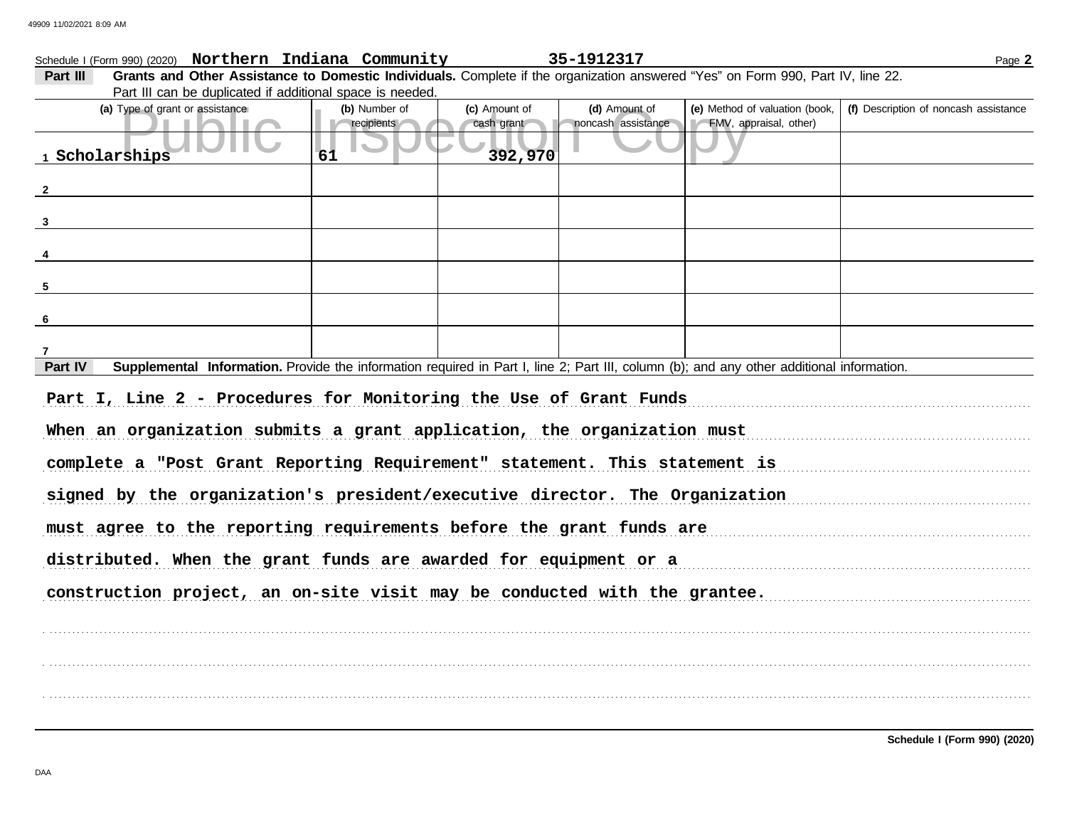Schedule I (Form 990) (2020) **Northern Indiana Community** **35-1912317** Page **2**

**Part III** **Grants and Other Assistance to Domestic Individuals.** Complete if the organization answered "Yes" on Form 990, Part IV, line 22. Part III can be duplicated if additional space is needed.

| (a) Type of grant or assistance | (b) Number of recipients | (c) Amount of cash grant | (d) Amount of noncash assistance | (e) Method of valuation (book, FMV, appraisal, other) | (f) Description of noncash assistance |
|---|---|---|---|---|---|
| 1 Scholarships | 61 | 392,970 | | | |
| 2 | | | | | |
| 3 | | | | | |
| 4 | | | | | |
| 5 | | | | | |
| 6 | | | | | |
| 7 | | | | | |

**Part IV** **Supplemental Information.** Provide the information required in Part I, line 2; Part III, column (b); and any other additional information.

Part I, Line 2 - Procedures for Monitoring the Use of Grant Funds

When an organization submits a grant application, the organization must complete a "Post Grant Reporting Requirement" statement. This statement is signed by the organization's president/executive director. The Organization must agree to the reporting requirements before the grant funds are distributed. When the grant funds are awarded for equipment or a construction project, an on-site visit may be conducted with the grantee.

**Schedule I (Form 990) (2020)**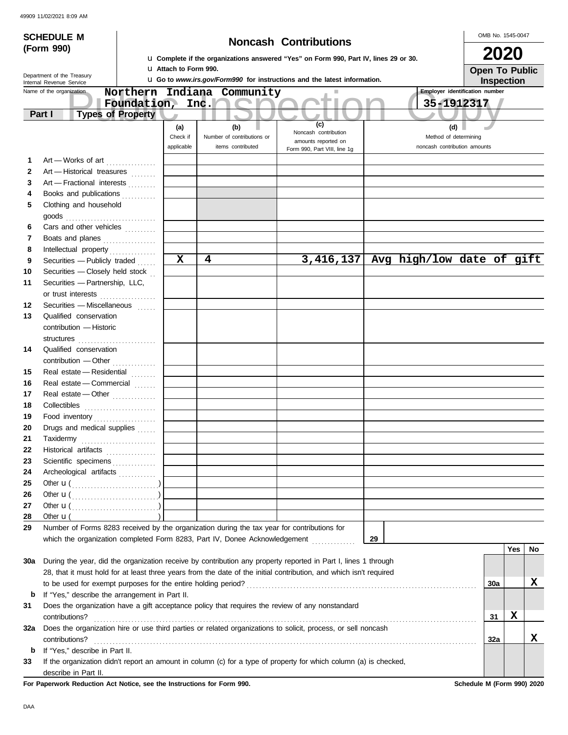**SCHEDULE M (Form 990)**

Department of the Treasury
Internal Revenue Service

# Noncash Contributions

u Complete if the organizations answered "Yes" on Form 990, Part IV, lines 29 or 30.
u Attach to Form 990.
u Go to *www.irs.gov/Form990* for instructions and the latest information.

OMB No. 1545-0047

**2020**

**Open To Public Inspection**

Name of the organization: Northern Indiana Community Foundation, Inc.

Employer identification number: 35-1912317

**Part I — Types of Property**

| | | (a) Check if applicable | (b) Number of contributions or items contributed | (c) Noncash contribution amounts reported on Form 990, Part VIII, line 1g | (d) Method of determining noncash contribution amounts |
|---|---|---|---|---|---|
| 1 | Art — Works of art | | | | |
| 2 | Art — Historical treasures | | | | |
| 3 | Art — Fractional interests | | | | |
| 4 | Books and publications | | | | |
| 5 | Clothing and household goods | | | | |
| 6 | Cars and other vehicles | | | | |
| 7 | Boats and planes | | | | |
| 8 | Intellectual property | | | | |
| 9 | Securities — Publicly traded | X | 4 | 3,416,137 | Avg high/low date of gift |
| 10 | Securities — Closely held stock | | | | |
| 11 | Securities — Partnership, LLC, or trust interests | | | | |
| 12 | Securities — Miscellaneous | | | | |
| 13 | Qualified conservation contribution — Historic structures | | | | |
| 14 | Qualified conservation contribution — Other | | | | |
| 15 | Real estate — Residential | | | | |
| 16 | Real estate — Commercial | | | | |
| 17 | Real estate — Other | | | | |
| 18 | Collectibles | | | | |
| 19 | Food inventory | | | | |
| 20 | Drugs and medical supplies | | | | |
| 21 | Taxidermy | | | | |
| 22 | Historical artifacts | | | | |
| 23 | Scientific specimens | | | | |
| 24 | Archeological artifacts | | | | |
| 25 | Other u ( ) | | | | |
| 26 | Other u ( ) | | | | |
| 27 | Other u ( ) | | | | |
| 28 | Other u ( ) | | | | |

**29** Number of Forms 8283 received by the organization during the tax year for contributions for which the organization completed Form 8283, Part IV, Donee Acknowledgement ..... **29**

| | | | Yes | No |
|---|---|---|---|---|
| 30a | During the year, did the organization receive by contribution any property reported in Part I, lines 1 through 28, that it must hold for at least three years from the date of the initial contribution, and which isn't required to be used for exempt purposes for the entire holding period? | 30a | | X |
| b | If "Yes," describe the arrangement in Part II. | | | |
| 31 | Does the organization have a gift acceptance policy that requires the review of any nonstandard contributions? | 31 | X | |
| 32a | Does the organization hire or use third parties or related organizations to solicit, process, or sell noncash contributions? | 32a | | X |
| b | If "Yes," describe in Part II. | | | |
| 33 | If the organization didn't report an amount in column (c) for a type of property for which column (a) is checked, describe in Part II. | | | |

**For Paperwork Reduction Act Notice, see the Instructions for Form 990.** **Schedule M (Form 990) 2020**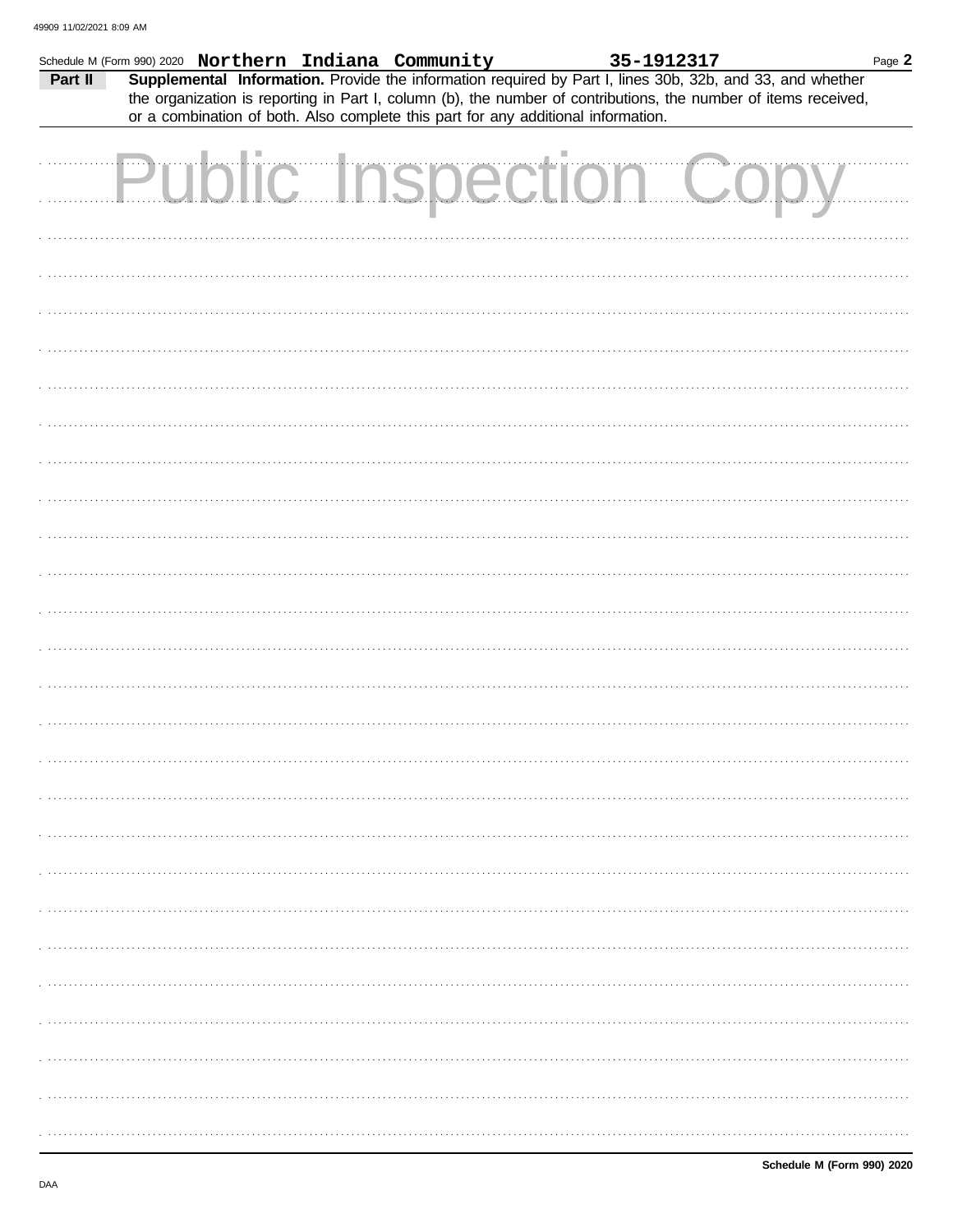49909 11/02/2021 8:09 AM

Schedule M (Form 990) 2020 **Northern Indiana Community** **35-1912317** Page **2**

**Part II** **Supplemental Information.** Provide the information required by Part I, lines 30b, 32b, and 33, and whether the organization is reporting in Part I, column (b), the number of contributions, the number of items received, or a combination of both. Also complete this part for any additional information.

Public Inspection Copy

**Schedule M (Form 990) 2020**

DAA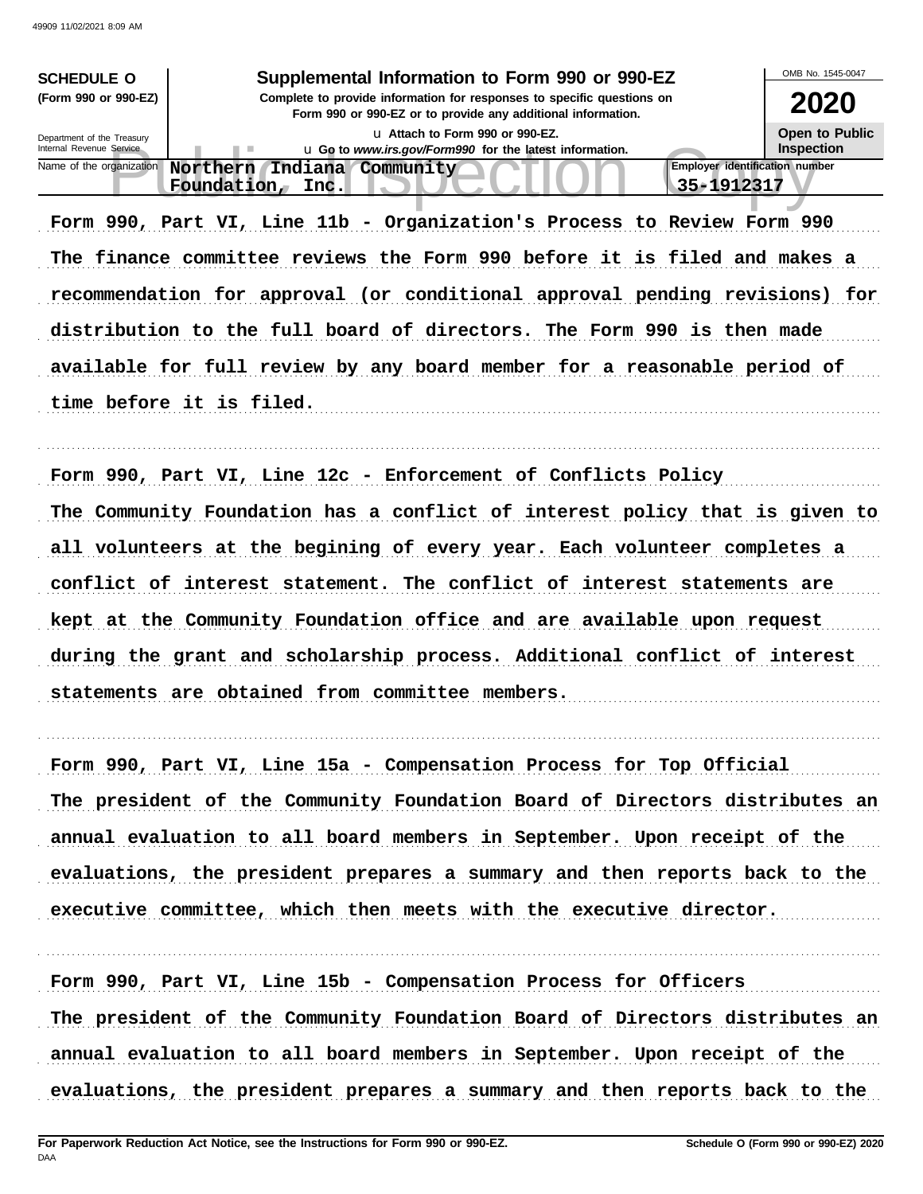**SCHEDULE O**
**(Form 990 or 990-EZ)**

Department of the Treasury
Internal Revenue Service

# Supplemental Information to Form 990 or 990-EZ

**Complete to provide information for responses to specific questions on Form 990 or 990-EZ or to provide any additional information.**

u Attach to Form 990 or 990-EZ.
u Go to *www.irs.gov/Form990* for the latest information.

OMB No. 1545-0047

**2020**

**Open to Public Inspection**

Name of the organization: **Northern Indiana Community Foundation, Inc.**

Employer identification number: **35-1912317**

Form 990, Part VI, Line 11b - Organization's Process to Review Form 990

The finance committee reviews the Form 990 before it is filed and makes a recommendation for approval (or conditional approval pending revisions) for distribution to the full board of directors. The Form 990 is then made available for full review by any board member for a reasonable period of time before it is filed.

Form 990, Part VI, Line 12c - Enforcement of Conflicts Policy

The Community Foundation has a conflict of interest policy that is given to all volunteers at the begining of every year. Each volunteer completes a conflict of interest statement. The conflict of interest statements are kept at the Community Foundation office and are available upon request during the grant and scholarship process. Additional conflict of interest statements are obtained from committee members.

Form 990, Part VI, Line 15a - Compensation Process for Top Official

The president of the Community Foundation Board of Directors distributes an annual evaluation to all board members in September. Upon receipt of the evaluations, the president prepares a summary and then reports back to the executive committee, which then meets with the executive director.

Form 990, Part VI, Line 15b - Compensation Process for Officers

The president of the Community Foundation Board of Directors distributes an annual evaluation to all board members in September. Upon receipt of the evaluations, the president prepares a summary and then reports back to the

For Paperwork Reduction Act Notice, see the Instructions for Form 990 or 990-EZ.

Schedule O (Form 990 or 990-EZ) 2020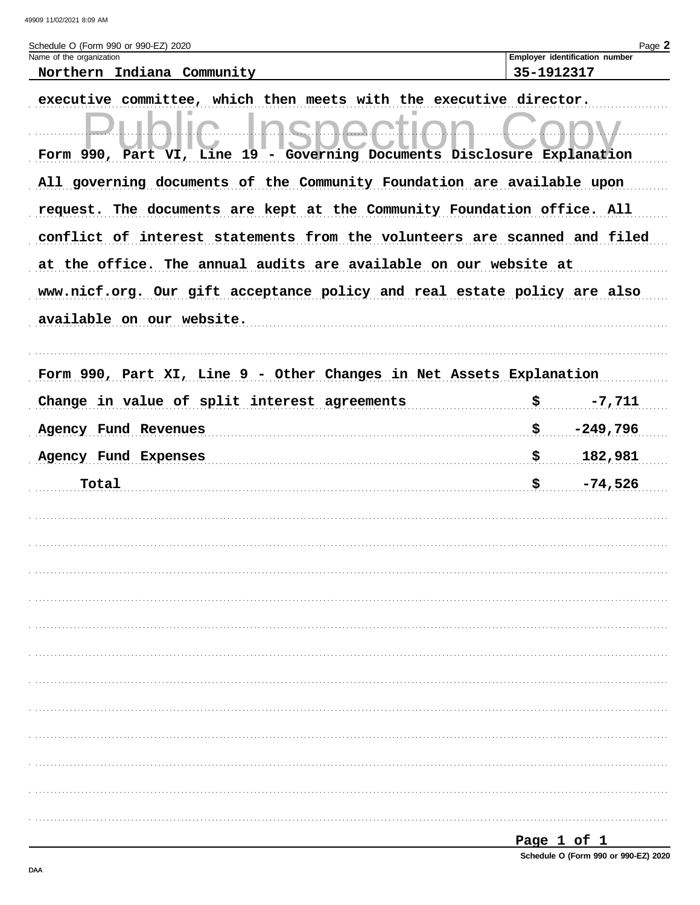Schedule O (Form 990 or 990-EZ) 2020

Name of the organization: Northern Indiana Community

Employer identification number: 35-1912317

executive committee, which then meets with the executive director.

Form 990, Part VI, Line 19 - Governing Documents Disclosure Explanation

All governing documents of the Community Foundation are available upon request. The documents are kept at the Community Foundation office. All conflict of interest statements from the volunteers are scanned and filed at the office. The annual audits are available on our website at www.nicf.org. Our gift acceptance policy and real estate policy are also available on our website.

Form 990, Part XI, Line 9 - Other Changes in Net Assets Explanation

| | | |
|---|---|---|
| Change in value of split interest agreements | $ | -7,711 |
| Agency Fund Revenues | $ | -249,796 |
| Agency Fund Expenses | $ | 182,981 |
| Total | $ | -74,526 |

Schedule O (Form 990 or 990-EZ) 2020